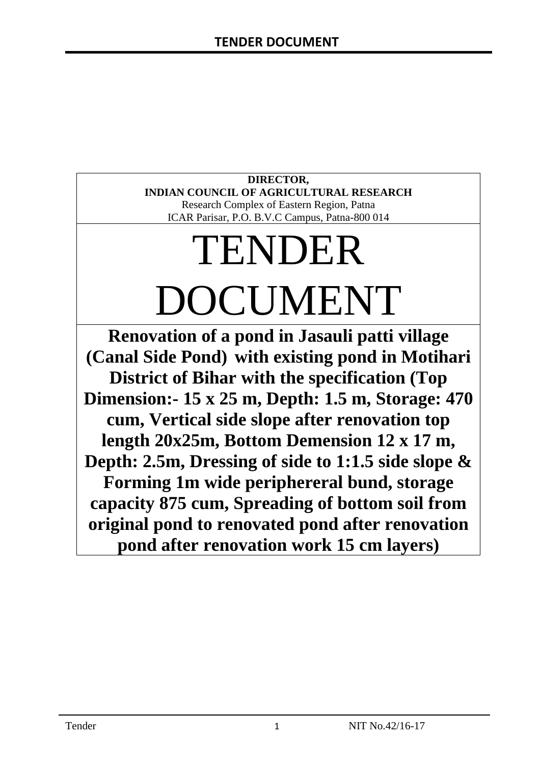**DIRECTOR,**
**INDIAN COUNCIL OF AGRICULTURAL RESEARCH**
Research Complex of Eastern Region, Patna
ICAR Parisar, P.O. B.V.C Campus, Patna-800 014

# TENDER DOCUMENT

**Renovation of a pond in Jasauli patti village (Canal Side Pond) with existing pond in Motihari District of Bihar with the specification (Top Dimension:- 15 x 25 m, Depth: 1.5 m, Storage: 470 cum, Vertical side slope after renovation top length 20x25m, Bottom Demension 12 x 17 m, Depth: 2.5m, Dressing of side to 1:1.5 side slope & Forming 1m wide periphereral bund, storage capacity 875 cum, Spreading of bottom soil from original pond to renovated pond after renovation pond after renovation work 15 cm layers)**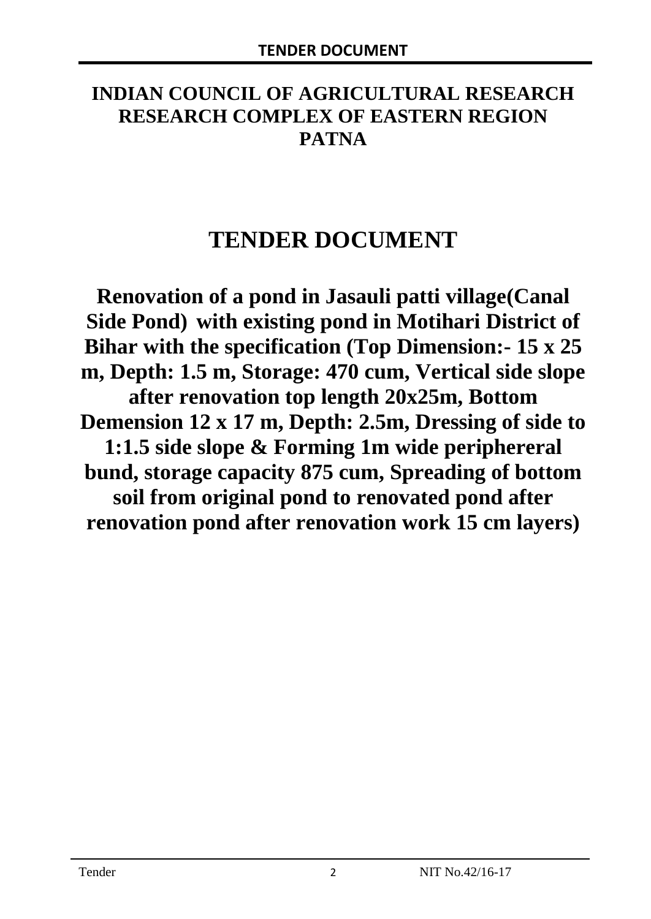# INDIAN COUNCIL OF AGRICULTURAL RESEARCH RESEARCH COMPLEX OF EASTERN REGION PATNA

# TENDER DOCUMENT

**Renovation of a pond in Jasauli patti village(Canal Side Pond) with existing pond in Motihari District of Bihar with the specification (Top Dimension:- 15 x 25 m, Depth: 1.5 m, Storage: 470 cum, Vertical side slope after renovation top length 20x25m, Bottom Demension 12 x 17 m, Depth: 2.5m, Dressing of side to 1:1.5 side slope & Forming 1m wide periphereral bund, storage capacity 875 cum, Spreading of bottom soil from original pond to renovated pond after renovation pond after renovation work 15 cm layers)**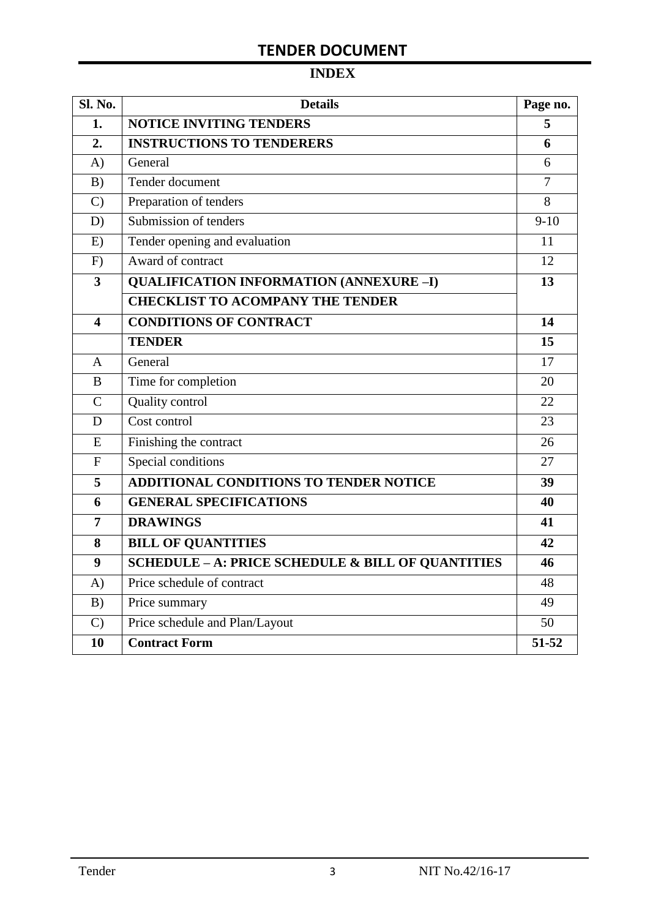# TENDER DOCUMENT

## INDEX

| Sl. No. | Details | Page no. |
|---|---|---|
| **1.** | **NOTICE INVITING TENDERS** | **5** |
| **2.** | **INSTRUCTIONS TO TENDERERS** | **6** |
| A) | General | 6 |
| B) | Tender document | 7 |
| C) | Preparation of tenders | 8 |
| D) | Submission of tenders | 9-10 |
| E) | Tender opening and evaluation | 11 |
| F) | Award of contract | 12 |
| **3** | **QUALIFICATION INFORMATION (ANNEXURE –I)** | **13** |
| | **CHECKLIST TO ACOMPANY THE TENDER** | |
| **4** | **CONDITIONS OF CONTRACT** | **14** |
| | **TENDER** | **15** |
| A | General | 17 |
| B | Time for completion | 20 |
| C | Quality control | 22 |
| D | Cost control | 23 |
| E | Finishing the contract | 26 |
| F | Special conditions | 27 |
| **5** | **ADDITIONAL CONDITIONS TO TENDER NOTICE** | **39** |
| **6** | **GENERAL SPECIFICATIONS** | **40** |
| **7** | **DRAWINGS** | **41** |
| **8** | **BILL OF QUANTITIES** | **42** |
| **9** | **SCHEDULE – A: PRICE SCHEDULE & BILL OF QUANTITIES** | **46** |
| A) | Price schedule of contract | 48 |
| B) | Price summary | 49 |
| C) | Price schedule and Plan/Layout | 50 |
| **10** | **Contract Form** | **51-52** |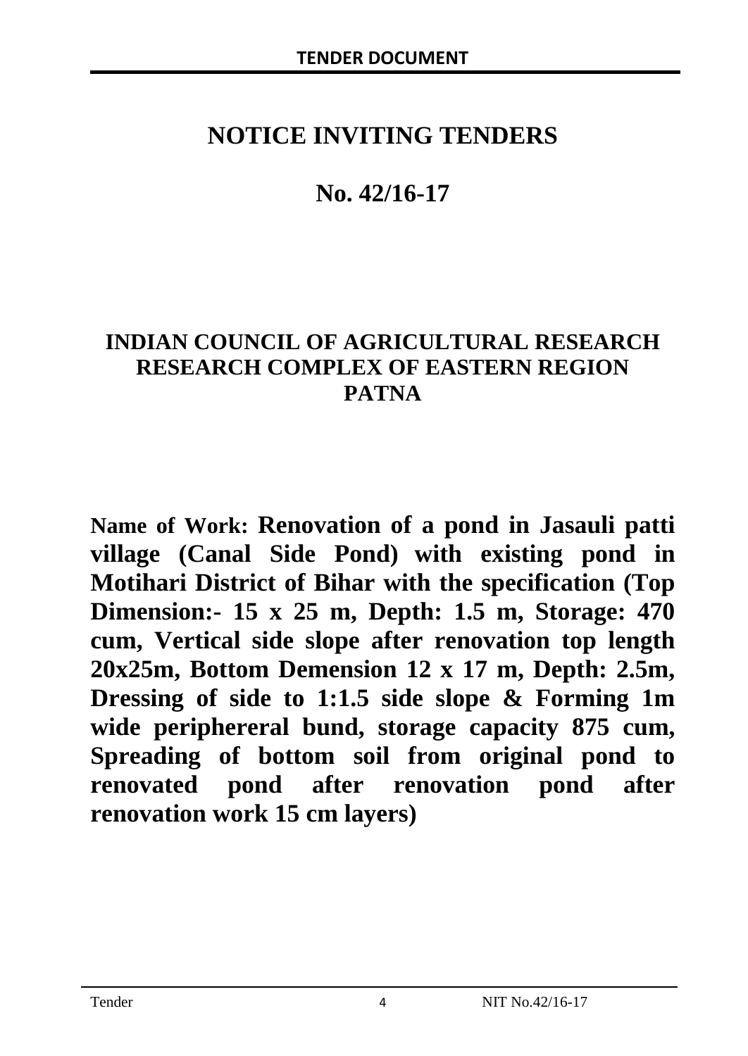# NOTICE INVITING TENDERS

## No. 42/16-17

## INDIAN COUNCIL OF AGRICULTURAL RESEARCH
## RESEARCH COMPLEX OF EASTERN REGION
## PATNA

**Name of Work: Renovation of a pond in Jasauli patti village (Canal Side Pond) with existing pond in Motihari District of Bihar with the specification (Top Dimension:- 15 x 25 m, Depth: 1.5 m, Storage: 470 cum, Vertical side slope after renovation top length 20x25m, Bottom Demension 12 x 17 m, Depth: 2.5m, Dressing of side to 1:1.5 side slope & Forming 1m wide periphereral bund, storage capacity 875 cum, Spreading of bottom soil from original pond to renovated pond after renovation pond after renovation work 15 cm layers)**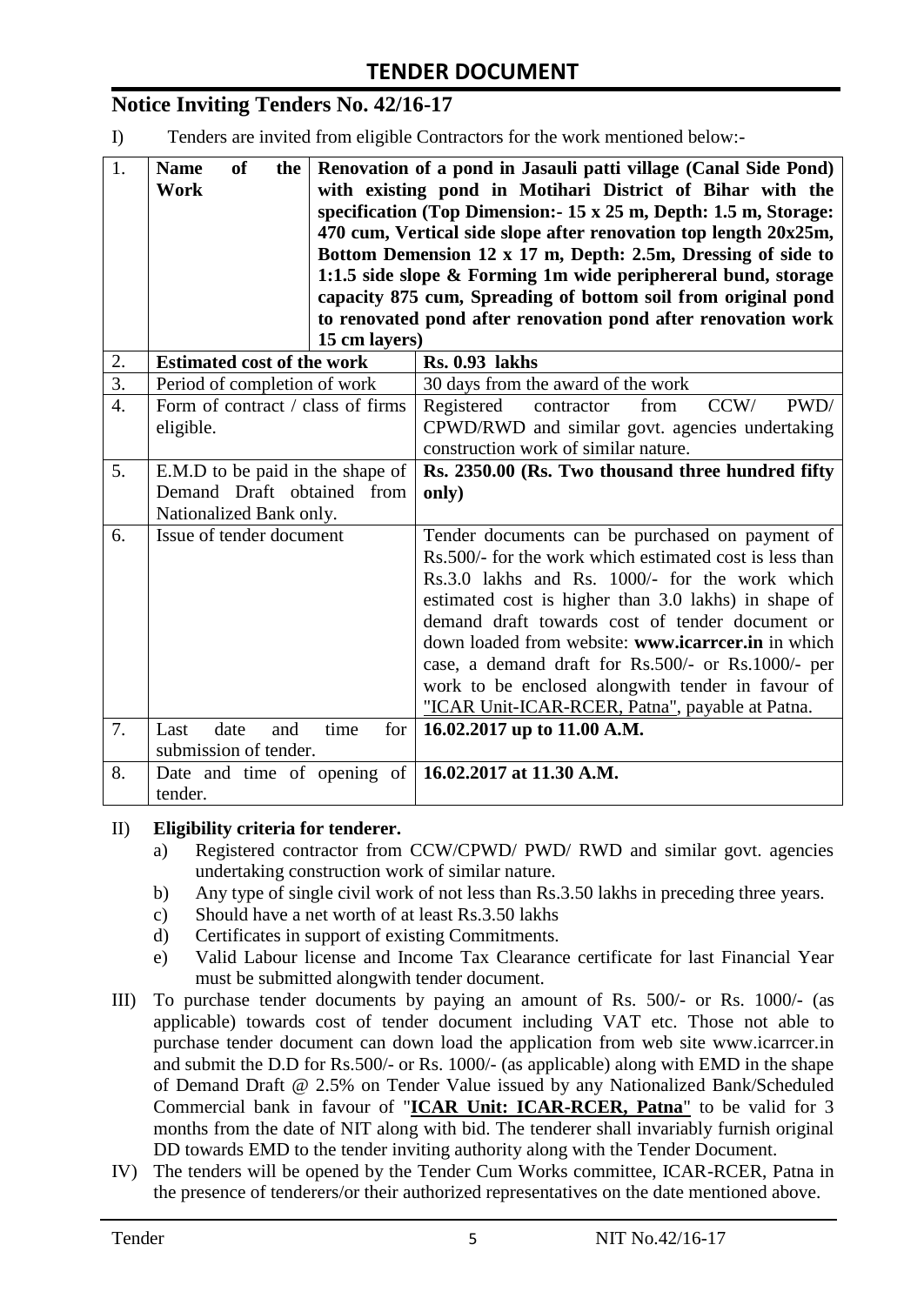## TENDER DOCUMENT

## Notice Inviting Tenders No. 42/16-17

I) Tenders are invited from eligible Contractors for the work mentioned below:-

| | | |
|---|---|---|
| 1. | **Name of the Work** | **Renovation of a pond in Jasauli patti village (Canal Side Pond) with existing pond in Motihari District of Bihar with the specification (Top Dimension:- 15 x 25 m, Depth: 1.5 m, Storage: 470 cum, Vertical side slope after renovation top length 20x25m, Bottom Demension 12 x 17 m, Depth: 2.5m, Dressing of side to 1:1.5 side slope & Forming 1m wide periphereral bund, storage capacity 875 cum, Spreading of bottom soil from original pond to renovated pond after renovation pond after renovation work 15 cm layers)** |
| 2. | **Estimated cost of the work** | **Rs. 0.93 lakhs** |
| 3. | Period of completion of work | 30 days from the award of the work |
| 4. | Form of contract / class of firms eligible. | Registered contractor from CCW/ PWD/ CPWD/RWD and similar govt. agencies undertaking construction work of similar nature. |
| 5. | E.M.D to be paid in the shape of Demand Draft obtained from Nationalized Bank only. | **Rs. 2350.00 (Rs. Two thousand three hundred fifty only)** |
| 6. | Issue of tender document | Tender documents can be purchased on payment of Rs.500/- for the work which estimated cost is less than Rs.3.0 lakhs and Rs. 1000/- for the work which estimated cost is higher than 3.0 lakhs) in shape of demand draft towards cost of tender document or down loaded from website: **www.icarrcer.in** in which case, a demand draft for Rs.500/- or Rs.1000/- per work to be enclosed alongwith tender in favour of "ICAR Unit-ICAR-RCER, Patna", payable at Patna. |
| 7. | Last date and time for submission of tender. | **16.02.2017 up to 11.00 A.M.** |
| 8. | Date and time of opening of tender. | **16.02.2017 at 11.30 A.M.** |

II) **Eligibility criteria for tenderer.**

a) Registered contractor from CCW/CPWD/ PWD/ RWD and similar govt. agencies undertaking construction work of similar nature.
b) Any type of single civil work of not less than Rs.3.50 lakhs in preceding three years.
c) Should have a net worth of at least Rs.3.50 lakhs
d) Certificates in support of existing Commitments.
e) Valid Labour license and Income Tax Clearance certificate for last Financial Year must be submitted alongwith tender document.

III) To purchase tender documents by paying an amount of Rs. 500/- or Rs. 1000/- (as applicable) towards cost of tender document including VAT etc. Those not able to purchase tender document can down load the application from web site www.icarrcer.in and submit the D.D for Rs.500/- or Rs. 1000/- (as applicable) along with EMD in the shape of Demand Draft @ 2.5% on Tender Value issued by any Nationalized Bank/Scheduled Commercial bank in favour of "**ICAR Unit: ICAR-RCER, Patna**" to be valid for 3 months from the date of NIT along with bid. The tenderer shall invariably furnish original DD towards EMD to the tender inviting authority along with the Tender Document.

IV) The tenders will be opened by the Tender Cum Works committee, ICAR-RCER, Patna in the presence of tenderers/or their authorized representatives on the date mentioned above.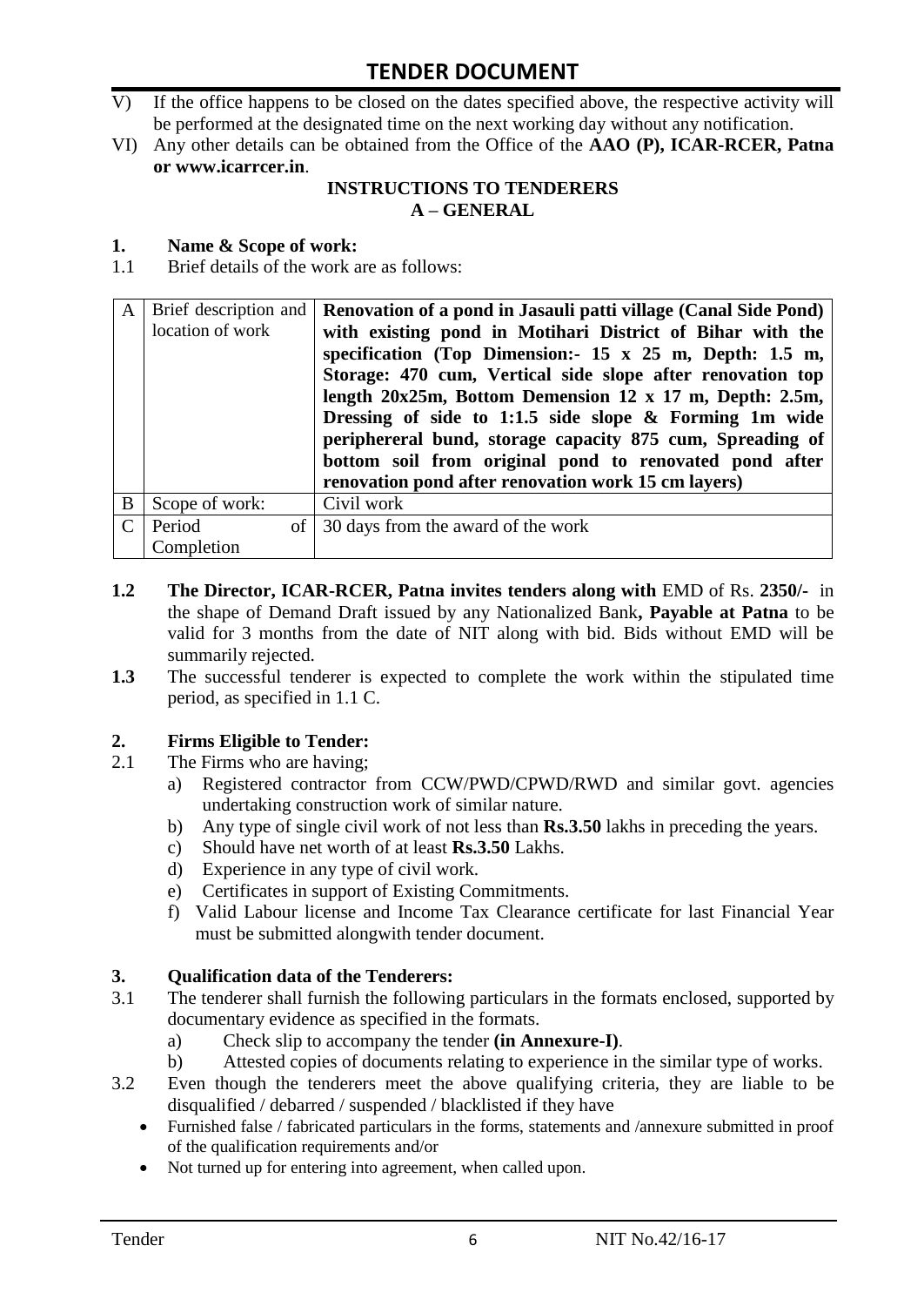V) If the office happens to be closed on the dates specified above, the respective activity will be performed at the designated time on the next working day without any notification.

VI) Any other details can be obtained from the Office of the **AAO (P), ICAR-RCER, Patna or www.icarrcer.in**.

**INSTRUCTIONS TO TENDERERS**

**A – GENERAL**

**1. Name & Scope of work:**

1.1 Brief details of the work are as follows:

| | | |
|---|---|---|
| A | Brief description and location of work | **Renovation of a pond in Jasauli patti village (Canal Side Pond) with existing pond in Motihari District of Bihar with the specification (Top Dimension:- 15 x 25 m, Depth: 1.5 m, Storage: 470 cum, Vertical side slope after renovation top length 20x25m, Bottom Demension 12 x 17 m, Depth: 2.5m, Dressing of side to 1:1.5 side slope & Forming 1m wide periphereral bund, storage capacity 875 cum, Spreading of bottom soil from original pond to renovated pond after renovation pond after renovation work 15 cm layers)** |
| B | Scope of work: | Civil work |
| C | Period of Completion | 30 days from the award of the work |

**1.2 The Director, ICAR-RCER, Patna invites tenders along with** EMD of Rs. **2350/-** in the shape of Demand Draft issued by any Nationalized Bank**, Payable at Patna** to be valid for 3 months from the date of NIT along with bid. Bids without EMD will be summarily rejected.

**1.3** The successful tenderer is expected to complete the work within the stipulated time period, as specified in 1.1 C.

**2. Firms Eligible to Tender:**

2.1 The Firms who are having;

a) Registered contractor from CCW/PWD/CPWD/RWD and similar govt. agencies undertaking construction work of similar nature.
b) Any type of single civil work of not less than **Rs.3.50** lakhs in preceding the years.
c) Should have net worth of at least **Rs.3.50** Lakhs.
d) Experience in any type of civil work.
e) Certificates in support of Existing Commitments.
f) Valid Labour license and Income Tax Clearance certificate for last Financial Year must be submitted alongwith tender document.

**3. Qualification data of the Tenderers:**

3.1 The tenderer shall furnish the following particulars in the formats enclosed, supported by documentary evidence as specified in the formats.

a) Check slip to accompany the tender **(in Annexure-I)**.
b) Attested copies of documents relating to experience in the similar type of works.

3.2 Even though the tenderers meet the above qualifying criteria, they are liable to be disqualified / debarred / suspended / blacklisted if they have

- Furnished false / fabricated particulars in the forms, statements and /annexure submitted in proof of the qualification requirements and/or
- Not turned up for entering into agreement, when called upon.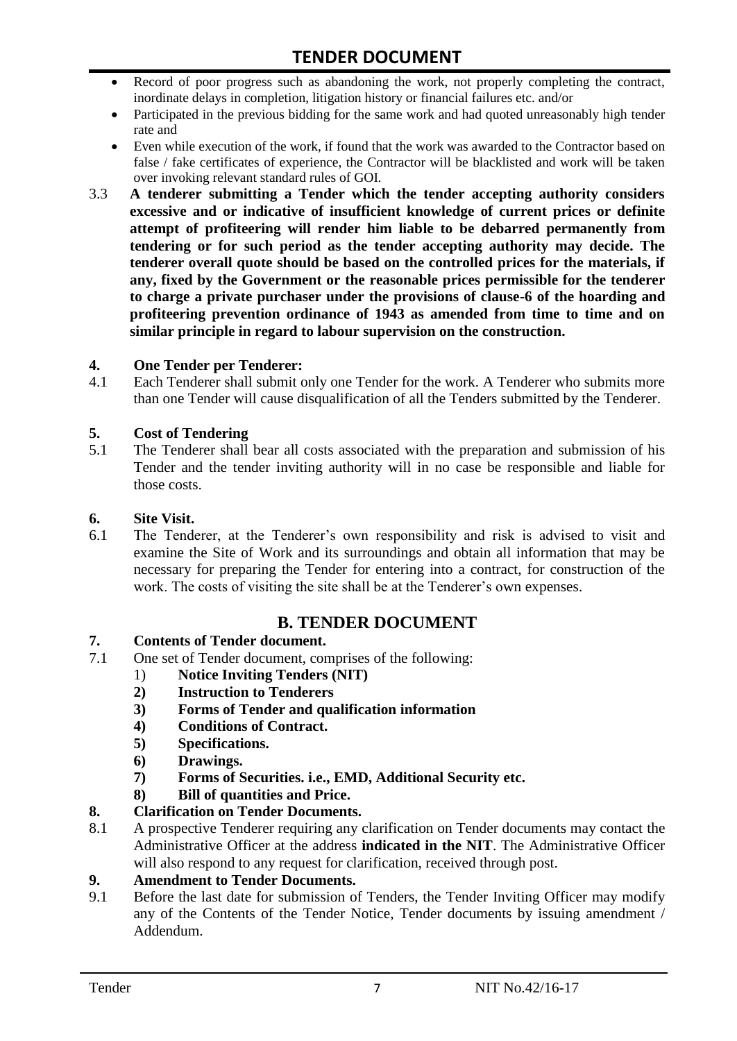- Record of poor progress such as abandoning the work, not properly completing the contract, inordinate delays in completion, litigation history or financial failures etc. and/or
- Participated in the previous bidding for the same work and had quoted unreasonably high tender rate and
- Even while execution of the work, if found that the work was awarded to the Contractor based on false / fake certificates of experience, the Contractor will be blacklisted and work will be taken over invoking relevant standard rules of GOI.

3.3 **A tenderer submitting a Tender which the tender accepting authority considers excessive and or indicative of insufficient knowledge of current prices or definite attempt of profiteering will render him liable to be debarred permanently from tendering or for such period as the tender accepting authority may decide. The tenderer overall quote should be based on the controlled prices for the materials, if any, fixed by the Government or the reasonable prices permissible for the tenderer to charge a private purchaser under the provisions of clause-6 of the hoarding and profiteering prevention ordinance of 1943 as amended from time to time and on similar principle in regard to labour supervision on the construction.**

**4. One Tender per Tenderer:**

4.1 Each Tenderer shall submit only one Tender for the work. A Tenderer who submits more than one Tender will cause disqualification of all the Tenders submitted by the Tenderer.

**5. Cost of Tendering**

5.1 The Tenderer shall bear all costs associated with the preparation and submission of his Tender and the tender inviting authority will in no case be responsible and liable for those costs.

**6. Site Visit.**

6.1 The Tenderer, at the Tenderer's own responsibility and risk is advised to visit and examine the Site of Work and its surroundings and obtain all information that may be necessary for preparing the Tender for entering into a contract, for construction of the work. The costs of visiting the site shall be at the Tenderer's own expenses.

## B. TENDER DOCUMENT

**7. Contents of Tender document.**

7.1 One set of Tender document, comprises of the following:

1) **Notice Inviting Tenders (NIT)**
2) **Instruction to Tenderers**
3) **Forms of Tender and qualification information**
4) **Conditions of Contract.**
5) **Specifications.**
6) **Drawings.**
7) **Forms of Securities. i.e., EMD, Additional Security etc.**
8) **Bill of quantities and Price.**

**8. Clarification on Tender Documents.**

8.1 A prospective Tenderer requiring any clarification on Tender documents may contact the Administrative Officer at the address **indicated in the NIT**. The Administrative Officer will also respond to any request for clarification, received through post.

**9. Amendment to Tender Documents.**

9.1 Before the last date for submission of Tenders, the Tender Inviting Officer may modify any of the Contents of the Tender Notice, Tender documents by issuing amendment / Addendum.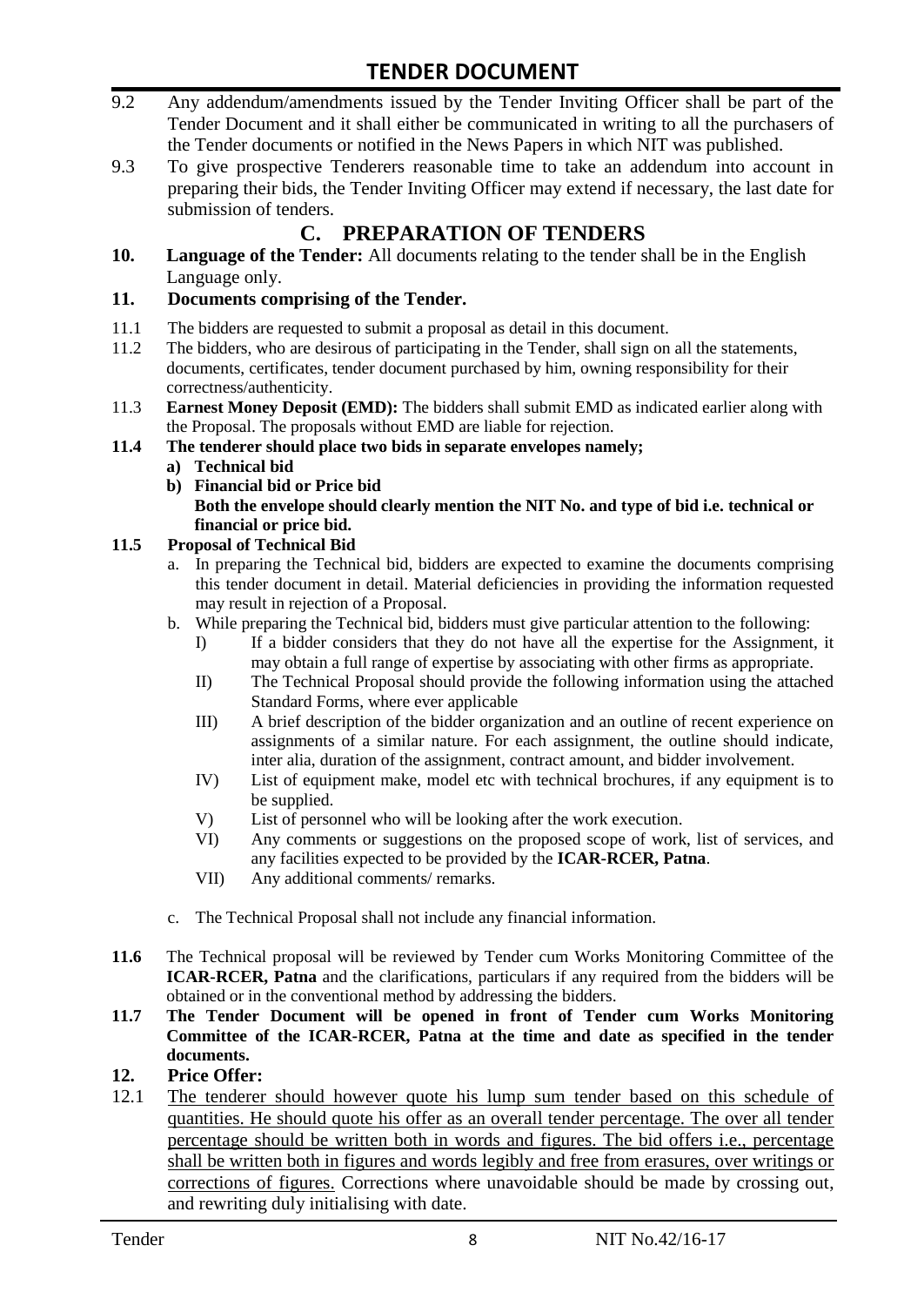9.2 Any addendum/amendments issued by the Tender Inviting Officer shall be part of the Tender Document and it shall either be communicated in writing to all the purchasers of the Tender documents or notified in the News Papers in which NIT was published.

9.3 To give prospective Tenderers reasonable time to take an addendum into account in preparing their bids, the Tender Inviting Officer may extend if necessary, the last date for submission of tenders.

## C. PREPARATION OF TENDERS

**10. Language of the Tender:** All documents relating to the tender shall be in the English Language only.

### 11. Documents comprising of the Tender.

11.1 The bidders are requested to submit a proposal as detail in this document.

11.2 The bidders, who are desirous of participating in the Tender, shall sign on all the statements, documents, certificates, tender document purchased by him, owning responsibility for their correctness/authenticity.

11.3 **Earnest Money Deposit (EMD):** The bidders shall submit EMD as indicated earlier along with the Proposal. The proposals without EMD are liable for rejection.

**11.4 The tenderer should place two bids in separate envelopes namely;**

- **a) Technical bid**
- **b) Financial bid or Price bid**
  **Both the envelope should clearly mention the NIT No. and type of bid i.e. technical or financial or price bid.**

**11.5 Proposal of Technical Bid**

a. In preparing the Technical bid, bidders are expected to examine the documents comprising this tender document in detail. Material deficiencies in providing the information requested may result in rejection of a Proposal.

b. While preparing the Technical bid, bidders must give particular attention to the following:

   I) If a bidder considers that they do not have all the expertise for the Assignment, it may obtain a full range of expertise by associating with other firms as appropriate.

   II) The Technical Proposal should provide the following information using the attached Standard Forms, where ever applicable

   III) A brief description of the bidder organization and an outline of recent experience on assignments of a similar nature. For each assignment, the outline should indicate, inter alia, duration of the assignment, contract amount, and bidder involvement.

   IV) List of equipment make, model etc with technical brochures, if any equipment is to be supplied.

   V) List of personnel who will be looking after the work execution.

   VI) Any comments or suggestions on the proposed scope of work, list of services, and any facilities expected to be provided by the **ICAR-RCER, Patna**.

   VII) Any additional comments/ remarks.

c. The Technical Proposal shall not include any financial information.

**11.6** The Technical proposal will be reviewed by Tender cum Works Monitoring Committee of the **ICAR-RCER, Patna** and the clarifications, particulars if any required from the bidders will be obtained or in the conventional method by addressing the bidders.

**11.7 The Tender Document will be opened in front of Tender cum Works Monitoring Committee of the ICAR-RCER, Patna at the time and date as specified in the tender documents.**

### 12. Price Offer:

12.1 The tenderer should however quote his lump sum tender based on this schedule of quantities. He should quote his offer as an overall tender percentage. The over all tender percentage should be written both in words and figures. The bid offers i.e., percentage shall be written both in figures and words legibly and free from erasures, over writings or corrections of figures. Corrections where unavoidable should be made by crossing out, and rewriting duly initialising with date.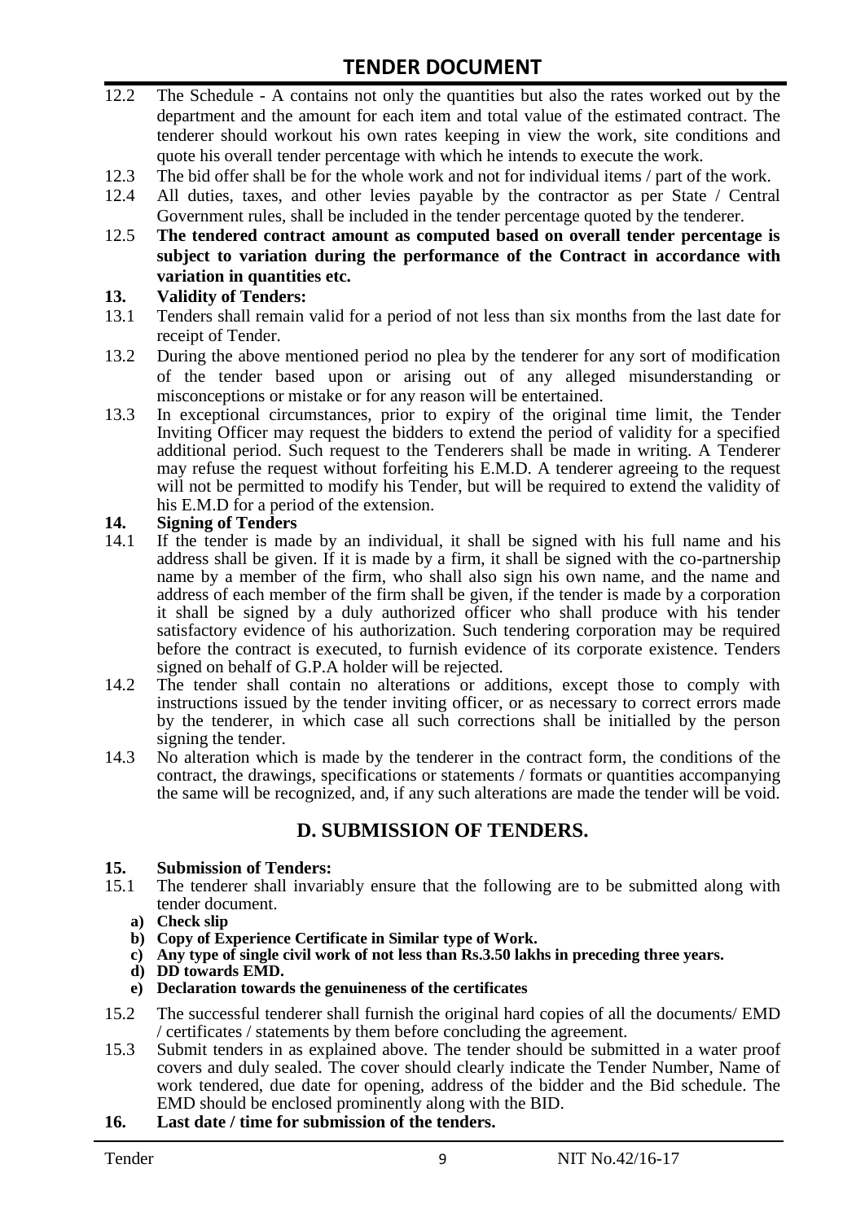12.2 The Schedule - A contains not only the quantities but also the rates worked out by the department and the amount for each item and total value of the estimated contract. The tenderer should workout his own rates keeping in view the work, site conditions and quote his overall tender percentage with which he intends to execute the work.

12.3 The bid offer shall be for the whole work and not for individual items / part of the work.

12.4 All duties, taxes, and other levies payable by the contractor as per State / Central Government rules, shall be included in the tender percentage quoted by the tenderer.

12.5 **The tendered contract amount as computed based on overall tender percentage is subject to variation during the performance of the Contract in accordance with variation in quantities etc.**

**13. Validity of Tenders:**

13.1 Tenders shall remain valid for a period of not less than six months from the last date for receipt of Tender.

13.2 During the above mentioned period no plea by the tenderer for any sort of modification of the tender based upon or arising out of any alleged misunderstanding or misconceptions or mistake or for any reason will be entertained.

13.3 In exceptional circumstances, prior to expiry of the original time limit, the Tender Inviting Officer may request the bidders to extend the period of validity for a specified additional period. Such request to the Tenderers shall be made in writing. A Tenderer may refuse the request without forfeiting his E.M.D. A tenderer agreeing to the request will not be permitted to modify his Tender, but will be required to extend the validity of his E.M.D for a period of the extension.

**14. Signing of Tenders**

14.1 If the tender is made by an individual, it shall be signed with his full name and his address shall be given. If it is made by a firm, it shall be signed with the co-partnership name by a member of the firm, who shall also sign his own name, and the name and address of each member of the firm shall be given, if the tender is made by a corporation it shall be signed by a duly authorized officer who shall produce with his tender satisfactory evidence of his authorization. Such tendering corporation may be required before the contract is executed, to furnish evidence of its corporate existence. Tenders signed on behalf of G.P.A holder will be rejected.

14.2 The tender shall contain no alterations or additions, except those to comply with instructions issued by the tender inviting officer, or as necessary to correct errors made by the tenderer, in which case all such corrections shall be initialled by the person signing the tender.

14.3 No alteration which is made by the tenderer in the contract form, the conditions of the contract, the drawings, specifications or statements / formats or quantities accompanying the same will be recognized, and, if any such alterations are made the tender will be void.

## D. SUBMISSION OF TENDERS.

**15. Submission of Tenders:**

15.1 The tenderer shall invariably ensure that the following are to be submitted along with tender document.

- **a) Check slip**
- **b) Copy of Experience Certificate in Similar type of Work.**
- **c) Any type of single civil work of not less than Rs.3.50 lakhs in preceding three years.**
- **d) DD towards EMD.**
- **e) Declaration towards the genuineness of the certificates**

15.2 The successful tenderer shall furnish the original hard copies of all the documents/ EMD / certificates / statements by them before concluding the agreement.

15.3 Submit tenders in as explained above. The tender should be submitted in a water proof covers and duly sealed. The cover should clearly indicate the Tender Number, Name of work tendered, due date for opening, address of the bidder and the Bid schedule. The EMD should be enclosed prominently along with the BID.

**16. Last date / time for submission of the tenders.**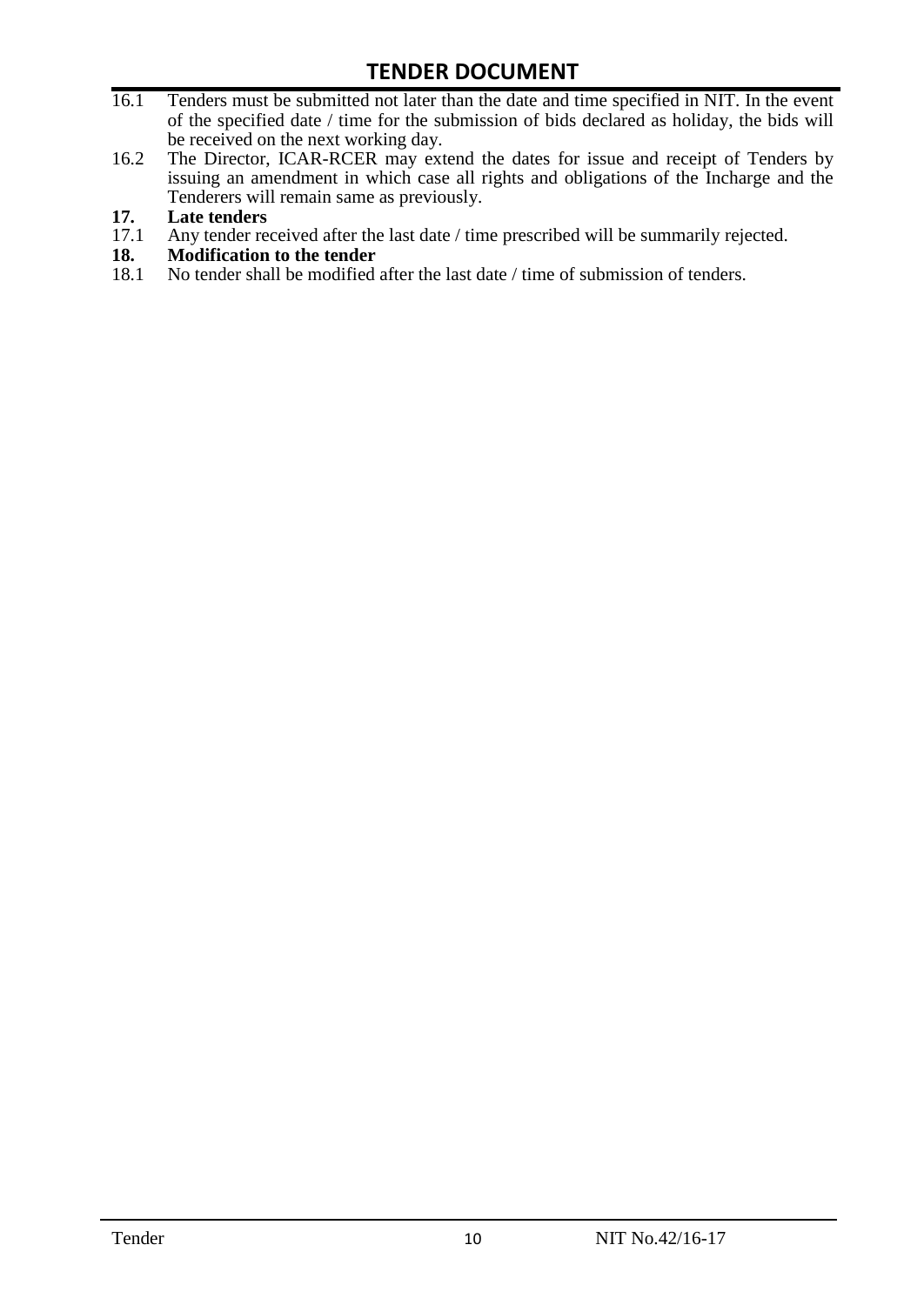16.1 Tenders must be submitted not later than the date and time specified in NIT. In the event of the specified date / time for the submission of bids declared as holiday, the bids will be received on the next working day.

16.2 The Director, ICAR-RCER may extend the dates for issue and receipt of Tenders by issuing an amendment in which case all rights and obligations of the Incharge and the Tenderers will remain same as previously.

**17. Late tenders**

17.1 Any tender received after the last date / time prescribed will be summarily rejected.

**18. Modification to the tender**

18.1 No tender shall be modified after the last date / time of submission of tenders.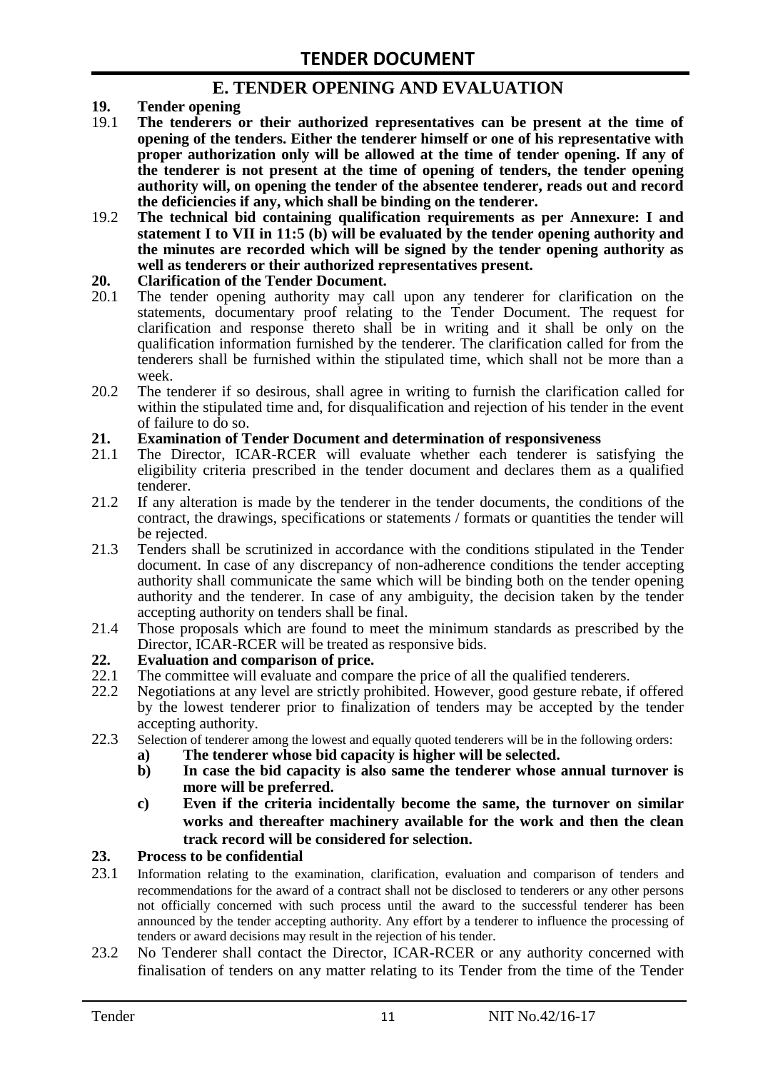## E. TENDER OPENING AND EVALUATION

**19. Tender opening**

19.1 **The tenderers or their authorized representatives can be present at the time of opening of the tenders. Either the tenderer himself or one of his representative with proper authorization only will be allowed at the time of tender opening. If any of the tenderer is not present at the time of opening of tenders, the tender opening authority will, on opening the tender of the absentee tenderer, reads out and record the deficiencies if any, which shall be binding on the tenderer.**

19.2 **The technical bid containing qualification requirements as per Annexure: I and statement I to VII in 11:5 (b) will be evaluated by the tender opening authority and the minutes are recorded which will be signed by the tender opening authority as well as tenderers or their authorized representatives present.**

**20. Clarification of the Tender Document.**

20.1 The tender opening authority may call upon any tenderer for clarification on the statements, documentary proof relating to the Tender Document. The request for clarification and response thereto shall be in writing and it shall be only on the qualification information furnished by the tenderer. The clarification called for from the tenderers shall be furnished within the stipulated time, which shall not be more than a week.

20.2 The tenderer if so desirous, shall agree in writing to furnish the clarification called for within the stipulated time and, for disqualification and rejection of his tender in the event of failure to do so.

**21. Examination of Tender Document and determination of responsiveness**

21.1 The Director, ICAR-RCER will evaluate whether each tenderer is satisfying the eligibility criteria prescribed in the tender document and declares them as a qualified tenderer.

21.2 If any alteration is made by the tenderer in the tender documents, the conditions of the contract, the drawings, specifications or statements / formats or quantities the tender will be rejected.

21.3 Tenders shall be scrutinized in accordance with the conditions stipulated in the Tender document. In case of any discrepancy of non-adherence conditions the tender accepting authority shall communicate the same which will be binding both on the tender opening authority and the tenderer. In case of any ambiguity, the decision taken by the tender accepting authority on tenders shall be final.

21.4 Those proposals which are found to meet the minimum standards as prescribed by the Director, ICAR-RCER will be treated as responsive bids.

**22. Evaluation and comparison of price.**

22.1 The committee will evaluate and compare the price of all the qualified tenderers.

22.2 Negotiations at any level are strictly prohibited. However, good gesture rebate, if offered by the lowest tenderer prior to finalization of tenders may be accepted by the tender accepting authority.

22.3 Selection of tenderer among the lowest and equally quoted tenderers will be in the following orders:

**a) The tenderer whose bid capacity is higher will be selected.**

**b) In case the bid capacity is also same the tenderer whose annual turnover is more will be preferred.**

**c) Even if the criteria incidentally become the same, the turnover on similar works and thereafter machinery available for the work and then the clean track record will be considered for selection.**

**23. Process to be confidential**

23.1 Information relating to the examination, clarification, evaluation and comparison of tenders and recommendations for the award of a contract shall not be disclosed to tenderers or any other persons not officially concerned with such process until the award to the successful tenderer has been announced by the tender accepting authority. Any effort by a tenderer to influence the processing of tenders or award decisions may result in the rejection of his tender.

23.2 No Tenderer shall contact the Director, ICAR-RCER or any authority concerned with finalisation of tenders on any matter relating to its Tender from the time of the Tender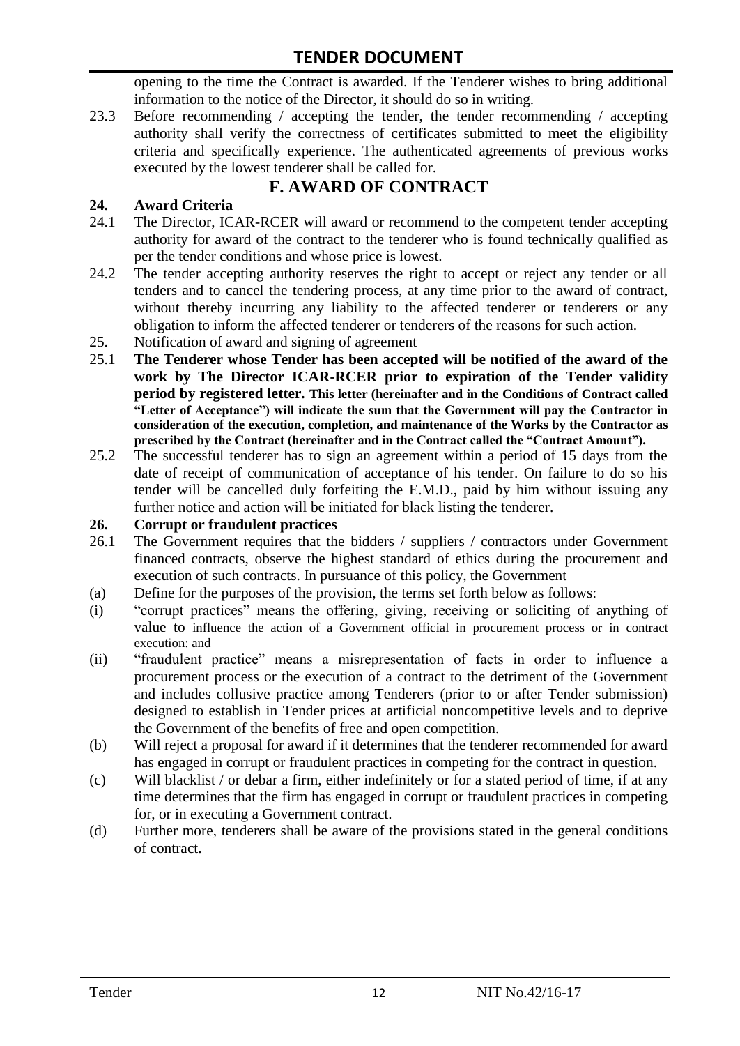opening to the time the Contract is awarded. If the Tenderer wishes to bring additional information to the notice of the Director, it should do so in writing.

23.3 Before recommending / accepting the tender, the tender recommending / accepting authority shall verify the correctness of certificates submitted to meet the eligibility criteria and specifically experience. The authenticated agreements of previous works executed by the lowest tenderer shall be called for.

## F. AWARD OF CONTRACT

**24. Award Criteria**

24.1 The Director, ICAR-RCER will award or recommend to the competent tender accepting authority for award of the contract to the tenderer who is found technically qualified as per the tender conditions and whose price is lowest.

24.2 The tender accepting authority reserves the right to accept or reject any tender or all tenders and to cancel the tendering process, at any time prior to the award of contract, without thereby incurring any liability to the affected tenderer or tenderers or any obligation to inform the affected tenderer or tenderers of the reasons for such action.

25. Notification of award and signing of agreement

25.1 **The Tenderer whose Tender has been accepted will be notified of the award of the work by The Director ICAR-RCER prior to expiration of the Tender validity period by registered letter. This letter (hereinafter and in the Conditions of Contract called "Letter of Acceptance") will indicate the sum that the Government will pay the Contractor in consideration of the execution, completion, and maintenance of the Works by the Contractor as prescribed by the Contract (hereinafter and in the Contract called the "Contract Amount").**

25.2 The successful tenderer has to sign an agreement within a period of 15 days from the date of receipt of communication of acceptance of his tender. On failure to do so his tender will be cancelled duly forfeiting the E.M.D., paid by him without issuing any further notice and action will be initiated for black listing the tenderer.

**26. Corrupt or fraudulent practices**

26.1 The Government requires that the bidders / suppliers / contractors under Government financed contracts, observe the highest standard of ethics during the procurement and execution of such contracts. In pursuance of this policy, the Government

(a) Define for the purposes of the provision, the terms set forth below as follows:

(i) "corrupt practices" means the offering, giving, receiving or soliciting of anything of value to influence the action of a Government official in procurement process or in contract execution: and

(ii) "fraudulent practice" means a misrepresentation of facts in order to influence a procurement process or the execution of a contract to the detriment of the Government and includes collusive practice among Tenderers (prior to or after Tender submission) designed to establish in Tender prices at artificial noncompetitive levels and to deprive the Government of the benefits of free and open competition.

(b) Will reject a proposal for award if it determines that the tenderer recommended for award has engaged in corrupt or fraudulent practices in competing for the contract in question.

(c) Will blacklist / or debar a firm, either indefinitely or for a stated period of time, if at any time determines that the firm has engaged in corrupt or fraudulent practices in competing for, or in executing a Government contract.

(d) Further more, tenderers shall be aware of the provisions stated in the general conditions of contract.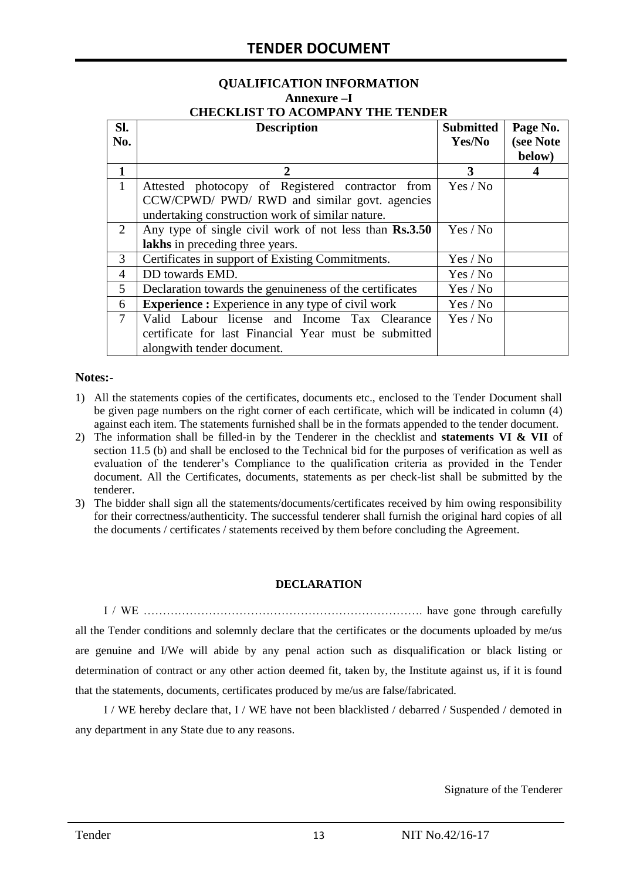## QUALIFICATION INFORMATION

### Annexure –I

### CHECKLIST TO ACOMPANY THE TENDER

| Sl. No. | Description | Submitted Yes/No | Page No. (see Note below) |
|---|---|---|---|
| **1** | **2** | **3** | **4** |
| 1 | Attested photocopy of Registered contractor from CCW/CPWD/ PWD/ RWD and similar govt. agencies undertaking construction work of similar nature. | Yes / No | |
| 2 | Any type of single civil work of not less than **Rs.3.50 lakhs** in preceding three years. | Yes / No | |
| 3 | Certificates in support of Existing Commitments. | Yes / No | |
| 4 | DD towards EMD. | Yes / No | |
| 5 | Declaration towards the genuineness of the certificates | Yes / No | |
| 6 | **Experience :** Experience in any type of civil work | Yes / No | |
| 7 | Valid Labour license and Income Tax Clearance certificate for last Financial Year must be submitted alongwith tender document. | Yes / No | |

**Notes:-**

1) All the statements copies of the certificates, documents etc., enclosed to the Tender Document shall be given page numbers on the right corner of each certificate, which will be indicated in column (4) against each item. The statements furnished shall be in the formats appended to the tender document.
2) The information shall be filled-in by the Tenderer in the checklist and **statements VI & VII** of section 11.5 (b) and shall be enclosed to the Technical bid for the purposes of verification as well as evaluation of the tenderer's Compliance to the qualification criteria as provided in the Tender document. All the Certificates, documents, statements as per check-list shall be submitted by the tenderer.
3) The bidder shall sign all the statements/documents/certificates received by him owing responsibility for their correctness/authenticity. The successful tenderer shall furnish the original hard copies of all the documents / certificates / statements received by them before concluding the Agreement.

**DECLARATION**

I / WE ………………………………………………………………. have gone through carefully all the Tender conditions and solemnly declare that the certificates or the documents uploaded by me/us are genuine and I/We will abide by any penal action such as disqualification or black listing or determination of contract or any other action deemed fit, taken by, the Institute against us, if it is found that the statements, documents, certificates produced by me/us are false/fabricated.

I / WE hereby declare that, I / WE have not been blacklisted / debarred / Suspended / demoted in any department in any State due to any reasons.

Signature of the Tenderer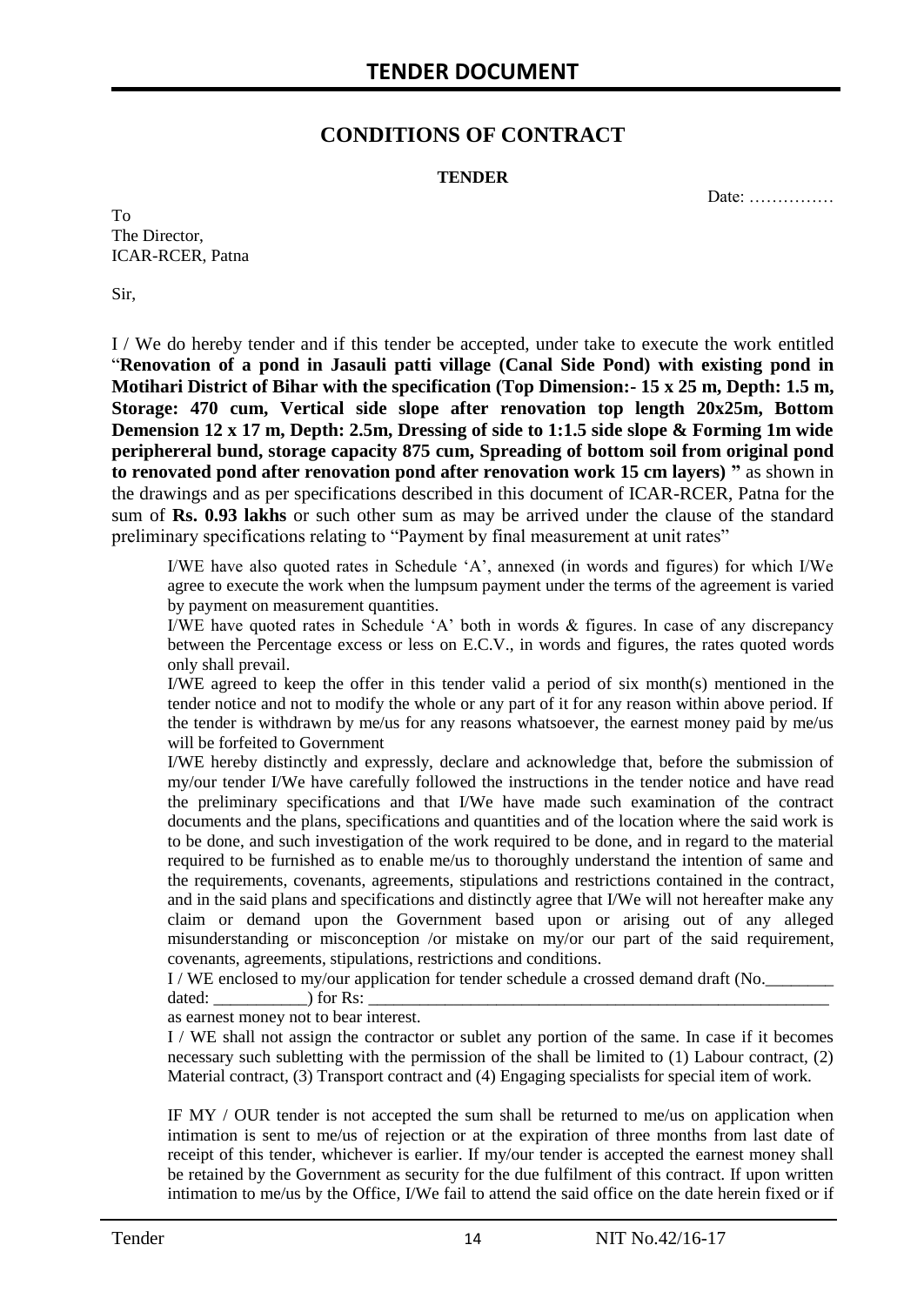# CONDITIONS OF CONTRACT

**TENDER**

Date: ……………

To
The Director,
ICAR-RCER, Patna

Sir,

I / We do hereby tender and if this tender be accepted, under take to execute the work entitled "**Renovation of a pond in Jasauli patti village (Canal Side Pond) with existing pond in Motihari District of Bihar with the specification (Top Dimension:- 15 x 25 m, Depth: 1.5 m, Storage: 470 cum, Vertical side slope after renovation top length 20x25m, Bottom Demension 12 x 17 m, Depth: 2.5m, Dressing of side to 1:1.5 side slope & Forming 1m wide periphereral bund, storage capacity 875 cum, Spreading of bottom soil from original pond to renovated pond after renovation pond after renovation work 15 cm layers) "** as shown in the drawings and as per specifications described in this document of ICAR-RCER, Patna for the sum of **Rs. 0.93 lakhs** or such other sum as may be arrived under the clause of the standard preliminary specifications relating to "Payment by final measurement at unit rates"

I/WE have also quoted rates in Schedule 'A', annexed (in words and figures) for which I/We agree to execute the work when the lumpsum payment under the terms of the agreement is varied by payment on measurement quantities.

I/WE have quoted rates in Schedule 'A' both in words & figures. In case of any discrepancy between the Percentage excess or less on E.C.V., in words and figures, the rates quoted words only shall prevail.

I/WE agreed to keep the offer in this tender valid a period of six month(s) mentioned in the tender notice and not to modify the whole or any part of it for any reason within above period. If the tender is withdrawn by me/us for any reasons whatsoever, the earnest money paid by me/us will be forfeited to Government

I/WE hereby distinctly and expressly, declare and acknowledge that, before the submission of my/our tender I/We have carefully followed the instructions in the tender notice and have read the preliminary specifications and that I/We have made such examination of the contract documents and the plans, specifications and quantities and of the location where the said work is to be done, and such investigation of the work required to be done, and in regard to the material required to be furnished as to enable me/us to thoroughly understand the intention of same and the requirements, covenants, agreements, stipulations and restrictions contained in the contract, and in the said plans and specifications and distinctly agree that I/We will not hereafter make any claim or demand upon the Government based upon or arising out of any alleged misunderstanding or misconception /or mistake on my/or our part of the said requirement, covenants, agreements, stipulations, restrictions and conditions.

I / WE enclosed to my/our application for tender schedule a crossed demand draft (No.________ dated: ___________) for Rs: ___________________________________________________________

as earnest money not to bear interest.

I / WE shall not assign the contractor or sublet any portion of the same. In case if it becomes necessary such subletting with the permission of the shall be limited to (1) Labour contract, (2) Material contract, (3) Transport contract and (4) Engaging specialists for special item of work.

IF MY / OUR tender is not accepted the sum shall be returned to me/us on application when intimation is sent to me/us of rejection or at the expiration of three months from last date of receipt of this tender, whichever is earlier. If my/our tender is accepted the earnest money shall be retained by the Government as security for the due fulfilment of this contract. If upon written intimation to me/us by the Office, I/We fail to attend the said office on the date herein fixed or if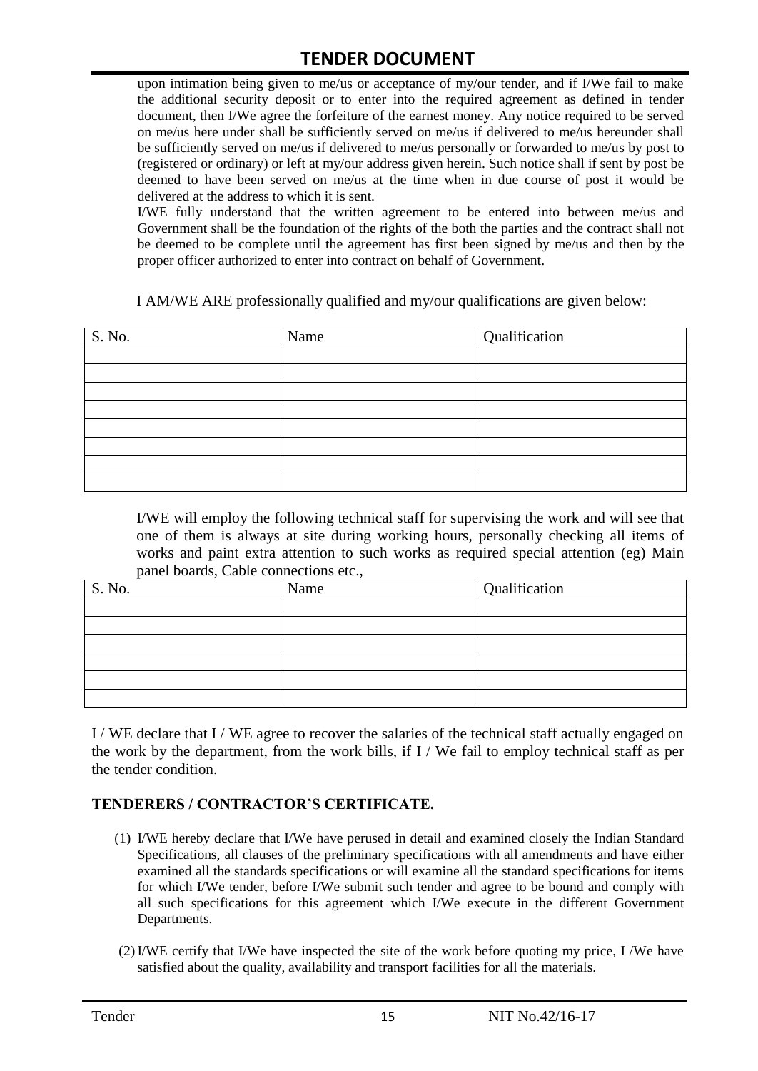upon intimation being given to me/us or acceptance of my/our tender, and if I/We fail to make the additional security deposit or to enter into the required agreement as defined in tender document, then I/We agree the forfeiture of the earnest money. Any notice required to be served on me/us here under shall be sufficiently served on me/us if delivered to me/us hereunder shall be sufficiently served on me/us if delivered to me/us personally or forwarded to me/us by post to (registered or ordinary) or left at my/our address given herein. Such notice shall if sent by post be deemed to have been served on me/us at the time when in due course of post it would be delivered at the address to which it is sent.

I/WE fully understand that the written agreement to be entered into between me/us and Government shall be the foundation of the rights of the both the parties and the contract shall not be deemed to be complete until the agreement has first been signed by me/us and then by the proper officer authorized to enter into contract on behalf of Government.

I AM/WE ARE professionally qualified and my/our qualifications are given below:

| S. No. | Name | Qualification |
|---|---|---|
| | | |
| | | |
| | | |
| | | |
| | | |
| | | |
| | | |
| | | |

I/WE will employ the following technical staff for supervising the work and will see that one of them is always at site during working hours, personally checking all items of works and paint extra attention to such works as required special attention (eg) Main panel boards, Cable connections etc.,

| S. No. | Name | Qualification |
|---|---|---|
| | | |
| | | |
| | | |
| | | |
| | | |
| | | |

I / WE declare that I / WE agree to recover the salaries of the technical staff actually engaged on the work by the department, from the work bills, if I / We fail to employ technical staff as per the tender condition.

**TENDERERS / CONTRACTOR'S CERTIFICATE.**

(1) I/WE hereby declare that I/We have perused in detail and examined closely the Indian Standard Specifications, all clauses of the preliminary specifications with all amendments and have either examined all the standards specifications or will examine all the standard specifications for items for which I/We tender, before I/We submit such tender and agree to be bound and comply with all such specifications for this agreement which I/We execute in the different Government Departments.

(2) I/WE certify that I/We have inspected the site of the work before quoting my price, I /We have satisfied about the quality, availability and transport facilities for all the materials.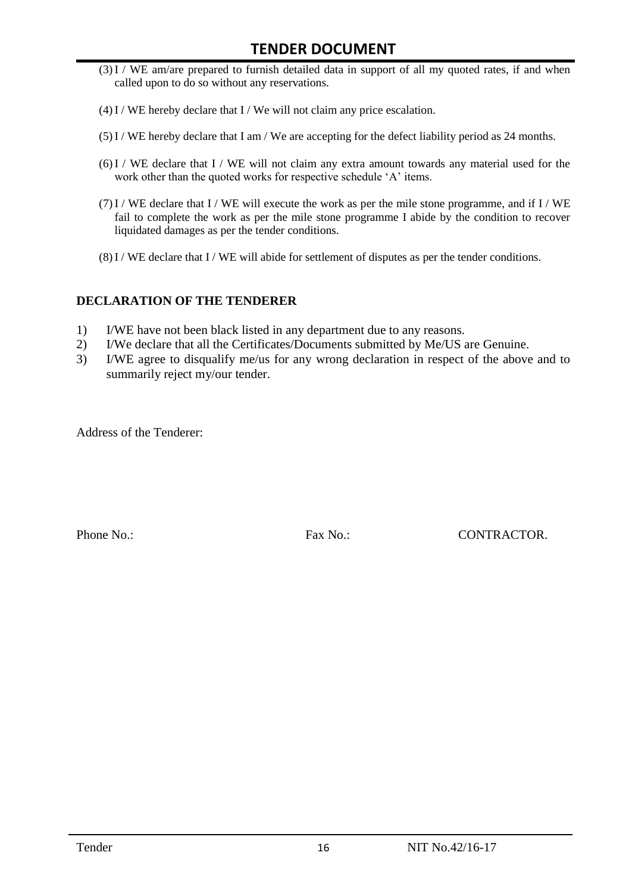(3) I / WE am/are prepared to furnish detailed data in support of all my quoted rates, if and when called upon to do so without any reservations.

(4) I / WE hereby declare that I / We will not claim any price escalation.

(5) I / WE hereby declare that I am / We are accepting for the defect liability period as 24 months.

(6) I / WE declare that I / WE will not claim any extra amount towards any material used for the work other than the quoted works for respective schedule 'A' items.

(7) I / WE declare that I / WE will execute the work as per the mile stone programme, and if I / WE fail to complete the work as per the mile stone programme I abide by the condition to recover liquidated damages as per the tender conditions.

(8) I / WE declare that I / WE will abide for settlement of disputes as per the tender conditions.

**DECLARATION OF THE TENDERER**

1) I/WE have not been black listed in any department due to any reasons.
2) I/We declare that all the Certificates/Documents submitted by Me/US are Genuine.
3) I/WE agree to disqualify me/us for any wrong declaration in respect of the above and to summarily reject my/our tender.

Address of the Tenderer:

Phone No.: Fax No.: CONTRACTOR.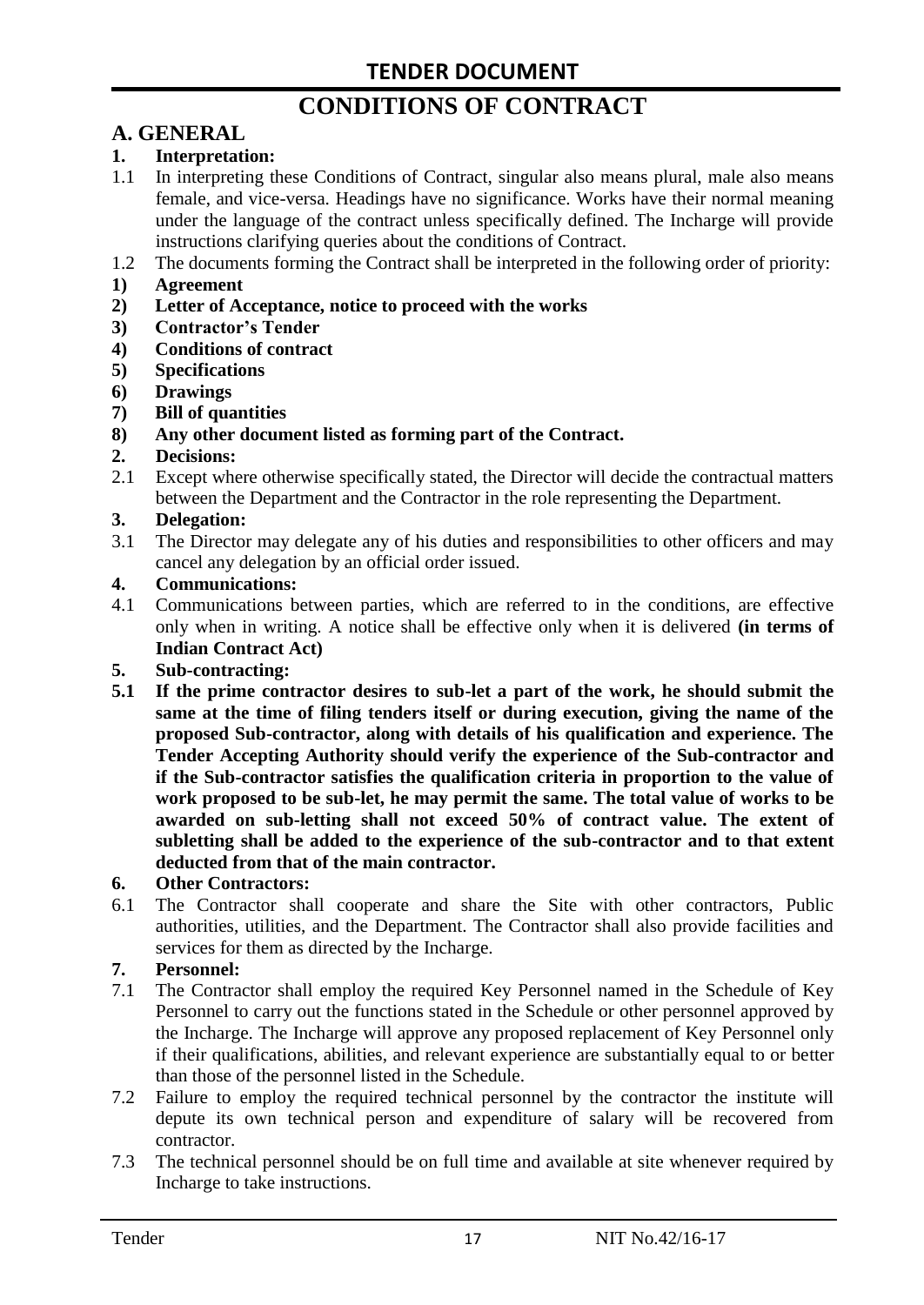# TENDER DOCUMENT

# CONDITIONS OF CONTRACT

## A. GENERAL

**1. Interpretation:**

1.1 In interpreting these Conditions of Contract, singular also means plural, male also means female, and vice-versa. Headings have no significance. Works have their normal meaning under the language of the contract unless specifically defined. The Incharge will provide instructions clarifying queries about the conditions of Contract.

1.2 The documents forming the Contract shall be interpreted in the following order of priority:

**1) Agreement**

**2) Letter of Acceptance, notice to proceed with the works**

**3) Contractor's Tender**

**4) Conditions of contract**

**5) Specifications**

**6) Drawings**

**7) Bill of quantities**

**8) Any other document listed as forming part of the Contract.**

**2. Decisions:**

2.1 Except where otherwise specifically stated, the Director will decide the contractual matters between the Department and the Contractor in the role representing the Department.

**3. Delegation:**

3.1 The Director may delegate any of his duties and responsibilities to other officers and may cancel any delegation by an official order issued.

**4. Communications:**

4.1 Communications between parties, which are referred to in the conditions, are effective only when in writing. A notice shall be effective only when it is delivered **(in terms of Indian Contract Act)**

**5. Sub-contracting:**

**5.1 If the prime contractor desires to sub-let a part of the work, he should submit the same at the time of filing tenders itself or during execution, giving the name of the proposed Sub-contractor, along with details of his qualification and experience. The Tender Accepting Authority should verify the experience of the Sub-contractor and if the Sub-contractor satisfies the qualification criteria in proportion to the value of work proposed to be sub-let, he may permit the same. The total value of works to be awarded on sub-letting shall not exceed 50% of contract value. The extent of subletting shall be added to the experience of the sub-contractor and to that extent deducted from that of the main contractor.**

**6. Other Contractors:**

6.1 The Contractor shall cooperate and share the Site with other contractors, Public authorities, utilities, and the Department. The Contractor shall also provide facilities and services for them as directed by the Incharge.

**7. Personnel:**

7.1 The Contractor shall employ the required Key Personnel named in the Schedule of Key Personnel to carry out the functions stated in the Schedule or other personnel approved by the Incharge. The Incharge will approve any proposed replacement of Key Personnel only if their qualifications, abilities, and relevant experience are substantially equal to or better than those of the personnel listed in the Schedule.

7.2 Failure to employ the required technical personnel by the contractor the institute will depute its own technical person and expenditure of salary will be recovered from contractor.

7.3 The technical personnel should be on full time and available at site whenever required by Incharge to take instructions.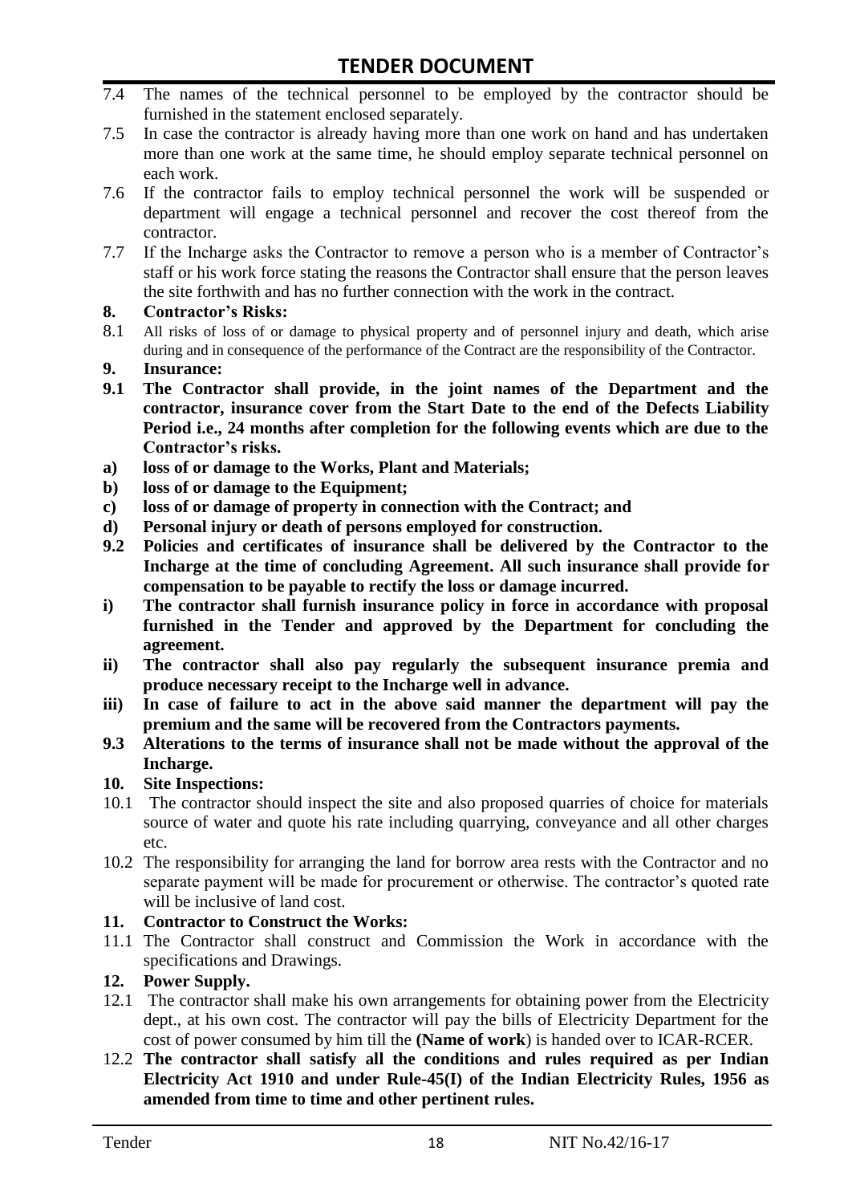7.4 The names of the technical personnel to be employed by the contractor should be furnished in the statement enclosed separately.

7.5 In case the contractor is already having more than one work on hand and has undertaken more than one work at the same time, he should employ separate technical personnel on each work.

7.6 If the contractor fails to employ technical personnel the work will be suspended or department will engage a technical personnel and recover the cost thereof from the contractor.

7.7 If the Incharge asks the Contractor to remove a person who is a member of Contractor's staff or his work force stating the reasons the Contractor shall ensure that the person leaves the site forthwith and has no further connection with the work in the contract.

**8. Contractor's Risks:**

8.1 All risks of loss of or damage to physical property and of personnel injury and death, which arise during and in consequence of the performance of the Contract are the responsibility of the Contractor.

**9. Insurance:**

**9.1 The Contractor shall provide, in the joint names of the Department and the contractor, insurance cover from the Start Date to the end of the Defects Liability Period i.e., 24 months after completion for the following events which are due to the Contractor's risks.**

**a) loss of or damage to the Works, Plant and Materials;**

**b) loss of or damage to the Equipment;**

**c) loss of or damage of property in connection with the Contract; and**

**d) Personal injury or death of persons employed for construction.**

**9.2 Policies and certificates of insurance shall be delivered by the Contractor to the Incharge at the time of concluding Agreement. All such insurance shall provide for compensation to be payable to rectify the loss or damage incurred.**

**i) The contractor shall furnish insurance policy in force in accordance with proposal furnished in the Tender and approved by the Department for concluding the agreement.**

**ii) The contractor shall also pay regularly the subsequent insurance premia and produce necessary receipt to the Incharge well in advance.**

**iii) In case of failure to act in the above said manner the department will pay the premium and the same will be recovered from the Contractors payments.**

**9.3 Alterations to the terms of insurance shall not be made without the approval of the Incharge.**

**10. Site Inspections:**

10.1 The contractor should inspect the site and also proposed quarries of choice for materials source of water and quote his rate including quarrying, conveyance and all other charges etc.

10.2 The responsibility for arranging the land for borrow area rests with the Contractor and no separate payment will be made for procurement or otherwise. The contractor's quoted rate will be inclusive of land cost.

**11. Contractor to Construct the Works:**

11.1 The Contractor shall construct and Commission the Work in accordance with the specifications and Drawings.

**12. Power Supply.**

12.1 The contractor shall make his own arrangements for obtaining power from the Electricity dept., at his own cost. The contractor will pay the bills of Electricity Department for the cost of power consumed by him till the **(Name of work**) is handed over to ICAR-RCER.

12.2 **The contractor shall satisfy all the conditions and rules required as per Indian Electricity Act 1910 and under Rule-45(I) of the Indian Electricity Rules, 1956 as amended from time to time and other pertinent rules.**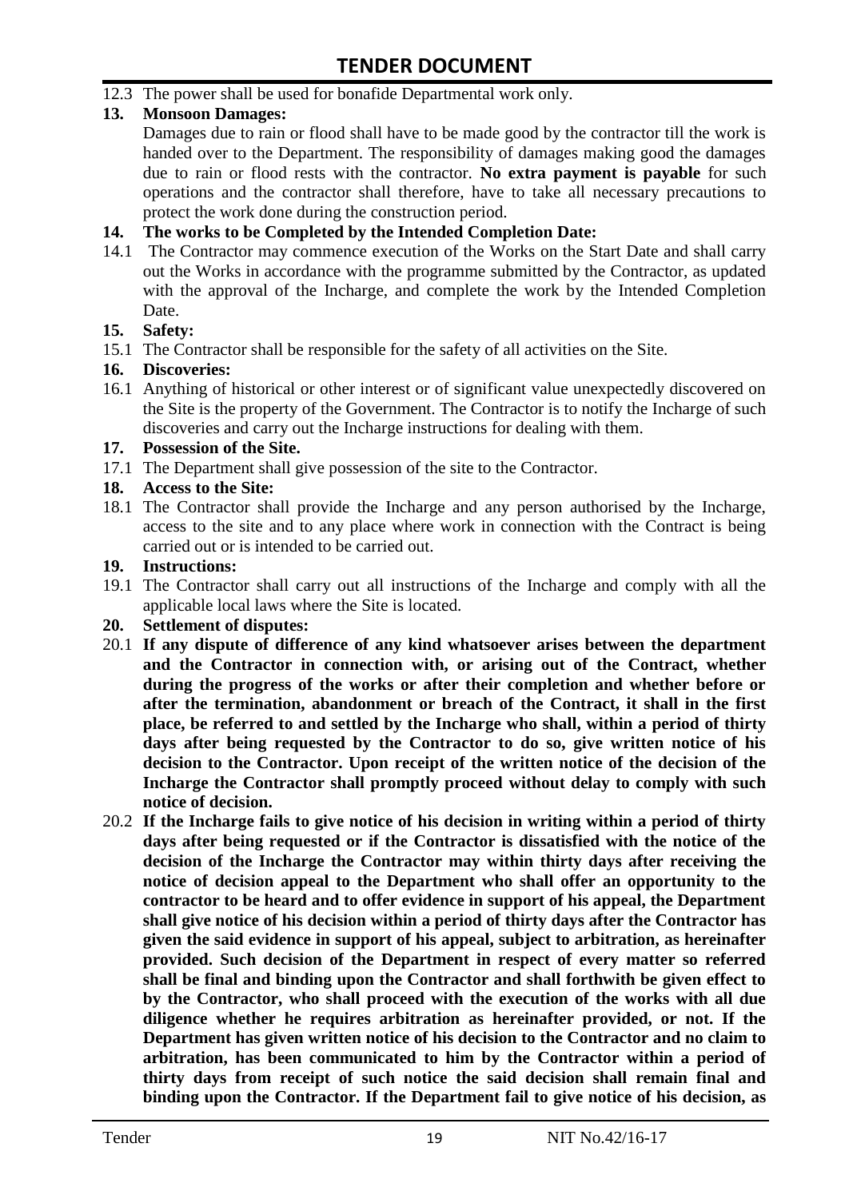12.3 The power shall be used for bonafide Departmental work only.

**13. Monsoon Damages:**

Damages due to rain or flood shall have to be made good by the contractor till the work is handed over to the Department. The responsibility of damages making good the damages due to rain or flood rests with the contractor. **No extra payment is payable** for such operations and the contractor shall therefore, have to take all necessary precautions to protect the work done during the construction period.

**14. The works to be Completed by the Intended Completion Date:**

14.1 The Contractor may commence execution of the Works on the Start Date and shall carry out the Works in accordance with the programme submitted by the Contractor, as updated with the approval of the Incharge, and complete the work by the Intended Completion Date.

**15. Safety:**

15.1 The Contractor shall be responsible for the safety of all activities on the Site.

**16. Discoveries:**

16.1 Anything of historical or other interest or of significant value unexpectedly discovered on the Site is the property of the Government. The Contractor is to notify the Incharge of such discoveries and carry out the Incharge instructions for dealing with them.

**17. Possession of the Site.**

17.1 The Department shall give possession of the site to the Contractor.

**18. Access to the Site:**

18.1 The Contractor shall provide the Incharge and any person authorised by the Incharge, access to the site and to any place where work in connection with the Contract is being carried out or is intended to be carried out.

**19. Instructions:**

19.1 The Contractor shall carry out all instructions of the Incharge and comply with all the applicable local laws where the Site is located.

**20. Settlement of disputes:**

20.1 **If any dispute of difference of any kind whatsoever arises between the department and the Contractor in connection with, or arising out of the Contract, whether during the progress of the works or after their completion and whether before or after the termination, abandonment or breach of the Contract, it shall in the first place, be referred to and settled by the Incharge who shall, within a period of thirty days after being requested by the Contractor to do so, give written notice of his decision to the Contractor. Upon receipt of the written notice of the decision of the Incharge the Contractor shall promptly proceed without delay to comply with such notice of decision.**

20.2 **If the Incharge fails to give notice of his decision in writing within a period of thirty days after being requested or if the Contractor is dissatisfied with the notice of the decision of the Incharge the Contractor may within thirty days after receiving the notice of decision appeal to the Department who shall offer an opportunity to the contractor to be heard and to offer evidence in support of his appeal, the Department shall give notice of his decision within a period of thirty days after the Contractor has given the said evidence in support of his appeal, subject to arbitration, as hereinafter provided. Such decision of the Department in respect of every matter so referred shall be final and binding upon the Contractor and shall forthwith be given effect to by the Contractor, who shall proceed with the execution of the works with all due diligence whether he requires arbitration as hereinafter provided, or not. If the Department has given written notice of his decision to the Contractor and no claim to arbitration, has been communicated to him by the Contractor within a period of thirty days from receipt of such notice the said decision shall remain final and binding upon the Contractor. If the Department fail to give notice of his decision, as**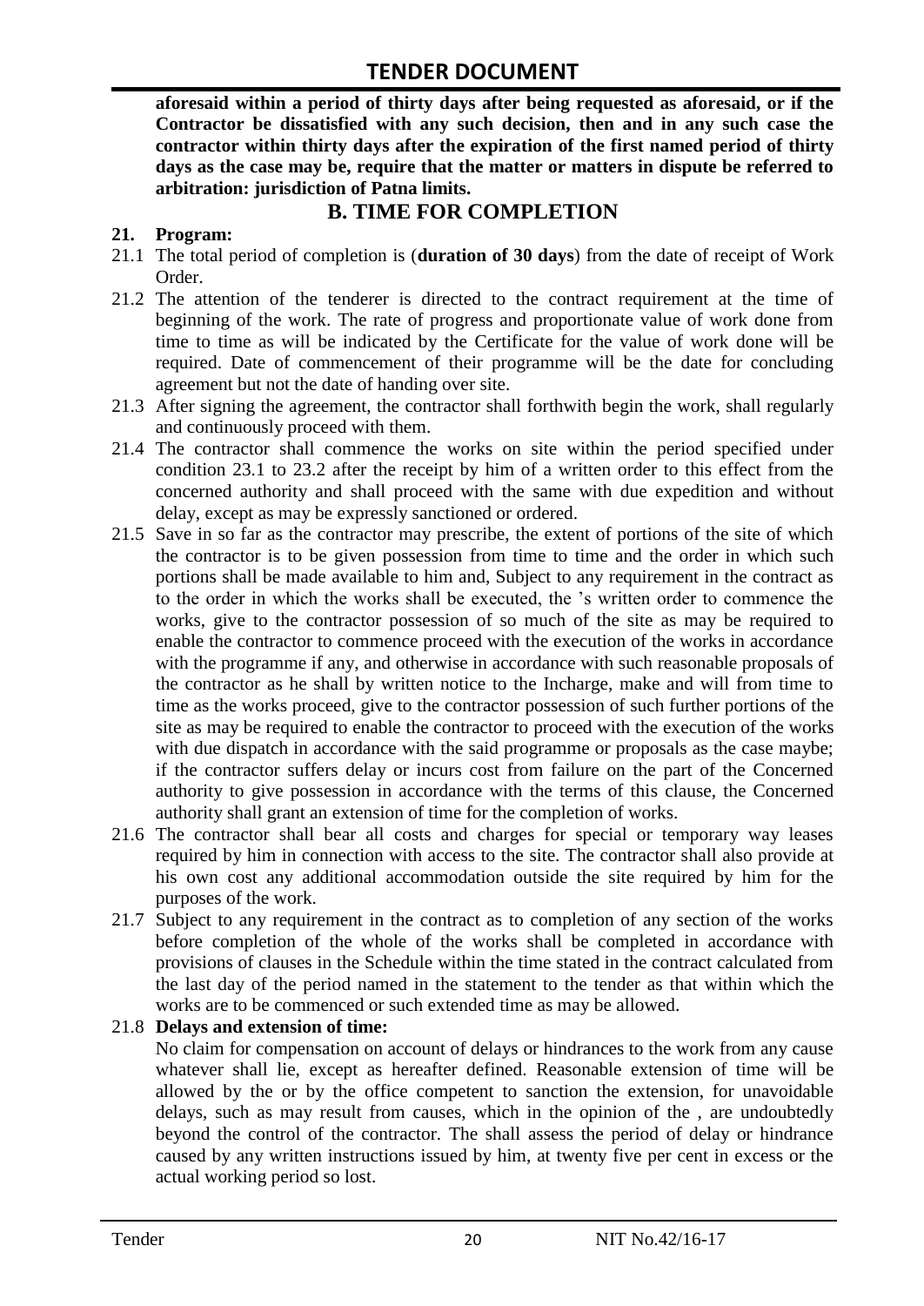**aforesaid within a period of thirty days after being requested as aforesaid, or if the Contractor be dissatisfied with any such decision, then and in any such case the contractor within thirty days after the expiration of the first named period of thirty days as the case may be, require that the matter or matters in dispute be referred to arbitration: jurisdiction of Patna limits.**

## B. TIME FOR COMPLETION

**21. Program:**

21.1 The total period of completion is (**duration of 30 days**) from the date of receipt of Work Order.

21.2 The attention of the tenderer is directed to the contract requirement at the time of beginning of the work. The rate of progress and proportionate value of work done from time to time as will be indicated by the Certificate for the value of work done will be required. Date of commencement of their programme will be the date for concluding agreement but not the date of handing over site.

21.3 After signing the agreement, the contractor shall forthwith begin the work, shall regularly and continuously proceed with them.

21.4 The contractor shall commence the works on site within the period specified under condition 23.1 to 23.2 after the receipt by him of a written order to this effect from the concerned authority and shall proceed with the same with due expedition and without delay, except as may be expressly sanctioned or ordered.

21.5 Save in so far as the contractor may prescribe, the extent of portions of the site of which the contractor is to be given possession from time to time and the order in which such portions shall be made available to him and, Subject to any requirement in the contract as to the order in which the works shall be executed, the 's written order to commence the works, give to the contractor possession of so much of the site as may be required to enable the contractor to commence proceed with the execution of the works in accordance with the programme if any, and otherwise in accordance with such reasonable proposals of the contractor as he shall by written notice to the Incharge, make and will from time to time as the works proceed, give to the contractor possession of such further portions of the site as may be required to enable the contractor to proceed with the execution of the works with due dispatch in accordance with the said programme or proposals as the case maybe; if the contractor suffers delay or incurs cost from failure on the part of the Concerned authority to give possession in accordance with the terms of this clause, the Concerned authority shall grant an extension of time for the completion of works.

21.6 The contractor shall bear all costs and charges for special or temporary way leases required by him in connection with access to the site. The contractor shall also provide at his own cost any additional accommodation outside the site required by him for the purposes of the work.

21.7 Subject to any requirement in the contract as to completion of any section of the works before completion of the whole of the works shall be completed in accordance with provisions of clauses in the Schedule within the time stated in the contract calculated from the last day of the period named in the statement to the tender as that within which the works are to be commenced or such extended time as may be allowed.

21.8 **Delays and extension of time:**

No claim for compensation on account of delays or hindrances to the work from any cause whatever shall lie, except as hereafter defined. Reasonable extension of time will be allowed by the or by the office competent to sanction the extension, for unavoidable delays, such as may result from causes, which in the opinion of the , are undoubtedly beyond the control of the contractor. The shall assess the period of delay or hindrance caused by any written instructions issued by him, at twenty five per cent in excess or the actual working period so lost.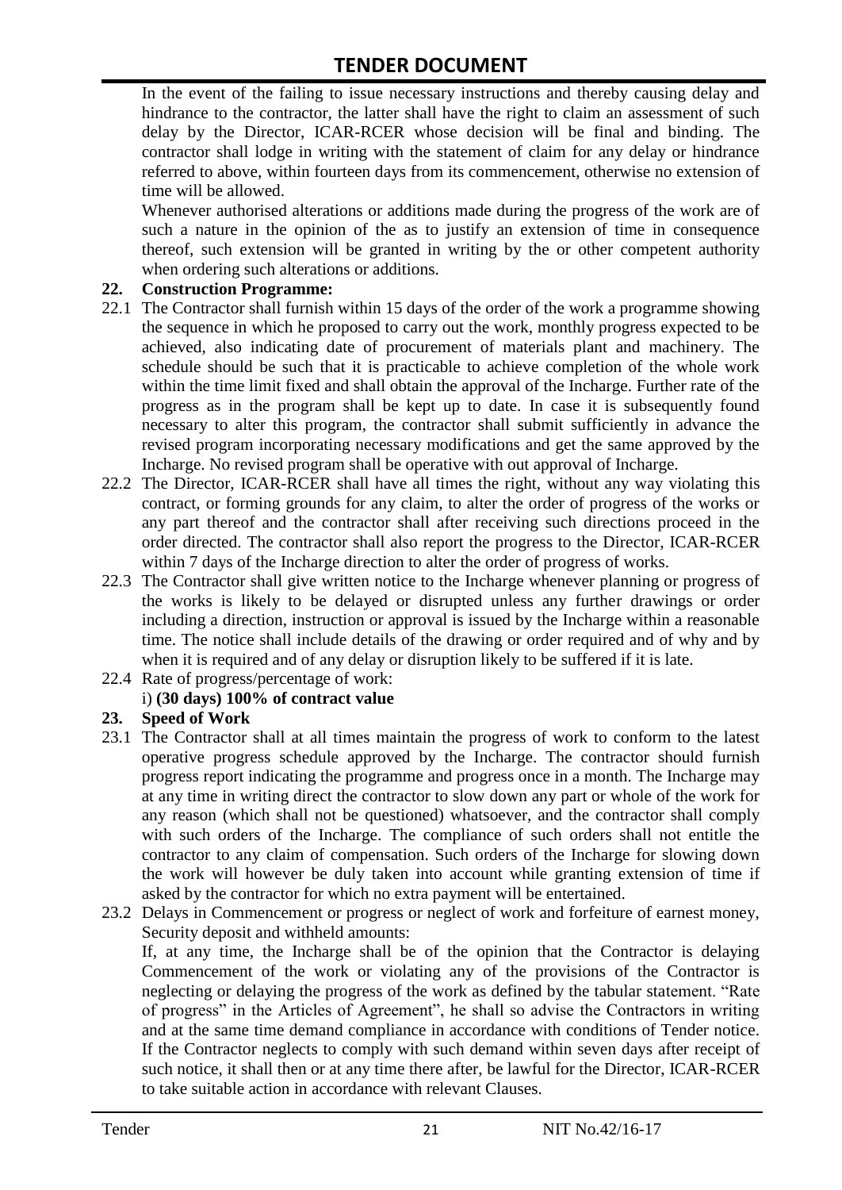In the event of the failing to issue necessary instructions and thereby causing delay and hindrance to the contractor, the latter shall have the right to claim an assessment of such delay by the Director, ICAR-RCER whose decision will be final and binding. The contractor shall lodge in writing with the statement of claim for any delay or hindrance referred to above, within fourteen days from its commencement, otherwise no extension of time will be allowed.

Whenever authorised alterations or additions made during the progress of the work are of such a nature in the opinion of the as to justify an extension of time in consequence thereof, such extension will be granted in writing by the or other competent authority when ordering such alterations or additions.

**22. Construction Programme:**

22.1 The Contractor shall furnish within 15 days of the order of the work a programme showing the sequence in which he proposed to carry out the work, monthly progress expected to be achieved, also indicating date of procurement of materials plant and machinery. The schedule should be such that it is practicable to achieve completion of the whole work within the time limit fixed and shall obtain the approval of the Incharge. Further rate of the progress as in the program shall be kept up to date. In case it is subsequently found necessary to alter this program, the contractor shall submit sufficiently in advance the revised program incorporating necessary modifications and get the same approved by the Incharge. No revised program shall be operative with out approval of Incharge.

22.2 The Director, ICAR-RCER shall have all times the right, without any way violating this contract, or forming grounds for any claim, to alter the order of progress of the works or any part thereof and the contractor shall after receiving such directions proceed in the order directed. The contractor shall also report the progress to the Director, ICAR-RCER within 7 days of the Incharge direction to alter the order of progress of works.

22.3 The Contractor shall give written notice to the Incharge whenever planning or progress of the works is likely to be delayed or disrupted unless any further drawings or order including a direction, instruction or approval is issued by the Incharge within a reasonable time. The notice shall include details of the drawing or order required and of why and by when it is required and of any delay or disruption likely to be suffered if it is late.

22.4 Rate of progress/percentage of work:

i) **(30 days) 100% of contract value**

**23. Speed of Work**

23.1 The Contractor shall at all times maintain the progress of work to conform to the latest operative progress schedule approved by the Incharge. The contractor should furnish progress report indicating the programme and progress once in a month. The Incharge may at any time in writing direct the contractor to slow down any part or whole of the work for any reason (which shall not be questioned) whatsoever, and the contractor shall comply with such orders of the Incharge. The compliance of such orders shall not entitle the contractor to any claim of compensation. Such orders of the Incharge for slowing down the work will however be duly taken into account while granting extension of time if asked by the contractor for which no extra payment will be entertained.

23.2 Delays in Commencement or progress or neglect of work and forfeiture of earnest money, Security deposit and withheld amounts:

If, at any time, the Incharge shall be of the opinion that the Contractor is delaying Commencement of the work or violating any of the provisions of the Contractor is neglecting or delaying the progress of the work as defined by the tabular statement. "Rate of progress" in the Articles of Agreement", he shall so advise the Contractors in writing and at the same time demand compliance in accordance with conditions of Tender notice. If the Contractor neglects to comply with such demand within seven days after receipt of such notice, it shall then or at any time there after, be lawful for the Director, ICAR-RCER to take suitable action in accordance with relevant Clauses.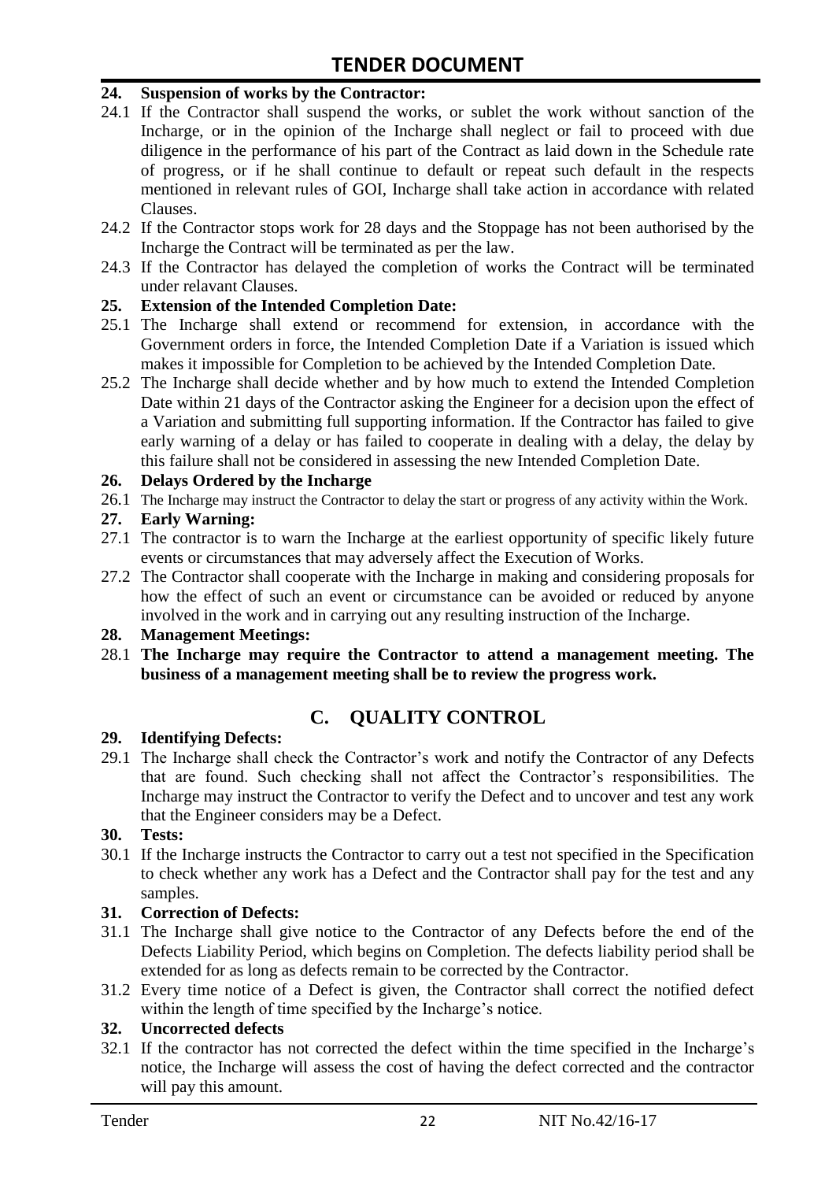**24. Suspension of works by the Contractor:**

24.1 If the Contractor shall suspend the works, or sublet the work without sanction of the Incharge, or in the opinion of the Incharge shall neglect or fail to proceed with due diligence in the performance of his part of the Contract as laid down in the Schedule rate of progress, or if he shall continue to default or repeat such default in the respects mentioned in relevant rules of GOI, Incharge shall take action in accordance with related Clauses.

24.2 If the Contractor stops work for 28 days and the Stoppage has not been authorised by the Incharge the Contract will be terminated as per the law.

24.3 If the Contractor has delayed the completion of works the Contract will be terminated under relavant Clauses.

**25. Extension of the Intended Completion Date:**

25.1 The Incharge shall extend or recommend for extension, in accordance with the Government orders in force, the Intended Completion Date if a Variation is issued which makes it impossible for Completion to be achieved by the Intended Completion Date.

25.2 The Incharge shall decide whether and by how much to extend the Intended Completion Date within 21 days of the Contractor asking the Engineer for a decision upon the effect of a Variation and submitting full supporting information. If the Contractor has failed to give early warning of a delay or has failed to cooperate in dealing with a delay, the delay by this failure shall not be considered in assessing the new Intended Completion Date.

**26. Delays Ordered by the Incharge**

26.1 The Incharge may instruct the Contractor to delay the start or progress of any activity within the Work.

**27. Early Warning:**

27.1 The contractor is to warn the Incharge at the earliest opportunity of specific likely future events or circumstances that may adversely affect the Execution of Works.

27.2 The Contractor shall cooperate with the Incharge in making and considering proposals for how the effect of such an event or circumstance can be avoided or reduced by anyone involved in the work and in carrying out any resulting instruction of the Incharge.

**28. Management Meetings:**

28.1 **The Incharge may require the Contractor to attend a management meeting. The business of a management meeting shall be to review the progress work.**

## C. QUALITY CONTROL

**29. Identifying Defects:**

29.1 The Incharge shall check the Contractor's work and notify the Contractor of any Defects that are found. Such checking shall not affect the Contractor's responsibilities. The Incharge may instruct the Contractor to verify the Defect and to uncover and test any work that the Engineer considers may be a Defect.

**30. Tests:**

30.1 If the Incharge instructs the Contractor to carry out a test not specified in the Specification to check whether any work has a Defect and the Contractor shall pay for the test and any samples.

**31. Correction of Defects:**

31.1 The Incharge shall give notice to the Contractor of any Defects before the end of the Defects Liability Period, which begins on Completion. The defects liability period shall be extended for as long as defects remain to be corrected by the Contractor.

31.2 Every time notice of a Defect is given, the Contractor shall correct the notified defect within the length of time specified by the Incharge's notice.

**32. Uncorrected defects**

32.1 If the contractor has not corrected the defect within the time specified in the Incharge's notice, the Incharge will assess the cost of having the defect corrected and the contractor will pay this amount.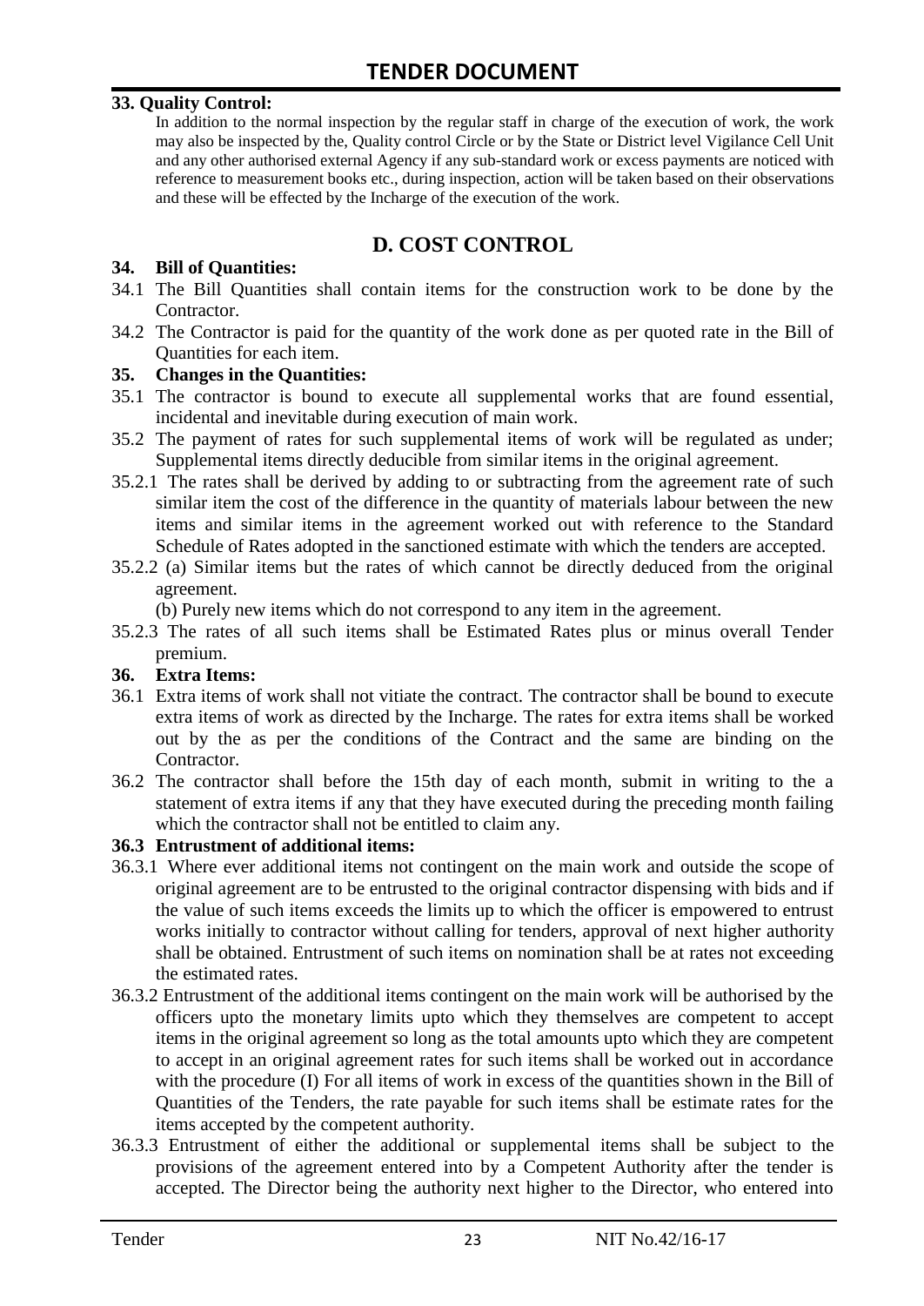**33. Quality Control:**

In addition to the normal inspection by the regular staff in charge of the execution of work, the work may also be inspected by the, Quality control Circle or by the State or District level Vigilance Cell Unit and any other authorised external Agency if any sub-standard work or excess payments are noticed with reference to measurement books etc., during inspection, action will be taken based on their observations and these will be effected by the Incharge of the execution of the work.

## D. COST CONTROL

**34. Bill of Quantities:**

34.1 The Bill Quantities shall contain items for the construction work to be done by the Contractor.

34.2 The Contractor is paid for the quantity of the work done as per quoted rate in the Bill of Quantities for each item.

**35. Changes in the Quantities:**

35.1 The contractor is bound to execute all supplemental works that are found essential, incidental and inevitable during execution of main work.

35.2 The payment of rates for such supplemental items of work will be regulated as under; Supplemental items directly deducible from similar items in the original agreement.

35.2.1 The rates shall be derived by adding to or subtracting from the agreement rate of such similar item the cost of the difference in the quantity of materials labour between the new items and similar items in the agreement worked out with reference to the Standard Schedule of Rates adopted in the sanctioned estimate with which the tenders are accepted.

35.2.2 (a) Similar items but the rates of which cannot be directly deduced from the original agreement.

(b) Purely new items which do not correspond to any item in the agreement.

35.2.3 The rates of all such items shall be Estimated Rates plus or minus overall Tender premium.

**36. Extra Items:**

36.1 Extra items of work shall not vitiate the contract. The contractor shall be bound to execute extra items of work as directed by the Incharge. The rates for extra items shall be worked out by the as per the conditions of the Contract and the same are binding on the Contractor.

36.2 The contractor shall before the 15th day of each month, submit in writing to the a statement of extra items if any that they have executed during the preceding month failing which the contractor shall not be entitled to claim any.

**36.3 Entrustment of additional items:**

36.3.1 Where ever additional items not contingent on the main work and outside the scope of original agreement are to be entrusted to the original contractor dispensing with bids and if the value of such items exceeds the limits up to which the officer is empowered to entrust works initially to contractor without calling for tenders, approval of next higher authority shall be obtained. Entrustment of such items on nomination shall be at rates not exceeding the estimated rates.

36.3.2 Entrustment of the additional items contingent on the main work will be authorised by the officers upto the monetary limits upto which they themselves are competent to accept items in the original agreement so long as the total amounts upto which they are competent to accept in an original agreement rates for such items shall be worked out in accordance with the procedure (I) For all items of work in excess of the quantities shown in the Bill of Quantities of the Tenders, the rate payable for such items shall be estimate rates for the items accepted by the competent authority.

36.3.3 Entrustment of either the additional or supplemental items shall be subject to the provisions of the agreement entered into by a Competent Authority after the tender is accepted. The Director being the authority next higher to the Director, who entered into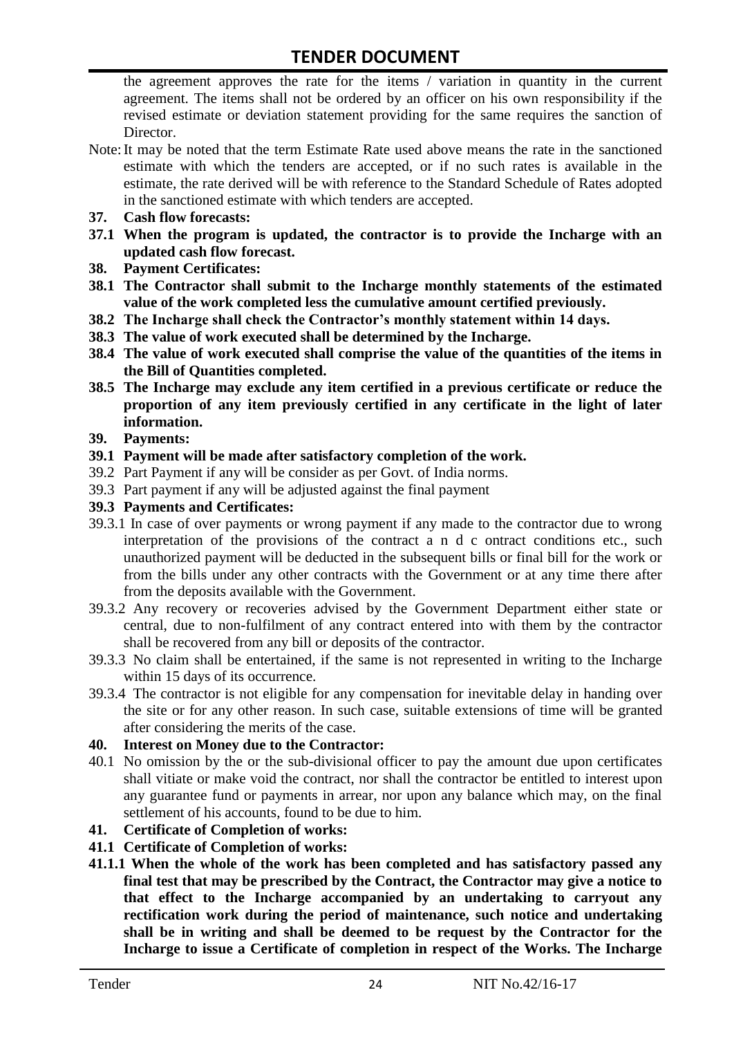the agreement approves the rate for the items / variation in quantity in the current agreement. The items shall not be ordered by an officer on his own responsibility if the revised estimate or deviation statement providing for the same requires the sanction of Director.

Note: It may be noted that the term Estimate Rate used above means the rate in the sanctioned estimate with which the tenders are accepted, or if no such rates is available in the estimate, the rate derived will be with reference to the Standard Schedule of Rates adopted in the sanctioned estimate with which tenders are accepted.

**37. Cash flow forecasts:**

**37.1 When the program is updated, the contractor is to provide the Incharge with an updated cash flow forecast.**

**38. Payment Certificates:**

**38.1 The Contractor shall submit to the Incharge monthly statements of the estimated value of the work completed less the cumulative amount certified previously.**

**38.2 The Incharge shall check the Contractor's monthly statement within 14 days.**

**38.3 The value of work executed shall be determined by the Incharge.**

**38.4 The value of work executed shall comprise the value of the quantities of the items in the Bill of Quantities completed.**

**38.5 The Incharge may exclude any item certified in a previous certificate or reduce the proportion of any item previously certified in any certificate in the light of later information.**

**39. Payments:**

**39.1 Payment will be made after satisfactory completion of the work.**

39.2 Part Payment if any will be consider as per Govt. of India norms.

39.3 Part payment if any will be adjusted against the final payment

**39.3 Payments and Certificates:**

39.3.1 In case of over payments or wrong payment if any made to the contractor due to wrong interpretation of the provisions of the contract a n d c ontract conditions etc., such unauthorized payment will be deducted in the subsequent bills or final bill for the work or from the bills under any other contracts with the Government or at any time there after from the deposits available with the Government.

39.3.2 Any recovery or recoveries advised by the Government Department either state or central, due to non-fulfilment of any contract entered into with them by the contractor shall be recovered from any bill or deposits of the contractor.

39.3.3 No claim shall be entertained, if the same is not represented in writing to the Incharge within 15 days of its occurrence.

39.3.4 The contractor is not eligible for any compensation for inevitable delay in handing over the site or for any other reason. In such case, suitable extensions of time will be granted after considering the merits of the case.

**40. Interest on Money due to the Contractor:**

40.1 No omission by the or the sub-divisional officer to pay the amount due upon certificates shall vitiate or make void the contract, nor shall the contractor be entitled to interest upon any guarantee fund or payments in arrear, nor upon any balance which may, on the final settlement of his accounts, found to be due to him.

**41. Certificate of Completion of works:**

**41.1 Certificate of Completion of works:**

**41.1.1 When the whole of the work has been completed and has satisfactory passed any final test that may be prescribed by the Contract, the Contractor may give a notice to that effect to the Incharge accompanied by an undertaking to carryout any rectification work during the period of maintenance, such notice and undertaking shall be in writing and shall be deemed to be request by the Contractor for the Incharge to issue a Certificate of completion in respect of the Works. The Incharge**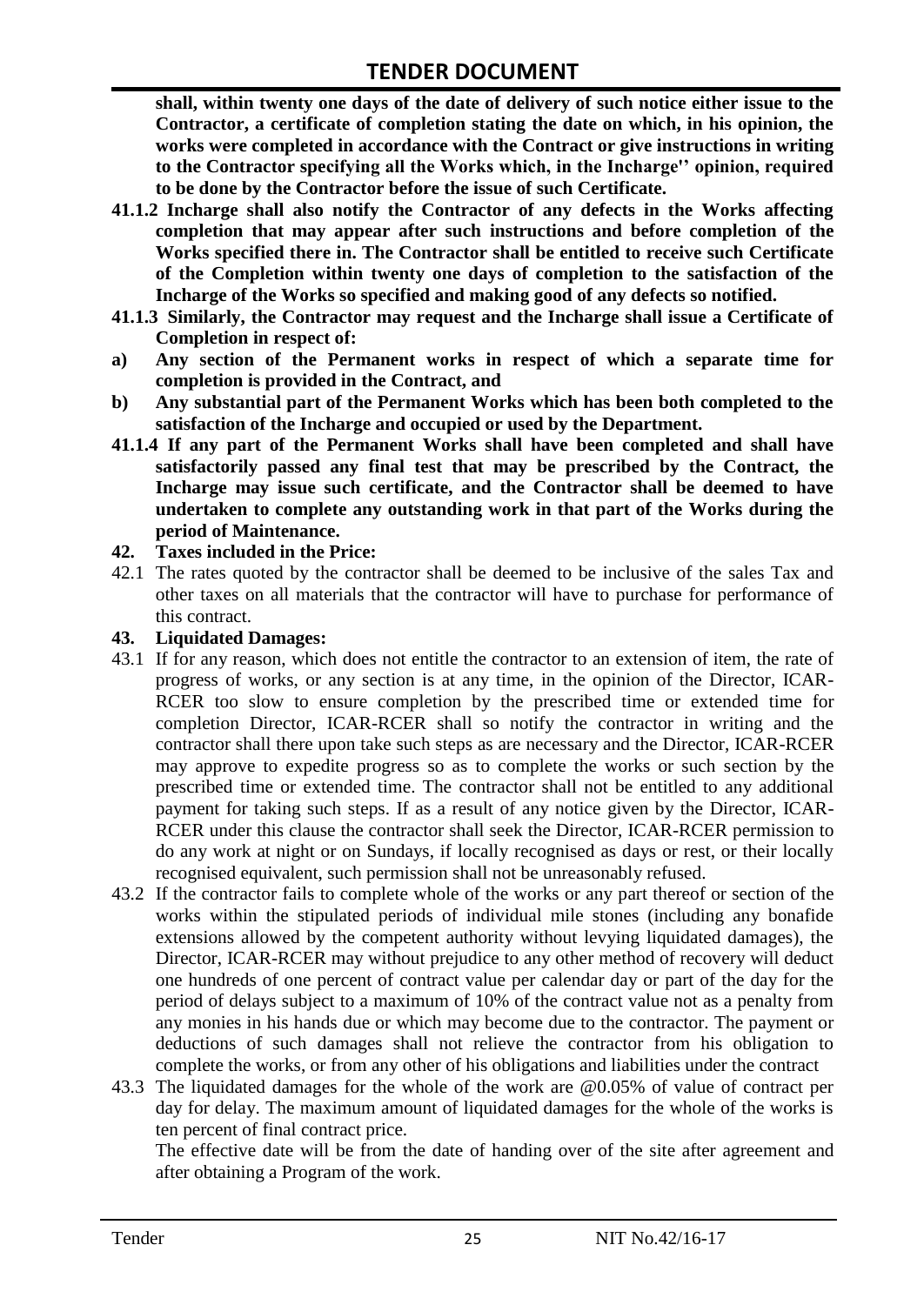**shall, within twenty one days of the date of delivery of such notice either issue to the Contractor, a certificate of completion stating the date on which, in his opinion, the works were completed in accordance with the Contract or give instructions in writing to the Contractor specifying all the Works which, in the Incharge'' opinion, required to be done by the Contractor before the issue of such Certificate.**

**41.1.2 Incharge shall also notify the Contractor of any defects in the Works affecting completion that may appear after such instructions and before completion of the Works specified there in. The Contractor shall be entitled to receive such Certificate of the Completion within twenty one days of completion to the satisfaction of the Incharge of the Works so specified and making good of any defects so notified.**

**41.1.3 Similarly, the Contractor may request and the Incharge shall issue a Certificate of Completion in respect of:**

**a) Any section of the Permanent works in respect of which a separate time for completion is provided in the Contract, and**

**b) Any substantial part of the Permanent Works which has been both completed to the satisfaction of the Incharge and occupied or used by the Department.**

**41.1.4 If any part of the Permanent Works shall have been completed and shall have satisfactorily passed any final test that may be prescribed by the Contract, the Incharge may issue such certificate, and the Contractor shall be deemed to have undertaken to complete any outstanding work in that part of the Works during the period of Maintenance.**

**42. Taxes included in the Price:**

42.1 The rates quoted by the contractor shall be deemed to be inclusive of the sales Tax and other taxes on all materials that the contractor will have to purchase for performance of this contract.

**43. Liquidated Damages:**

43.1 If for any reason, which does not entitle the contractor to an extension of item, the rate of progress of works, or any section is at any time, in the opinion of the Director, ICAR-RCER too slow to ensure completion by the prescribed time or extended time for completion Director, ICAR-RCER shall so notify the contractor in writing and the contractor shall there upon take such steps as are necessary and the Director, ICAR-RCER may approve to expedite progress so as to complete the works or such section by the prescribed time or extended time. The contractor shall not be entitled to any additional payment for taking such steps. If as a result of any notice given by the Director, ICAR-RCER under this clause the contractor shall seek the Director, ICAR-RCER permission to do any work at night or on Sundays, if locally recognised as days or rest, or their locally recognised equivalent, such permission shall not be unreasonably refused.

43.2 If the contractor fails to complete whole of the works or any part thereof or section of the works within the stipulated periods of individual mile stones (including any bonafide extensions allowed by the competent authority without levying liquidated damages), the Director, ICAR-RCER may without prejudice to any other method of recovery will deduct one hundreds of one percent of contract value per calendar day or part of the day for the period of delays subject to a maximum of 10% of the contract value not as a penalty from any monies in his hands due or which may become due to the contractor. The payment or deductions of such damages shall not relieve the contractor from his obligation to complete the works, or from any other of his obligations and liabilities under the contract

43.3 The liquidated damages for the whole of the work are @0.05% of value of contract per day for delay. The maximum amount of liquidated damages for the whole of the works is ten percent of final contract price.

The effective date will be from the date of handing over of the site after agreement and after obtaining a Program of the work.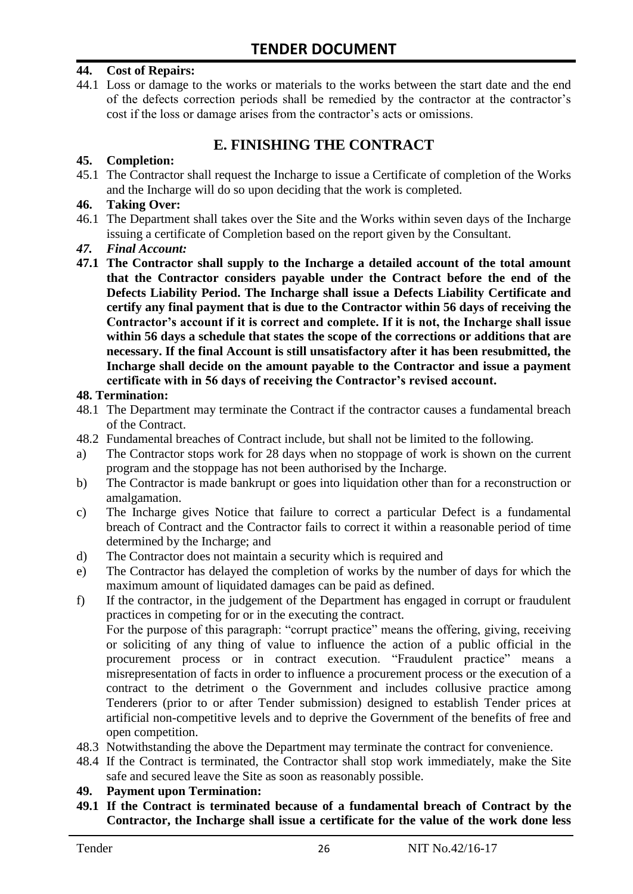**44. Cost of Repairs:**

44.1 Loss or damage to the works or materials to the works between the start date and the end of the defects correction periods shall be remedied by the contractor at the contractor's cost if the loss or damage arises from the contractor's acts or omissions.

## E. FINISHING THE CONTRACT

**45. Completion:**

45.1 The Contractor shall request the Incharge to issue a Certificate of completion of the Works and the Incharge will do so upon deciding that the work is completed.

**46. Taking Over:**

46.1 The Department shall takes over the Site and the Works within seven days of the Incharge issuing a certificate of Completion based on the report given by the Consultant.

***47. Final Account:***

**47.1 The Contractor shall supply to the Incharge a detailed account of the total amount that the Contractor considers payable under the Contract before the end of the Defects Liability Period. The Incharge shall issue a Defects Liability Certificate and certify any final payment that is due to the Contractor within 56 days of receiving the Contractor's account if it is correct and complete. If it is not, the Incharge shall issue within 56 days a schedule that states the scope of the corrections or additions that are necessary. If the final Account is still unsatisfactory after it has been resubmitted, the Incharge shall decide on the amount payable to the Contractor and issue a payment certificate with in 56 days of receiving the Contractor's revised account.**

**48. Termination:**

48.1 The Department may terminate the Contract if the contractor causes a fundamental breach of the Contract.

48.2 Fundamental breaches of Contract include, but shall not be limited to the following.

a) The Contractor stops work for 28 days when no stoppage of work is shown on the current program and the stoppage has not been authorised by the Incharge.

b) The Contractor is made bankrupt or goes into liquidation other than for a reconstruction or amalgamation.

c) The Incharge gives Notice that failure to correct a particular Defect is a fundamental breach of Contract and the Contractor fails to correct it within a reasonable period of time determined by the Incharge; and

d) The Contractor does not maintain a security which is required and

e) The Contractor has delayed the completion of works by the number of days for which the maximum amount of liquidated damages can be paid as defined.

f) If the contractor, in the judgement of the Department has engaged in corrupt or fraudulent practices in competing for or in the executing the contract.

For the purpose of this paragraph: "corrupt practice" means the offering, giving, receiving or soliciting of any thing of value to influence the action of a public official in the procurement process or in contract execution. "Fraudulent practice" means a misrepresentation of facts in order to influence a procurement process or the execution of a contract to the detriment o the Government and includes collusive practice among Tenderers (prior to or after Tender submission) designed to establish Tender prices at artificial non-competitive levels and to deprive the Government of the benefits of free and open competition.

48.3 Notwithstanding the above the Department may terminate the contract for convenience.

48.4 If the Contract is terminated, the Contractor shall stop work immediately, make the Site safe and secured leave the Site as soon as reasonably possible.

**49. Payment upon Termination:**

**49.1 If the Contract is terminated because of a fundamental breach of Contract by the Contractor, the Incharge shall issue a certificate for the value of the work done less**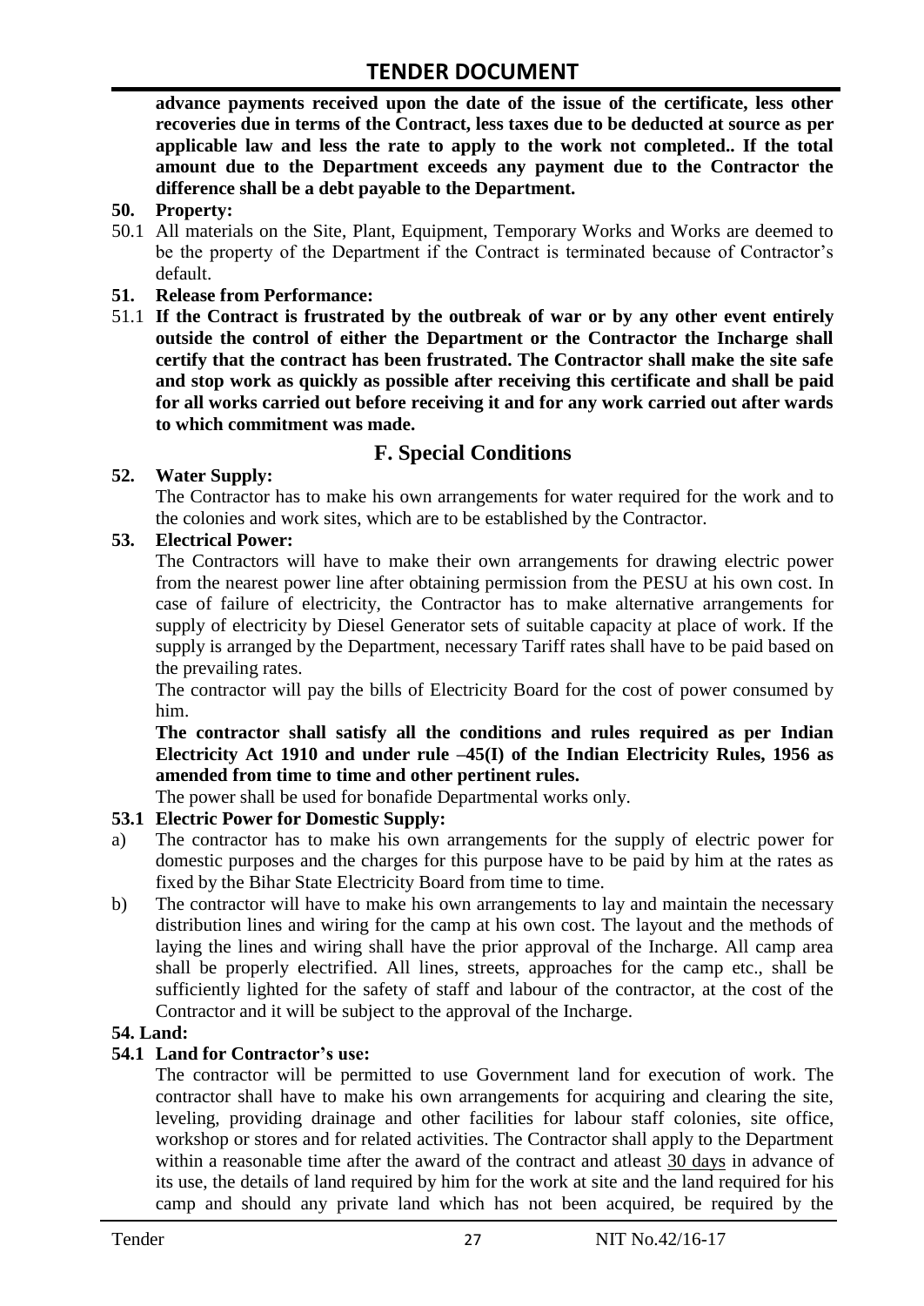**advance payments received upon the date of the issue of the certificate, less other recoveries due in terms of the Contract, less taxes due to be deducted at source as per applicable law and less the rate to apply to the work not completed.. If the total amount due to the Department exceeds any payment due to the Contractor the difference shall be a debt payable to the Department.**

**50. Property:**

50.1 All materials on the Site, Plant, Equipment, Temporary Works and Works are deemed to be the property of the Department if the Contract is terminated because of Contractor's default.

**51. Release from Performance:**

51.1 **If the Contract is frustrated by the outbreak of war or by any other event entirely outside the control of either the Department or the Contractor the Incharge shall certify that the contract has been frustrated. The Contractor shall make the site safe and stop work as quickly as possible after receiving this certificate and shall be paid for all works carried out before receiving it and for any work carried out after wards to which commitment was made.**

## F. Special Conditions

**52. Water Supply:**

The Contractor has to make his own arrangements for water required for the work and to the colonies and work sites, which are to be established by the Contractor.

**53. Electrical Power:**

The Contractors will have to make their own arrangements for drawing electric power from the nearest power line after obtaining permission from the PESU at his own cost. In case of failure of electricity, the Contractor has to make alternative arrangements for supply of electricity by Diesel Generator sets of suitable capacity at place of work. If the supply is arranged by the Department, necessary Tariff rates shall have to be paid based on the prevailing rates.

The contractor will pay the bills of Electricity Board for the cost of power consumed by him.

**The contractor shall satisfy all the conditions and rules required as per Indian Electricity Act 1910 and under rule –45(I) of the Indian Electricity Rules, 1956 as amended from time to time and other pertinent rules.**

The power shall be used for bonafide Departmental works only.

**53.1 Electric Power for Domestic Supply:**

a) The contractor has to make his own arrangements for the supply of electric power for domestic purposes and the charges for this purpose have to be paid by him at the rates as fixed by the Bihar State Electricity Board from time to time.

b) The contractor will have to make his own arrangements to lay and maintain the necessary distribution lines and wiring for the camp at his own cost. The layout and the methods of laying the lines and wiring shall have the prior approval of the Incharge. All camp area shall be properly electrified. All lines, streets, approaches for the camp etc., shall be sufficiently lighted for the safety of staff and labour of the contractor, at the cost of the Contractor and it will be subject to the approval of the Incharge.

**54. Land:**

**54.1 Land for Contractor's use:**

The contractor will be permitted to use Government land for execution of work. The contractor shall have to make his own arrangements for acquiring and clearing the site, leveling, providing drainage and other facilities for labour staff colonies, site office, workshop or stores and for related activities. The Contractor shall apply to the Department within a reasonable time after the award of the contract and atleast 30 days in advance of its use, the details of land required by him for the work at site and the land required for his camp and should any private land which has not been acquired, be required by the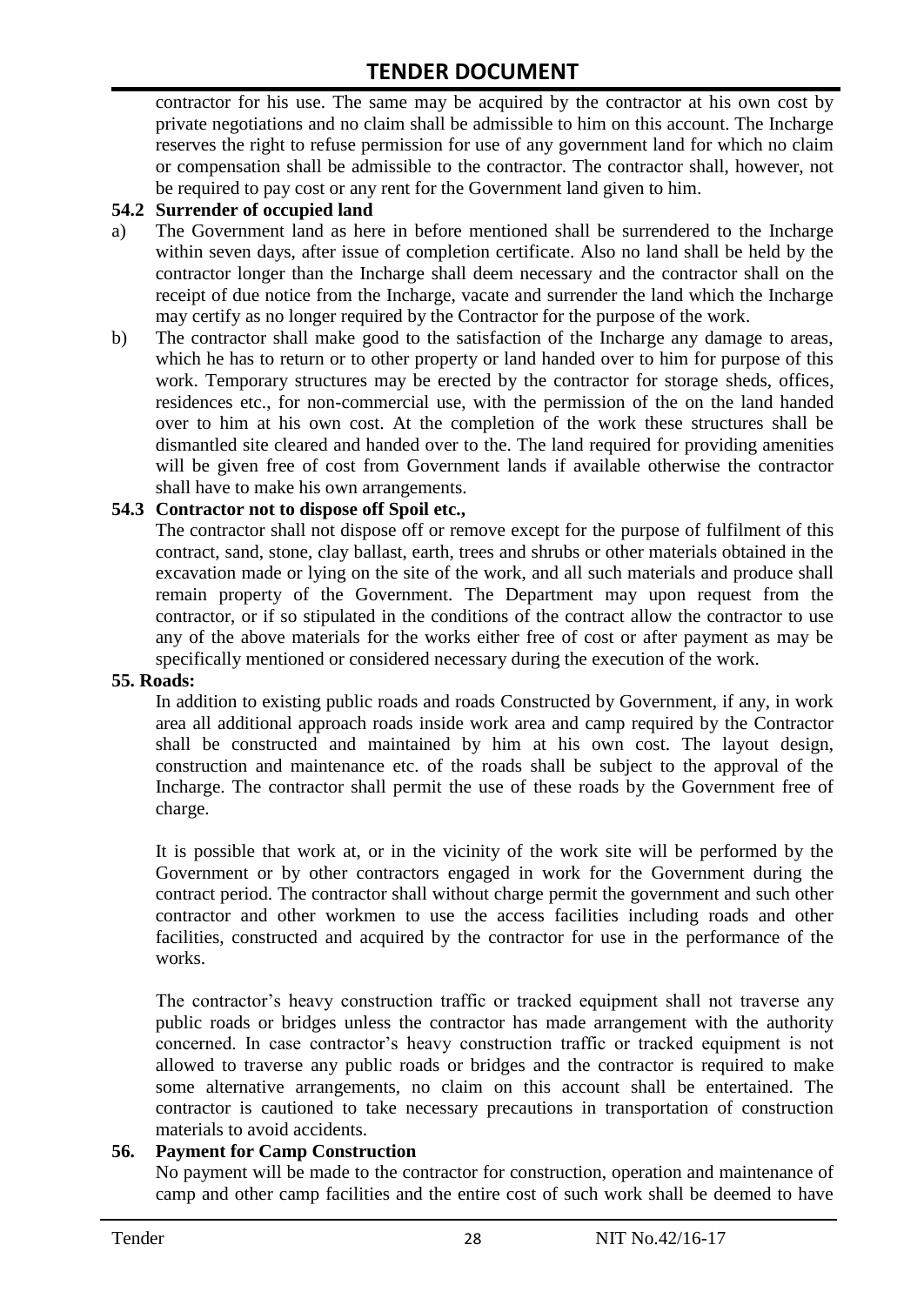contractor for his use. The same may be acquired by the contractor at his own cost by private negotiations and no claim shall be admissible to him on this account. The Incharge reserves the right to refuse permission for use of any government land for which no claim or compensation shall be admissible to the contractor. The contractor shall, however, not be required to pay cost or any rent for the Government land given to him.

**54.2 Surrender of occupied land**

a) The Government land as here in before mentioned shall be surrendered to the Incharge within seven days, after issue of completion certificate. Also no land shall be held by the contractor longer than the Incharge shall deem necessary and the contractor shall on the receipt of due notice from the Incharge, vacate and surrender the land which the Incharge may certify as no longer required by the Contractor for the purpose of the work.

b) The contractor shall make good to the satisfaction of the Incharge any damage to areas, which he has to return or to other property or land handed over to him for purpose of this work. Temporary structures may be erected by the contractor for storage sheds, offices, residences etc., for non-commercial use, with the permission of the on the land handed over to him at his own cost. At the completion of the work these structures shall be dismantled site cleared and handed over to the. The land required for providing amenities will be given free of cost from Government lands if available otherwise the contractor shall have to make his own arrangements.

**54.3 Contractor not to dispose off Spoil etc.,**

The contractor shall not dispose off or remove except for the purpose of fulfilment of this contract, sand, stone, clay ballast, earth, trees and shrubs or other materials obtained in the excavation made or lying on the site of the work, and all such materials and produce shall remain property of the Government. The Department may upon request from the contractor, or if so stipulated in the conditions of the contract allow the contractor to use any of the above materials for the works either free of cost or after payment as may be specifically mentioned or considered necessary during the execution of the work.

**55. Roads:**

In addition to existing public roads and roads Constructed by Government, if any, in work area all additional approach roads inside work area and camp required by the Contractor shall be constructed and maintained by him at his own cost. The layout design, construction and maintenance etc. of the roads shall be subject to the approval of the Incharge. The contractor shall permit the use of these roads by the Government free of charge.

It is possible that work at, or in the vicinity of the work site will be performed by the Government or by other contractors engaged in work for the Government during the contract period. The contractor shall without charge permit the government and such other contractor and other workmen to use the access facilities including roads and other facilities, constructed and acquired by the contractor for use in the performance of the works.

The contractor's heavy construction traffic or tracked equipment shall not traverse any public roads or bridges unless the contractor has made arrangement with the authority concerned. In case contractor's heavy construction traffic or tracked equipment is not allowed to traverse any public roads or bridges and the contractor is required to make some alternative arrangements, no claim on this account shall be entertained. The contractor is cautioned to take necessary precautions in transportation of construction materials to avoid accidents.

**56. Payment for Camp Construction**

No payment will be made to the contractor for construction, operation and maintenance of camp and other camp facilities and the entire cost of such work shall be deemed to have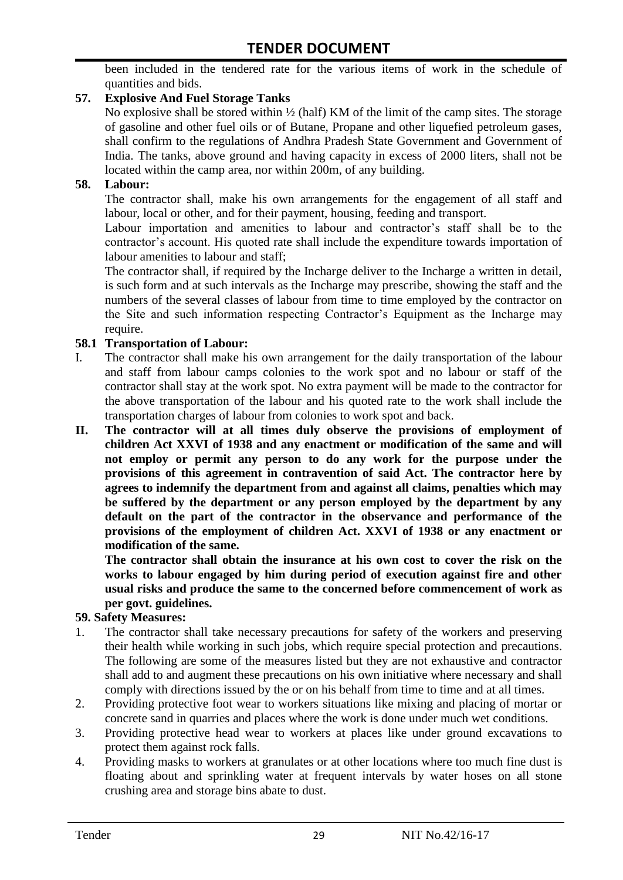been included in the tendered rate for the various items of work in the schedule of quantities and bids.

**57. Explosive And Fuel Storage Tanks**

No explosive shall be stored within ½ (half) KM of the limit of the camp sites. The storage of gasoline and other fuel oils or of Butane, Propane and other liquefied petroleum gases, shall confirm to the regulations of Andhra Pradesh State Government and Government of India. The tanks, above ground and having capacity in excess of 2000 liters, shall not be located within the camp area, nor within 200m, of any building.

**58. Labour:**

The contractor shall, make his own arrangements for the engagement of all staff and labour, local or other, and for their payment, housing, feeding and transport.

Labour importation and amenities to labour and contractor's staff shall be to the contractor's account. His quoted rate shall include the expenditure towards importation of labour amenities to labour and staff;

The contractor shall, if required by the Incharge deliver to the Incharge a written in detail, is such form and at such intervals as the Incharge may prescribe, showing the staff and the numbers of the several classes of labour from time to time employed by the contractor on the Site and such information respecting Contractor's Equipment as the Incharge may require.

**58.1 Transportation of Labour:**

I. The contractor shall make his own arrangement for the daily transportation of the labour and staff from labour camps colonies to the work spot and no labour or staff of the contractor shall stay at the work spot. No extra payment will be made to the contractor for the above transportation of the labour and his quoted rate to the work shall include the transportation charges of labour from colonies to work spot and back.

**II. The contractor will at all times duly observe the provisions of employment of children Act XXVI of 1938 and any enactment or modification of the same and will not employ or permit any person to do any work for the purpose under the provisions of this agreement in contravention of said Act. The contractor here by agrees to indemnify the department from and against all claims, penalties which may be suffered by the department or any person employed by the department by any default on the part of the contractor in the observance and performance of the provisions of the employment of children Act. XXVI of 1938 or any enactment or modification of the same.**

**The contractor shall obtain the insurance at his own cost to cover the risk on the works to labour engaged by him during period of execution against fire and other usual risks and produce the same to the concerned before commencement of work as per govt. guidelines.**

**59. Safety Measures:**

1. The contractor shall take necessary precautions for safety of the workers and preserving their health while working in such jobs, which require special protection and precautions. The following are some of the measures listed but they are not exhaustive and contractor shall add to and augment these precautions on his own initiative where necessary and shall comply with directions issued by the or on his behalf from time to time and at all times.
2. Providing protective foot wear to workers situations like mixing and placing of mortar or concrete sand in quarries and places where the work is done under much wet conditions.
3. Providing protective head wear to workers at places like under ground excavations to protect them against rock falls.
4. Providing masks to workers at granulates or at other locations where too much fine dust is floating about and sprinkling water at frequent intervals by water hoses on all stone crushing area and storage bins abate to dust.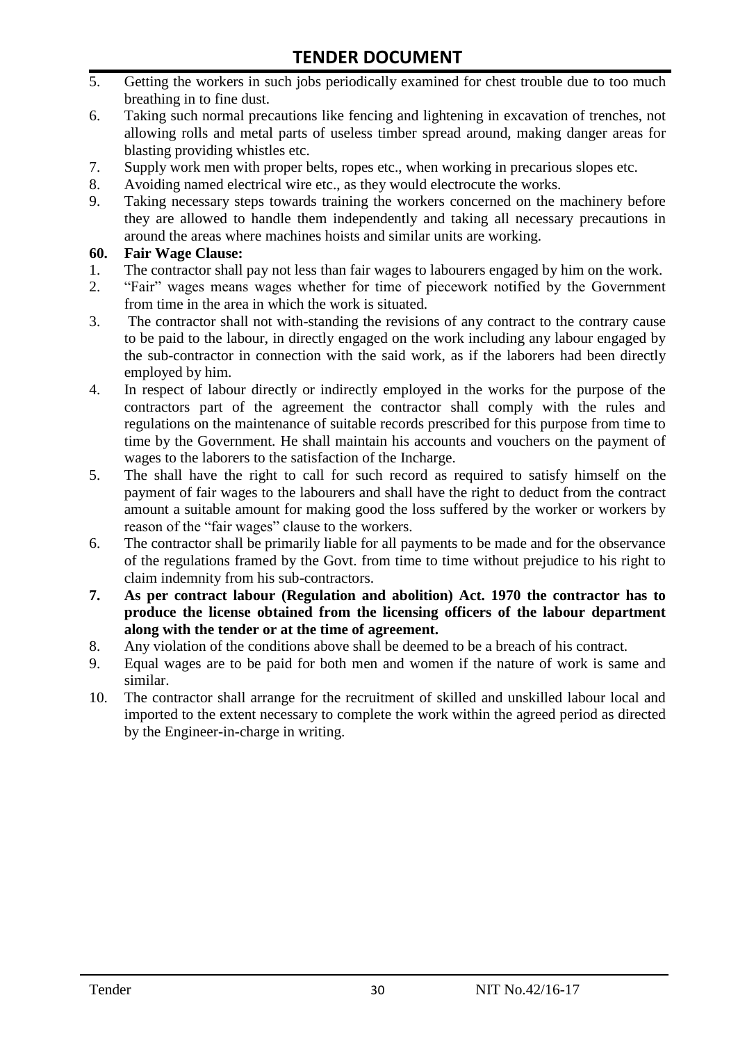5. Getting the workers in such jobs periodically examined for chest trouble due to too much breathing in to fine dust.
6. Taking such normal precautions like fencing and lightening in excavation of trenches, not allowing rolls and metal parts of useless timber spread around, making danger areas for blasting providing whistles etc.
7. Supply work men with proper belts, ropes etc., when working in precarious slopes etc.
8. Avoiding named electrical wire etc., as they would electrocute the works.
9. Taking necessary steps towards training the workers concerned on the machinery before they are allowed to handle them independently and taking all necessary precautions in around the areas where machines hoists and similar units are working.

**60. Fair Wage Clause:**

1. The contractor shall pay not less than fair wages to labourers engaged by him on the work.
2. "Fair" wages means wages whether for time of piecework notified by the Government from time in the area in which the work is situated.
3. The contractor shall not with-standing the revisions of any contract to the contrary cause to be paid to the labour, in directly engaged on the work including any labour engaged by the sub-contractor in connection with the said work, as if the laborers had been directly employed by him.
4. In respect of labour directly or indirectly employed in the works for the purpose of the contractors part of the agreement the contractor shall comply with the rules and regulations on the maintenance of suitable records prescribed for this purpose from time to time by the Government. He shall maintain his accounts and vouchers on the payment of wages to the laborers to the satisfaction of the Incharge.
5. The shall have the right to call for such record as required to satisfy himself on the payment of fair wages to the labourers and shall have the right to deduct from the contract amount a suitable amount for making good the loss suffered by the worker or workers by reason of the "fair wages" clause to the workers.
6. The contractor shall be primarily liable for all payments to be made and for the observance of the regulations framed by the Govt. from time to time without prejudice to his right to claim indemnity from his sub-contractors.
7. **As per contract labour (Regulation and abolition) Act. 1970 the contractor has to produce the license obtained from the licensing officers of the labour department along with the tender or at the time of agreement.**
8. Any violation of the conditions above shall be deemed to be a breach of his contract.
9. Equal wages are to be paid for both men and women if the nature of work is same and similar.
10. The contractor shall arrange for the recruitment of skilled and unskilled labour local and imported to the extent necessary to complete the work within the agreed period as directed by the Engineer-in-charge in writing.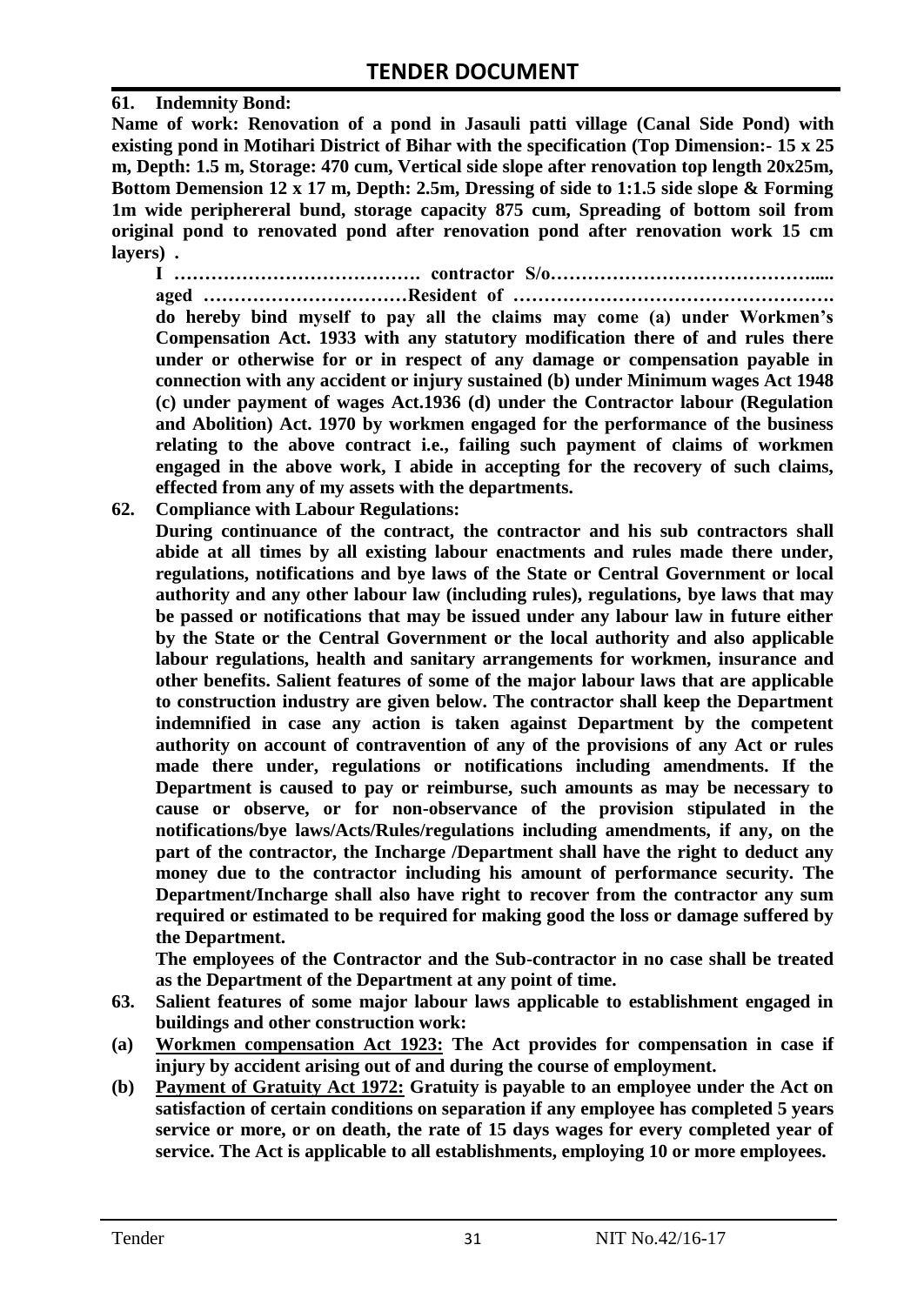**61. Indemnity Bond:**

**Name of work: Renovation of a pond in Jasauli patti village (Canal Side Pond) with existing pond in Motihari District of Bihar with the specification (Top Dimension:- 15 x 25 m, Depth: 1.5 m, Storage: 470 cum, Vertical side slope after renovation top length 20x25m, Bottom Demension 12 x 17 m, Depth: 2.5m, Dressing of side to 1:1.5 side slope & Forming 1m wide periphereral bund, storage capacity 875 cum, Spreading of bottom soil from original pond to renovated pond after renovation pond after renovation work 15 cm layers) .**

**I …………………………………. contractor S/o……………………………………..... aged ……………………………Resident of ……………………………………………. do hereby bind myself to pay all the claims may come (a) under Workmen's Compensation Act. 1933 with any statutory modification there of and rules there under or otherwise for or in respect of any damage or compensation payable in connection with any accident or injury sustained (b) under Minimum wages Act 1948 (c) under payment of wages Act.1936 (d) under the Contractor labour (Regulation and Abolition) Act. 1970 by workmen engaged for the performance of the business relating to the above contract i.e., failing such payment of claims of workmen engaged in the above work, I abide in accepting for the recovery of such claims, effected from any of my assets with the departments.**

**62. Compliance with Labour Regulations:**

**During continuance of the contract, the contractor and his sub contractors shall abide at all times by all existing labour enactments and rules made there under, regulations, notifications and bye laws of the State or Central Government or local authority and any other labour law (including rules), regulations, bye laws that may be passed or notifications that may be issued under any labour law in future either by the State or the Central Government or the local authority and also applicable labour regulations, health and sanitary arrangements for workmen, insurance and other benefits. Salient features of some of the major labour laws that are applicable to construction industry are given below. The contractor shall keep the Department indemnified in case any action is taken against Department by the competent authority on account of contravention of any of the provisions of any Act or rules made there under, regulations or notifications including amendments. If the Department is caused to pay or reimburse, such amounts as may be necessary to cause or observe, or for non-observance of the provision stipulated in the notifications/bye laws/Acts/Rules/regulations including amendments, if any, on the part of the contractor, the Incharge /Department shall have the right to deduct any money due to the contractor including his amount of performance security. The Department/Incharge shall also have right to recover from the contractor any sum required or estimated to be required for making good the loss or damage suffered by the Department.**

**The employees of the Contractor and the Sub-contractor in no case shall be treated as the Department of the Department at any point of time.**

**63. Salient features of some major labour laws applicable to establishment engaged in buildings and other construction work:**

**(a) <u>Workmen compensation Act 1923:</u> The Act provides for compensation in case if injury by accident arising out of and during the course of employment.**

**(b) <u>Payment of Gratuity Act 1972:</u> Gratuity is payable to an employee under the Act on satisfaction of certain conditions on separation if any employee has completed 5 years service or more, or on death, the rate of 15 days wages for every completed year of service. The Act is applicable to all establishments, employing 10 or more employees.**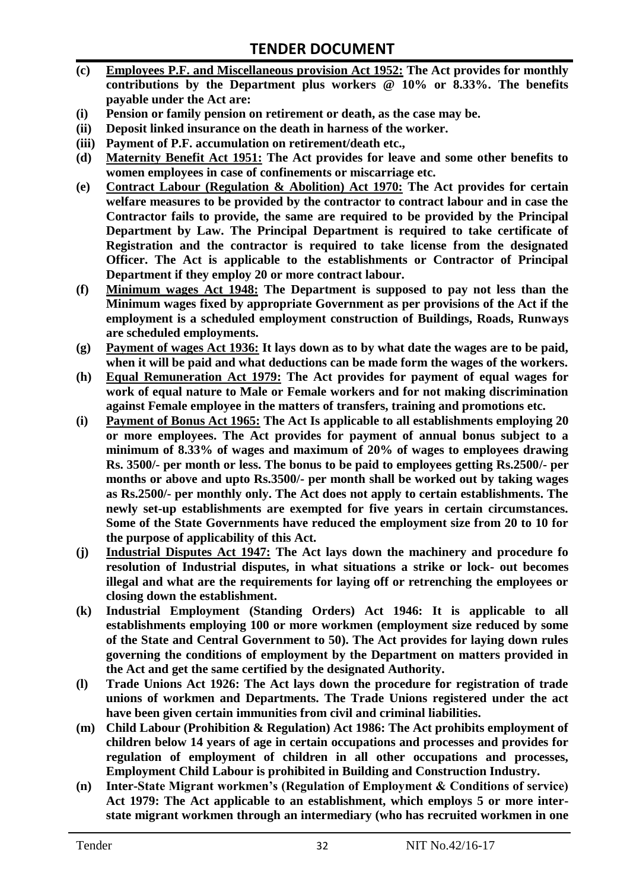**(c) Employees P.F. and Miscellaneous provision Act 1952: The Act provides for monthly contributions by the Department plus workers @ 10% or 8.33%. The benefits payable under the Act are:**

**(i) Pension or family pension on retirement or death, as the case may be.**

**(ii) Deposit linked insurance on the death in harness of the worker.**

**(iii) Payment of P.F. accumulation on retirement/death etc.,**

**(d) Maternity Benefit Act 1951: The Act provides for leave and some other benefits to women employees in case of confinements or miscarriage etc.**

**(e) Contract Labour (Regulation & Abolition) Act 1970: The Act provides for certain welfare measures to be provided by the contractor to contract labour and in case the Contractor fails to provide, the same are required to be provided by the Principal Department by Law. The Principal Department is required to take certificate of Registration and the contractor is required to take license from the designated Officer. The Act is applicable to the establishments or Contractor of Principal Department if they employ 20 or more contract labour.**

**(f) Minimum wages Act 1948: The Department is supposed to pay not less than the Minimum wages fixed by appropriate Government as per provisions of the Act if the employment is a scheduled employment construction of Buildings, Roads, Runways are scheduled employments.**

**(g) Payment of wages Act 1936: It lays down as to by what date the wages are to be paid, when it will be paid and what deductions can be made form the wages of the workers.**

**(h) Equal Remuneration Act 1979: The Act provides for payment of equal wages for work of equal nature to Male or Female workers and for not making discrimination against Female employee in the matters of transfers, training and promotions etc.**

**(i) Payment of Bonus Act 1965: The Act Is applicable to all establishments employing 20 or more employees. The Act provides for payment of annual bonus subject to a minimum of 8.33% of wages and maximum of 20% of wages to employees drawing Rs. 3500/- per month or less. The bonus to be paid to employees getting Rs.2500/- per months or above and upto Rs.3500/- per month shall be worked out by taking wages as Rs.2500/- per monthly only. The Act does not apply to certain establishments. The newly set-up establishments are exempted for five years in certain circumstances. Some of the State Governments have reduced the employment size from 20 to 10 for the purpose of applicability of this Act.**

**(j) Industrial Disputes Act 1947: The Act lays down the machinery and procedure fo resolution of Industrial disputes, in what situations a strike or lock- out becomes illegal and what are the requirements for laying off or retrenching the employees or closing down the establishment.**

**(k) Industrial Employment (Standing Orders) Act 1946: It is applicable to all establishments employing 100 or more workmen (employment size reduced by some of the State and Central Government to 50). The Act provides for laying down rules governing the conditions of employment by the Department on matters provided in the Act and get the same certified by the designated Authority.**

**(l) Trade Unions Act 1926: The Act lays down the procedure for registration of trade unions of workmen and Departments. The Trade Unions registered under the act have been given certain immunities from civil and criminal liabilities.**

**(m) Child Labour (Prohibition & Regulation) Act 1986: The Act prohibits employment of children below 14 years of age in certain occupations and processes and provides for regulation of employment of children in all other occupations and processes, Employment Child Labour is prohibited in Building and Construction Industry.**

**(n) Inter-State Migrant workmen's (Regulation of Employment & Conditions of service) Act 1979: The Act applicable to an establishment, which employs 5 or more inter-state migrant workmen through an intermediary (who has recruited workmen in one**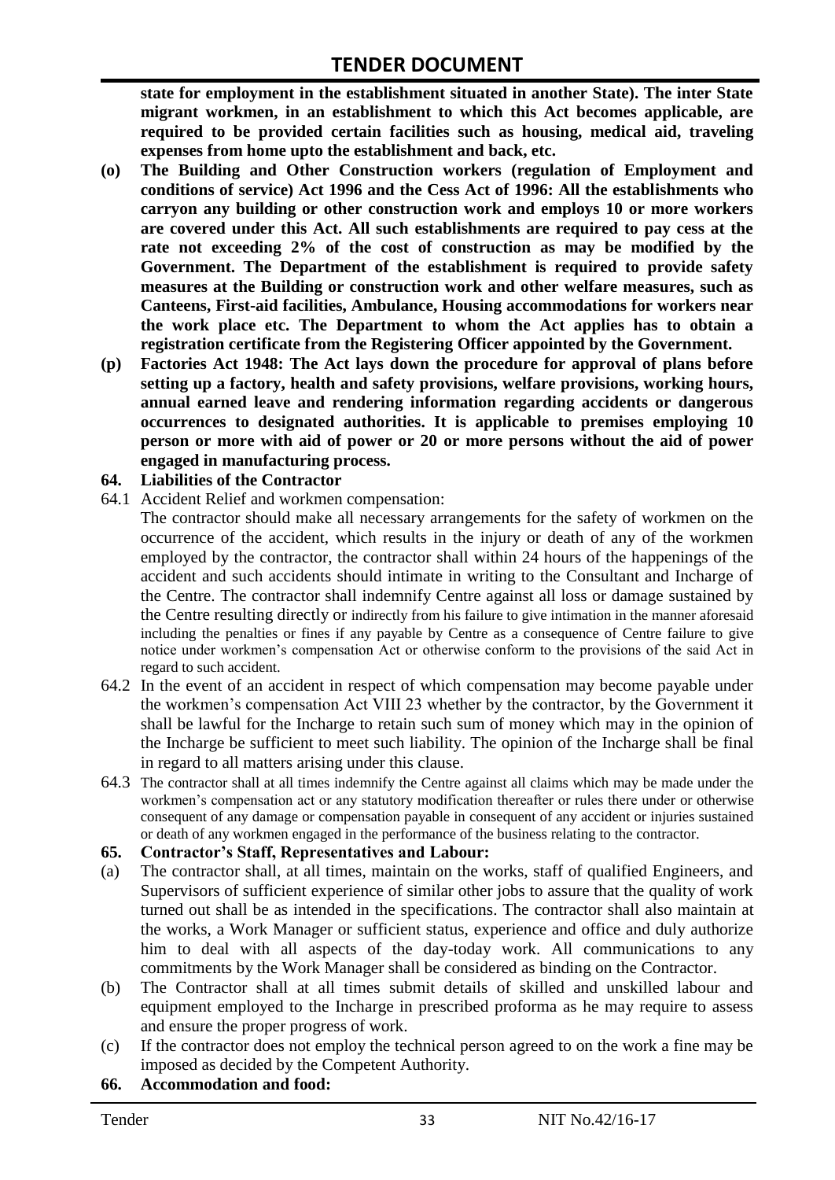**state for employment in the establishment situated in another State). The inter State migrant workmen, in an establishment to which this Act becomes applicable, are required to be provided certain facilities such as housing, medical aid, traveling expenses from home upto the establishment and back, etc.**

**(o) The Building and Other Construction workers (regulation of Employment and conditions of service) Act 1996 and the Cess Act of 1996: All the establishments who carryon any building or other construction work and employs 10 or more workers are covered under this Act. All such establishments are required to pay cess at the rate not exceeding 2% of the cost of construction as may be modified by the Government. The Department of the establishment is required to provide safety measures at the Building or construction work and other welfare measures, such as Canteens, First-aid facilities, Ambulance, Housing accommodations for workers near the work place etc. The Department to whom the Act applies has to obtain a registration certificate from the Registering Officer appointed by the Government.**

**(p) Factories Act 1948: The Act lays down the procedure for approval of plans before setting up a factory, health and safety provisions, welfare provisions, working hours, annual earned leave and rendering information regarding accidents or dangerous occurrences to designated authorities. It is applicable to premises employing 10 person or more with aid of power or 20 or more persons without the aid of power engaged in manufacturing process.**

**64. Liabilities of the Contractor**

64.1 Accident Relief and workmen compensation:

The contractor should make all necessary arrangements for the safety of workmen on the occurrence of the accident, which results in the injury or death of any of the workmen employed by the contractor, the contractor shall within 24 hours of the happenings of the accident and such accidents should intimate in writing to the Consultant and Incharge of the Centre. The contractor shall indemnify Centre against all loss or damage sustained by the Centre resulting directly or indirectly from his failure to give intimation in the manner aforesaid including the penalties or fines if any payable by Centre as a consequence of Centre failure to give notice under workmen's compensation Act or otherwise conform to the provisions of the said Act in regard to such accident.

64.2 In the event of an accident in respect of which compensation may become payable under the workmen's compensation Act VIII 23 whether by the contractor, by the Government it shall be lawful for the Incharge to retain such sum of money which may in the opinion of the Incharge be sufficient to meet such liability. The opinion of the Incharge shall be final in regard to all matters arising under this clause.

64.3 The contractor shall at all times indemnify the Centre against all claims which may be made under the workmen's compensation act or any statutory modification thereafter or rules there under or otherwise consequent of any damage or compensation payable in consequent of any accident or injuries sustained or death of any workmen engaged in the performance of the business relating to the contractor.

**65. Contractor's Staff, Representatives and Labour:**

(a) The contractor shall, at all times, maintain on the works, staff of qualified Engineers, and Supervisors of sufficient experience of similar other jobs to assure that the quality of work turned out shall be as intended in the specifications. The contractor shall also maintain at the works, a Work Manager or sufficient status, experience and office and duly authorize him to deal with all aspects of the day-today work. All communications to any commitments by the Work Manager shall be considered as binding on the Contractor.

(b) The Contractor shall at all times submit details of skilled and unskilled labour and equipment employed to the Incharge in prescribed proforma as he may require to assess and ensure the proper progress of work.

(c) If the contractor does not employ the technical person agreed to on the work a fine may be imposed as decided by the Competent Authority.

**66. Accommodation and food:**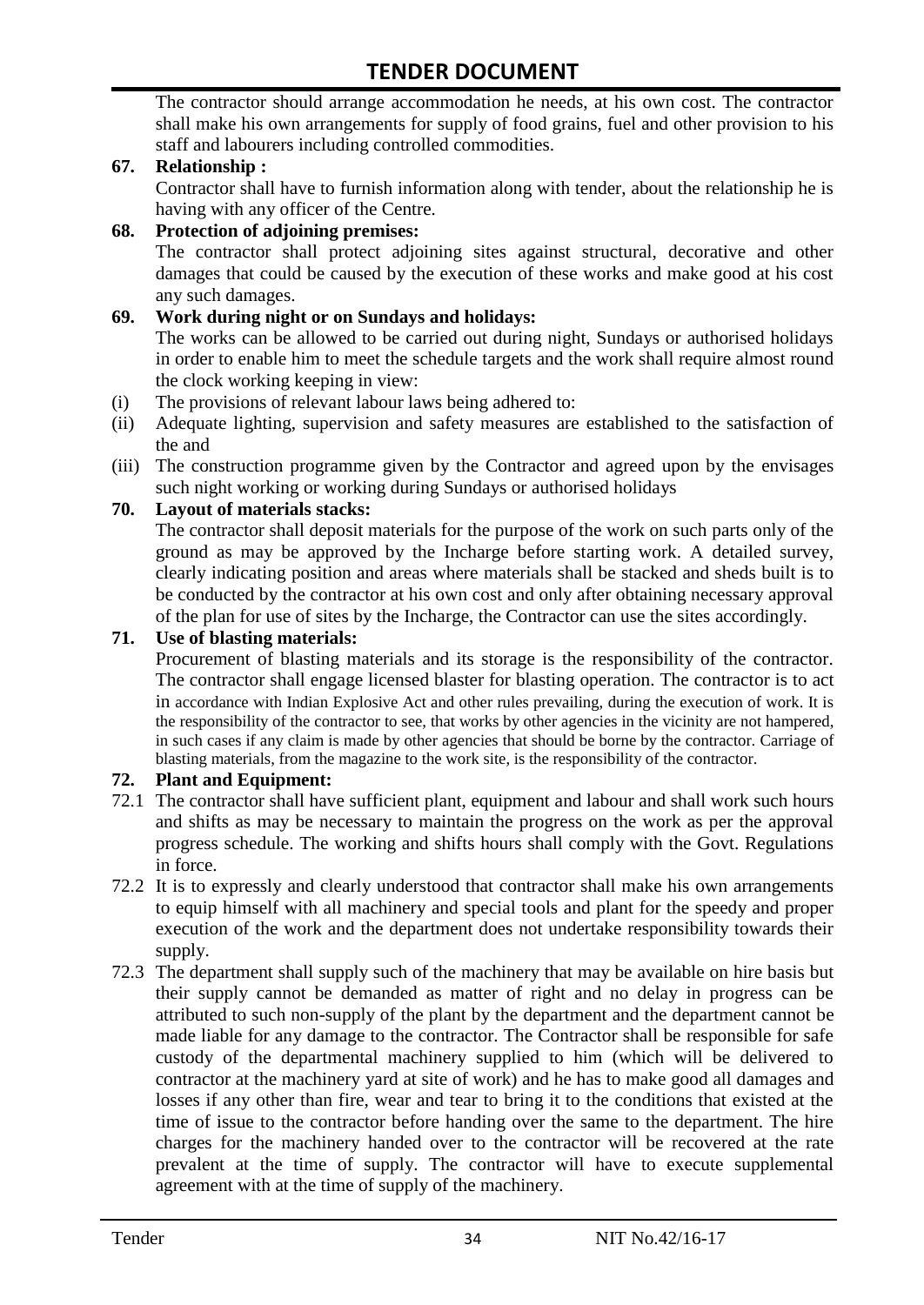The contractor should arrange accommodation he needs, at his own cost. The contractor shall make his own arrangements for supply of food grains, fuel and other provision to his staff and labourers including controlled commodities.

**67. Relationship :**

Contractor shall have to furnish information along with tender, about the relationship he is having with any officer of the Centre.

**68. Protection of adjoining premises:**

The contractor shall protect adjoining sites against structural, decorative and other damages that could be caused by the execution of these works and make good at his cost any such damages.

**69. Work during night or on Sundays and holidays:**

The works can be allowed to be carried out during night, Sundays or authorised holidays in order to enable him to meet the schedule targets and the work shall require almost round the clock working keeping in view:

(i) The provisions of relevant labour laws being adhered to:

(ii) Adequate lighting, supervision and safety measures are established to the satisfaction of the and

(iii) The construction programme given by the Contractor and agreed upon by the envisages such night working or working during Sundays or authorised holidays

**70. Layout of materials stacks:**

The contractor shall deposit materials for the purpose of the work on such parts only of the ground as may be approved by the Incharge before starting work. A detailed survey, clearly indicating position and areas where materials shall be stacked and sheds built is to be conducted by the contractor at his own cost and only after obtaining necessary approval of the plan for use of sites by the Incharge, the Contractor can use the sites accordingly.

**71. Use of blasting materials:**

Procurement of blasting materials and its storage is the responsibility of the contractor. The contractor shall engage licensed blaster for blasting operation. The contractor is to act in accordance with Indian Explosive Act and other rules prevailing, during the execution of work. It is the responsibility of the contractor to see, that works by other agencies in the vicinity are not hampered, in such cases if any claim is made by other agencies that should be borne by the contractor. Carriage of blasting materials, from the magazine to the work site, is the responsibility of the contractor.

**72. Plant and Equipment:**

72.1 The contractor shall have sufficient plant, equipment and labour and shall work such hours and shifts as may be necessary to maintain the progress on the work as per the approval progress schedule. The working and shifts hours shall comply with the Govt. Regulations in force.

72.2 It is to expressly and clearly understood that contractor shall make his own arrangements to equip himself with all machinery and special tools and plant for the speedy and proper execution of the work and the department does not undertake responsibility towards their supply.

72.3 The department shall supply such of the machinery that may be available on hire basis but their supply cannot be demanded as matter of right and no delay in progress can be attributed to such non-supply of the plant by the department and the department cannot be made liable for any damage to the contractor. The Contractor shall be responsible for safe custody of the departmental machinery supplied to him (which will be delivered to contractor at the machinery yard at site of work) and he has to make good all damages and losses if any other than fire, wear and tear to bring it to the conditions that existed at the time of issue to the contractor before handing over the same to the department. The hire charges for the machinery handed over to the contractor will be recovered at the rate prevalent at the time of supply. The contractor will have to execute supplemental agreement with at the time of supply of the machinery.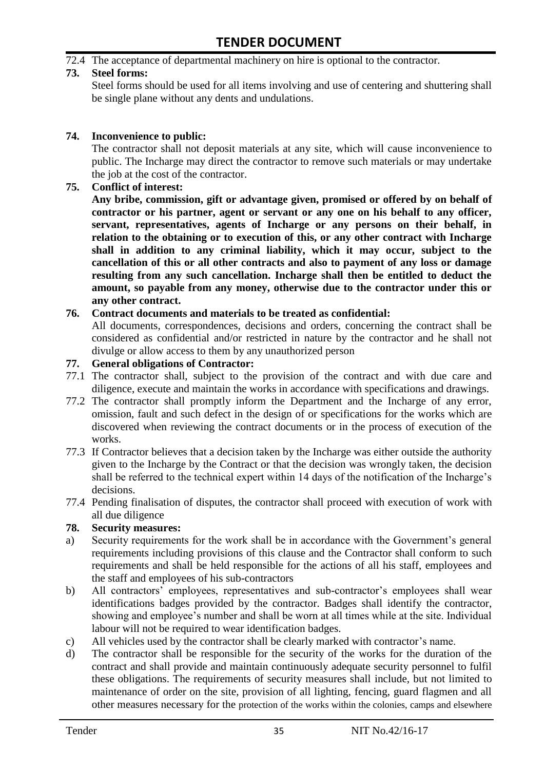72.4 The acceptance of departmental machinery on hire is optional to the contractor.

**73. Steel forms:**

Steel forms should be used for all items involving and use of centering and shuttering shall be single plane without any dents and undulations.

**74. Inconvenience to public:**

The contractor shall not deposit materials at any site, which will cause inconvenience to public. The Incharge may direct the contractor to remove such materials or may undertake the job at the cost of the contractor.

**75. Conflict of interest:**

**Any bribe, commission, gift or advantage given, promised or offered by on behalf of contractor or his partner, agent or servant or any one on his behalf to any officer, servant, representatives, agents of Incharge or any persons on their behalf, in relation to the obtaining or to execution of this, or any other contract with Incharge shall in addition to any criminal liability, which it may occur, subject to the cancellation of this or all other contracts and also to payment of any loss or damage resulting from any such cancellation. Incharge shall then be entitled to deduct the amount, so payable from any money, otherwise due to the contractor under this or any other contract.**

**76. Contract documents and materials to be treated as confidential:**

All documents, correspondences, decisions and orders, concerning the contract shall be considered as confidential and/or restricted in nature by the contractor and he shall not divulge or allow access to them by any unauthorized person

**77. General obligations of Contractor:**

77.1 The contractor shall, subject to the provision of the contract and with due care and diligence, execute and maintain the works in accordance with specifications and drawings.

77.2 The contractor shall promptly inform the Department and the Incharge of any error, omission, fault and such defect in the design of or specifications for the works which are discovered when reviewing the contract documents or in the process of execution of the works.

77.3 If Contractor believes that a decision taken by the Incharge was either outside the authority given to the Incharge by the Contract or that the decision was wrongly taken, the decision shall be referred to the technical expert within 14 days of the notification of the Incharge's decisions.

77.4 Pending finalisation of disputes, the contractor shall proceed with execution of work with all due diligence

**78. Security measures:**

a) Security requirements for the work shall be in accordance with the Government's general requirements including provisions of this clause and the Contractor shall conform to such requirements and shall be held responsible for the actions of all his staff, employees and the staff and employees of his sub-contractors

b) All contractors' employees, representatives and sub-contractor's employees shall wear identifications badges provided by the contractor. Badges shall identify the contractor, showing and employee's number and shall be worn at all times while at the site. Individual labour will not be required to wear identification badges.

c) All vehicles used by the contractor shall be clearly marked with contractor's name.

d) The contractor shall be responsible for the security of the works for the duration of the contract and shall provide and maintain continuously adequate security personnel to fulfil these obligations. The requirements of security measures shall include, but not limited to maintenance of order on the site, provision of all lighting, fencing, guard flagmen and all other measures necessary for the protection of the works within the colonies, camps and elsewhere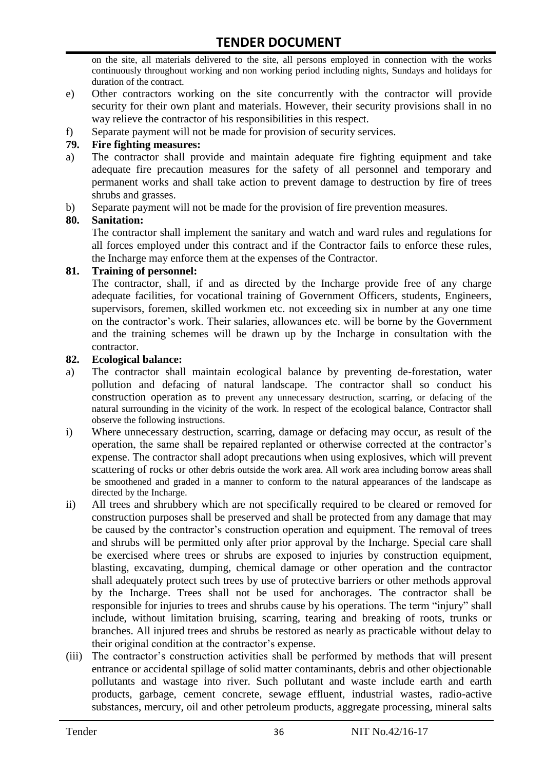on the site, all materials delivered to the site, all persons employed in connection with the works continuously throughout working and non working period including nights, Sundays and holidays for duration of the contract.

e) Other contractors working on the site concurrently with the contractor will provide security for their own plant and materials. However, their security provisions shall in no way relieve the contractor of his responsibilities in this respect.

f) Separate payment will not be made for provision of security services.

**79. Fire fighting measures:**

a) The contractor shall provide and maintain adequate fire fighting equipment and take adequate fire precaution measures for the safety of all personnel and temporary and permanent works and shall take action to prevent damage to destruction by fire of trees shrubs and grasses.

b) Separate payment will not be made for the provision of fire prevention measures.

**80. Sanitation:**

The contractor shall implement the sanitary and watch and ward rules and regulations for all forces employed under this contract and if the Contractor fails to enforce these rules, the Incharge may enforce them at the expenses of the Contractor.

**81. Training of personnel:**

The contractor, shall, if and as directed by the Incharge provide free of any charge adequate facilities, for vocational training of Government Officers, students, Engineers, supervisors, foremen, skilled workmen etc. not exceeding six in number at any one time on the contractor's work. Their salaries, allowances etc. will be borne by the Government and the training schemes will be drawn up by the Incharge in consultation with the contractor.

**82. Ecological balance:**

a) The contractor shall maintain ecological balance by preventing de-forestation, water pollution and defacing of natural landscape. The contractor shall so conduct his construction operation as to prevent any unnecessary destruction, scarring, or defacing of the natural surrounding in the vicinity of the work. In respect of the ecological balance, Contractor shall observe the following instructions.

i) Where unnecessary destruction, scarring, damage or defacing may occur, as result of the operation, the same shall be repaired replanted or otherwise corrected at the contractor's expense. The contractor shall adopt precautions when using explosives, which will prevent scattering of rocks or other debris outside the work area. All work area including borrow areas shall be smoothened and graded in a manner to conform to the natural appearances of the landscape as directed by the Incharge.

ii) All trees and shrubbery which are not specifically required to be cleared or removed for construction purposes shall be preserved and shall be protected from any damage that may be caused by the contractor's construction operation and equipment. The removal of trees and shrubs will be permitted only after prior approval by the Incharge. Special care shall be exercised where trees or shrubs are exposed to injuries by construction equipment, blasting, excavating, dumping, chemical damage or other operation and the contractor shall adequately protect such trees by use of protective barriers or other methods approval by the Incharge. Trees shall not be used for anchorages. The contractor shall be responsible for injuries to trees and shrubs cause by his operations. The term "injury" shall include, without limitation bruising, scarring, tearing and breaking of roots, trunks or branches. All injured trees and shrubs be restored as nearly as practicable without delay to their original condition at the contractor's expense.

(iii) The contractor's construction activities shall be performed by methods that will present entrance or accidental spillage of solid matter contaminants, debris and other objectionable pollutants and wastage into river. Such pollutant and waste include earth and earth products, garbage, cement concrete, sewage effluent, industrial wastes, radio-active substances, mercury, oil and other petroleum products, aggregate processing, mineral salts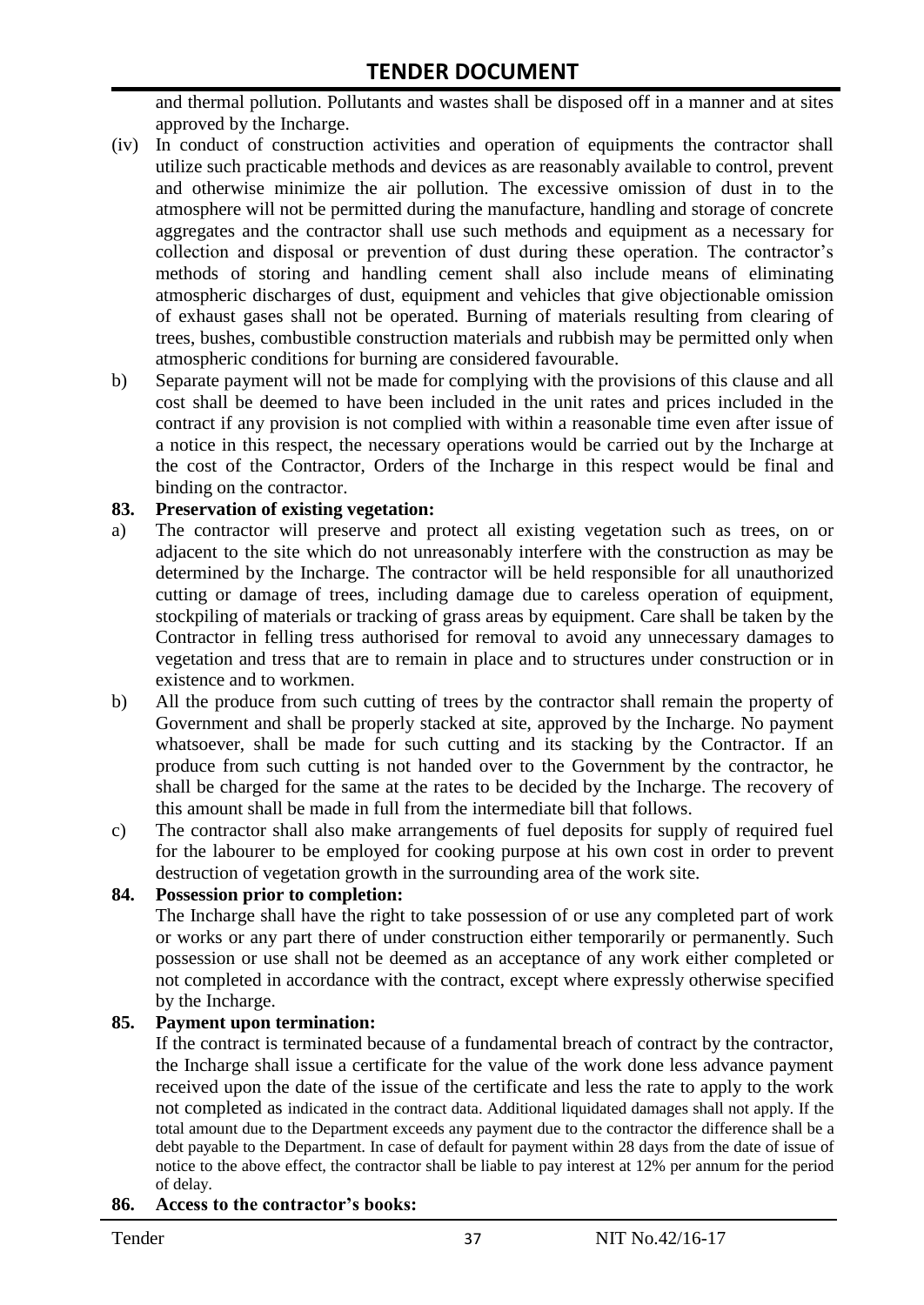and thermal pollution. Pollutants and wastes shall be disposed off in a manner and at sites approved by the Incharge.

(iv) In conduct of construction activities and operation of equipments the contractor shall utilize such practicable methods and devices as are reasonably available to control, prevent and otherwise minimize the air pollution. The excessive omission of dust in to the atmosphere will not be permitted during the manufacture, handling and storage of concrete aggregates and the contractor shall use such methods and equipment as a necessary for collection and disposal or prevention of dust during these operation. The contractor's methods of storing and handling cement shall also include means of eliminating atmospheric discharges of dust, equipment and vehicles that give objectionable omission of exhaust gases shall not be operated. Burning of materials resulting from clearing of trees, bushes, combustible construction materials and rubbish may be permitted only when atmospheric conditions for burning are considered favourable.

b) Separate payment will not be made for complying with the provisions of this clause and all cost shall be deemed to have been included in the unit rates and prices included in the contract if any provision is not complied with within a reasonable time even after issue of a notice in this respect, the necessary operations would be carried out by the Incharge at the cost of the Contractor, Orders of the Incharge in this respect would be final and binding on the contractor.

**83. Preservation of existing vegetation:**

a) The contractor will preserve and protect all existing vegetation such as trees, on or adjacent to the site which do not unreasonably interfere with the construction as may be determined by the Incharge. The contractor will be held responsible for all unauthorized cutting or damage of trees, including damage due to careless operation of equipment, stockpiling of materials or tracking of grass areas by equipment. Care shall be taken by the Contractor in felling tress authorised for removal to avoid any unnecessary damages to vegetation and tress that are to remain in place and to structures under construction or in existence and to workmen.

b) All the produce from such cutting of trees by the contractor shall remain the property of Government and shall be properly stacked at site, approved by the Incharge. No payment whatsoever, shall be made for such cutting and its stacking by the Contractor. If an produce from such cutting is not handed over to the Government by the contractor, he shall be charged for the same at the rates to be decided by the Incharge. The recovery of this amount shall be made in full from the intermediate bill that follows.

c) The contractor shall also make arrangements of fuel deposits for supply of required fuel for the labourer to be employed for cooking purpose at his own cost in order to prevent destruction of vegetation growth in the surrounding area of the work site.

**84. Possession prior to completion:**

The Incharge shall have the right to take possession of or use any completed part of work or works or any part there of under construction either temporarily or permanently. Such possession or use shall not be deemed as an acceptance of any work either completed or not completed in accordance with the contract, except where expressly otherwise specified by the Incharge.

**85. Payment upon termination:**

If the contract is terminated because of a fundamental breach of contract by the contractor, the Incharge shall issue a certificate for the value of the work done less advance payment received upon the date of the issue of the certificate and less the rate to apply to the work not completed as indicated in the contract data. Additional liquidated damages shall not apply. If the total amount due to the Department exceeds any payment due to the contractor the difference shall be a debt payable to the Department. In case of default for payment within 28 days from the date of issue of notice to the above effect, the contractor shall be liable to pay interest at 12% per annum for the period of delay.

**86. Access to the contractor's books:**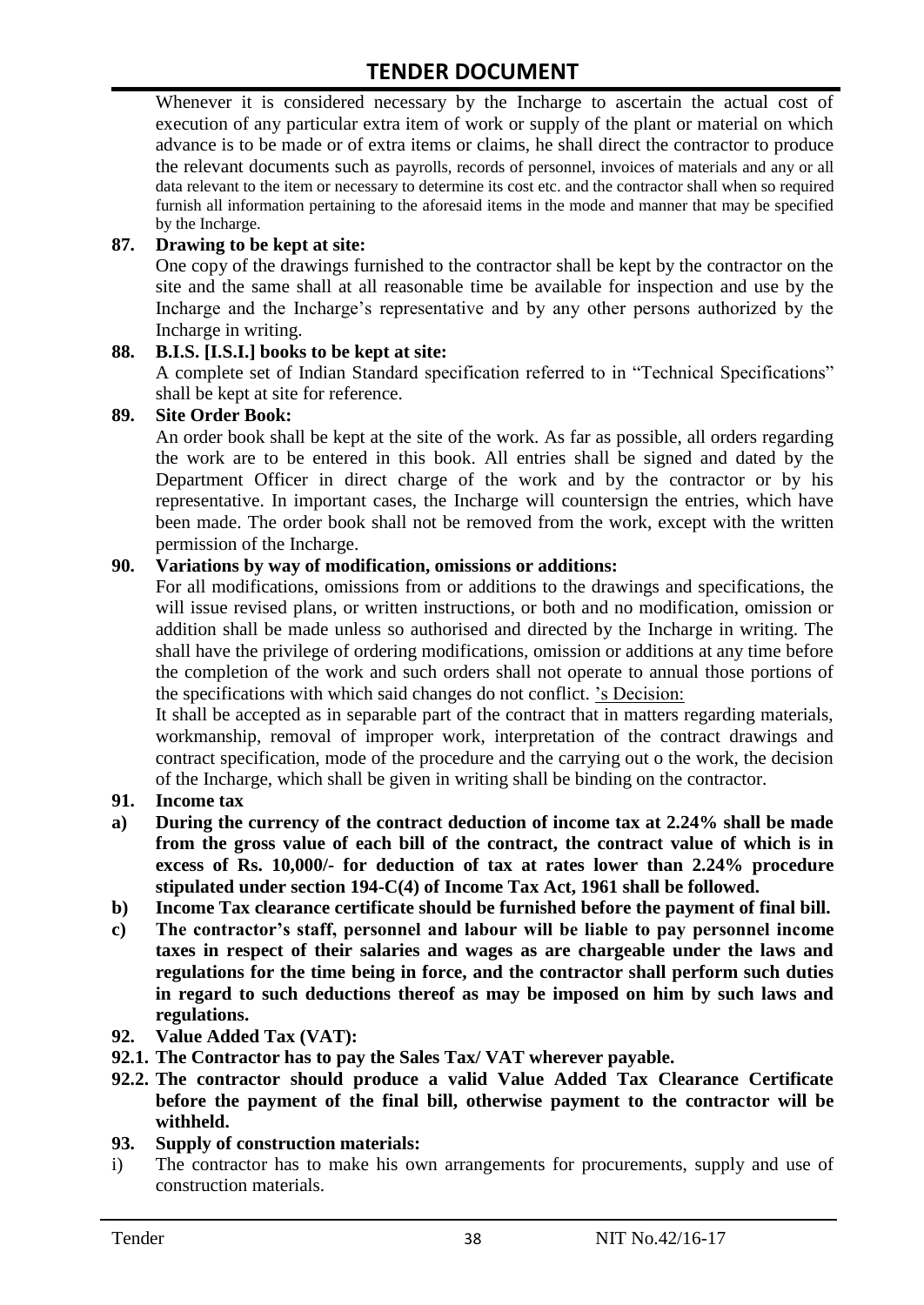Whenever it is considered necessary by the Incharge to ascertain the actual cost of execution of any particular extra item of work or supply of the plant or material on which advance is to be made or of extra items or claims, he shall direct the contractor to produce the relevant documents such as payrolls, records of personnel, invoices of materials and any or all data relevant to the item or necessary to determine its cost etc. and the contractor shall when so required furnish all information pertaining to the aforesaid items in the mode and manner that may be specified by the Incharge.

**87. Drawing to be kept at site:**

One copy of the drawings furnished to the contractor shall be kept by the contractor on the site and the same shall at all reasonable time be available for inspection and use by the Incharge and the Incharge's representative and by any other persons authorized by the Incharge in writing.

**88. B.I.S. [I.S.I.] books to be kept at site:**

A complete set of Indian Standard specification referred to in "Technical Specifications" shall be kept at site for reference.

**89. Site Order Book:**

An order book shall be kept at the site of the work. As far as possible, all orders regarding the work are to be entered in this book. All entries shall be signed and dated by the Department Officer in direct charge of the work and by the contractor or by his representative. In important cases, the Incharge will countersign the entries, which have been made. The order book shall not be removed from the work, except with the written permission of the Incharge.

**90. Variations by way of modification, omissions or additions:**

For all modifications, omissions from or additions to the drawings and specifications, the will issue revised plans, or written instructions, or both and no modification, omission or addition shall be made unless so authorised and directed by the Incharge in writing. The shall have the privilege of ordering modifications, omission or additions at any time before the completion of the work and such orders shall not operate to annual those portions of the specifications with which said changes do not conflict. 's Decision:

It shall be accepted as in separable part of the contract that in matters regarding materials, workmanship, removal of improper work, interpretation of the contract drawings and contract specification, mode of the procedure and the carrying out o the work, the decision of the Incharge, which shall be given in writing shall be binding on the contractor.

**91. Income tax**

**a) During the currency of the contract deduction of income tax at 2.24% shall be made from the gross value of each bill of the contract, the contract value of which is in excess of Rs. 10,000/- for deduction of tax at rates lower than 2.24% procedure stipulated under section 194-C(4) of Income Tax Act, 1961 shall be followed.**

**b) Income Tax clearance certificate should be furnished before the payment of final bill.**

**c) The contractor's staff, personnel and labour will be liable to pay personnel income taxes in respect of their salaries and wages as are chargeable under the laws and regulations for the time being in force, and the contractor shall perform such duties in regard to such deductions thereof as may be imposed on him by such laws and regulations.**

**92. Value Added Tax (VAT):**

**92.1. The Contractor has to pay the Sales Tax/ VAT wherever payable.**

**92.2. The contractor should produce a valid Value Added Tax Clearance Certificate before the payment of the final bill, otherwise payment to the contractor will be withheld.**

**93. Supply of construction materials:**

i) The contractor has to make his own arrangements for procurements, supply and use of construction materials.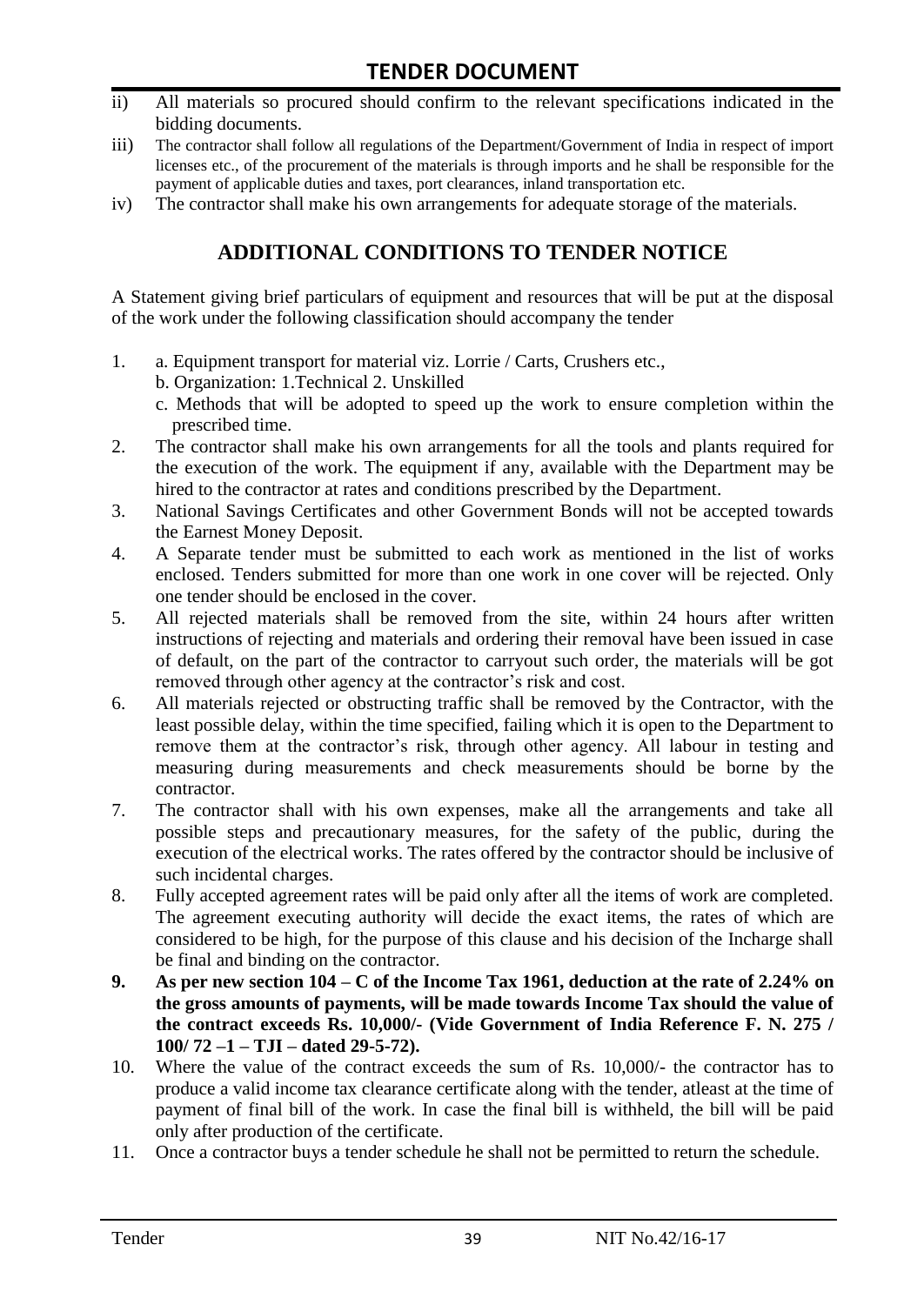ii) All materials so procured should confirm to the relevant specifications indicated in the bidding documents.

iii) The contractor shall follow all regulations of the Department/Government of India in respect of import licenses etc., of the procurement of the materials is through imports and he shall be responsible for the payment of applicable duties and taxes, port clearances, inland transportation etc.

iv) The contractor shall make his own arrangements for adequate storage of the materials.

## ADDITIONAL CONDITIONS TO TENDER NOTICE

A Statement giving brief particulars of equipment and resources that will be put at the disposal of the work under the following classification should accompany the tender

1. a. Equipment transport for material viz. Lorrie / Carts, Crushers etc.,
   b. Organization: 1.Technical 2. Unskilled
   c. Methods that will be adopted to speed up the work to ensure completion within the prescribed time.
2. The contractor shall make his own arrangements for all the tools and plants required for the execution of the work. The equipment if any, available with the Department may be hired to the contractor at rates and conditions prescribed by the Department.
3. National Savings Certificates and other Government Bonds will not be accepted towards the Earnest Money Deposit.
4. A Separate tender must be submitted to each work as mentioned in the list of works enclosed. Tenders submitted for more than one work in one cover will be rejected. Only one tender should be enclosed in the cover.
5. All rejected materials shall be removed from the site, within 24 hours after written instructions of rejecting and materials and ordering their removal have been issued in case of default, on the part of the contractor to carryout such order, the materials will be got removed through other agency at the contractor's risk and cost.
6. All materials rejected or obstructing traffic shall be removed by the Contractor, with the least possible delay, within the time specified, failing which it is open to the Department to remove them at the contractor's risk, through other agency. All labour in testing and measuring during measurements and check measurements should be borne by the contractor.
7. The contractor shall with his own expenses, make all the arrangements and take all possible steps and precautionary measures, for the safety of the public, during the execution of the electrical works. The rates offered by the contractor should be inclusive of such incidental charges.
8. Fully accepted agreement rates will be paid only after all the items of work are completed. The agreement executing authority will decide the exact items, the rates of which are considered to be high, for the purpose of this clause and his decision of the Incharge shall be final and binding on the contractor.
9. **As per new section 104 – C of the Income Tax 1961, deduction at the rate of 2.24% on the gross amounts of payments, will be made towards Income Tax should the value of the contract exceeds Rs. 10,000/- (Vide Government of India Reference F. N. 275 / 100/ 72 –1 – TJI – dated 29-5-72).**
10. Where the value of the contract exceeds the sum of Rs. 10,000/- the contractor has to produce a valid income tax clearance certificate along with the tender, atleast at the time of payment of final bill of the work. In case the final bill is withheld, the bill will be paid only after production of the certificate.
11. Once a contractor buys a tender schedule he shall not be permitted to return the schedule.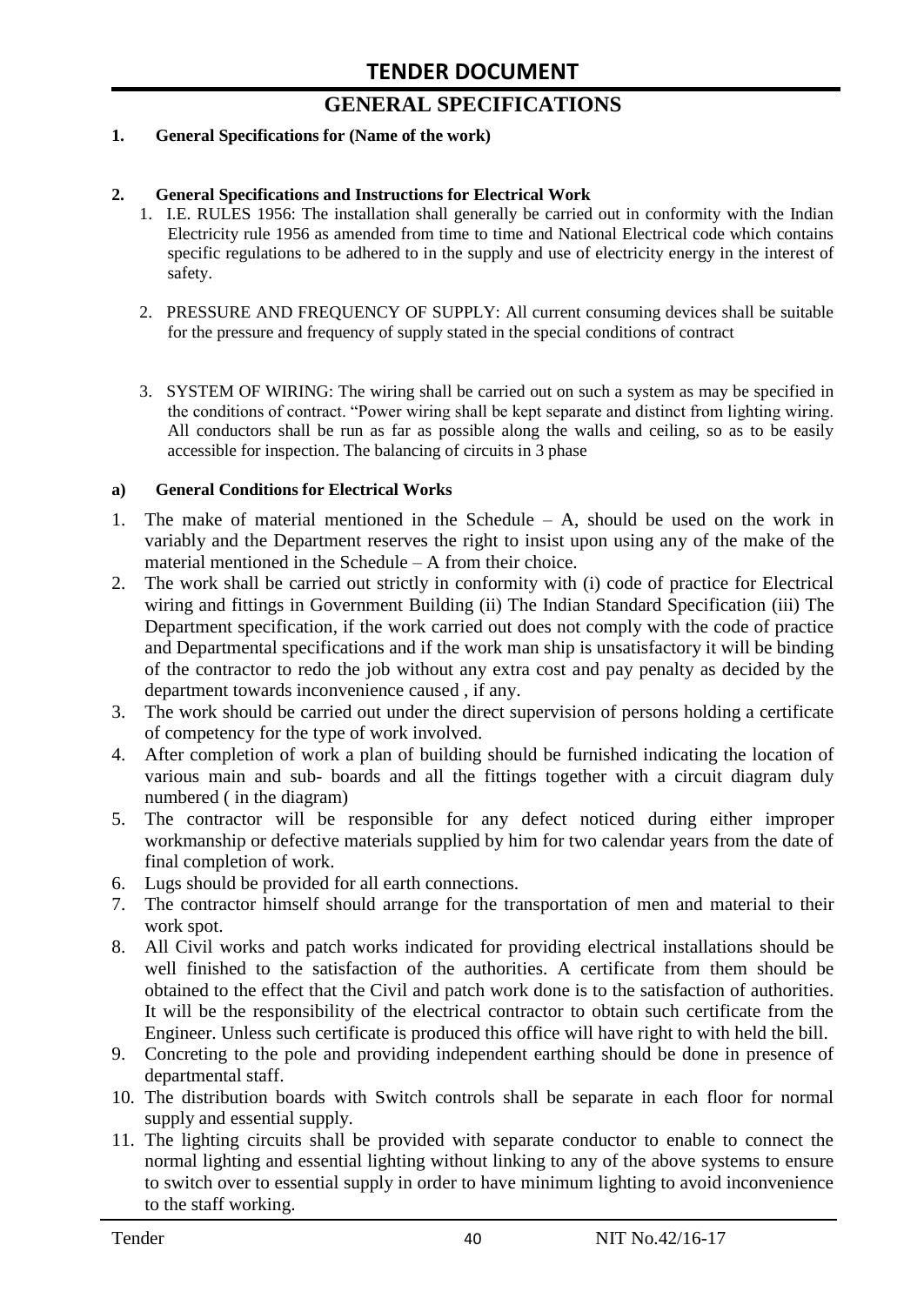# GENERAL SPECIFICATIONS

**1. General Specifications for (Name of the work)**

**2. General Specifications and Instructions for Electrical Work**

1. I.E. RULES 1956: The installation shall generally be carried out in conformity with the Indian Electricity rule 1956 as amended from time to time and National Electrical code which contains specific regulations to be adhered to in the supply and use of electricity energy in the interest of safety.
2. PRESSURE AND FREQUENCY OF SUPPLY: All current consuming devices shall be suitable for the pressure and frequency of supply stated in the special conditions of contract
3. SYSTEM OF WIRING: The wiring shall be carried out on such a system as may be specified in the conditions of contract. "Power wiring shall be kept separate and distinct from lighting wiring. All conductors shall be run as far as possible along the walls and ceiling, so as to be easily accessible for inspection. The balancing of circuits in 3 phase

**a) General Conditions for Electrical Works**

1. The make of material mentioned in the Schedule – A, should be used on the work in variably and the Department reserves the right to insist upon using any of the make of the material mentioned in the Schedule – A from their choice.
2. The work shall be carried out strictly in conformity with (i) code of practice for Electrical wiring and fittings in Government Building (ii) The Indian Standard Specification (iii) The Department specification, if the work carried out does not comply with the code of practice and Departmental specifications and if the work man ship is unsatisfactory it will be binding of the contractor to redo the job without any extra cost and pay penalty as decided by the department towards inconvenience caused , if any.
3. The work should be carried out under the direct supervision of persons holding a certificate of competency for the type of work involved.
4. After completion of work a plan of building should be furnished indicating the location of various main and sub- boards and all the fittings together with a circuit diagram duly numbered ( in the diagram)
5. The contractor will be responsible for any defect noticed during either improper workmanship or defective materials supplied by him for two calendar years from the date of final completion of work.
6. Lugs should be provided for all earth connections.
7. The contractor himself should arrange for the transportation of men and material to their work spot.
8. All Civil works and patch works indicated for providing electrical installations should be well finished to the satisfaction of the authorities. A certificate from them should be obtained to the effect that the Civil and patch work done is to the satisfaction of authorities. It will be the responsibility of the electrical contractor to obtain such certificate from the Engineer. Unless such certificate is produced this office will have right to with held the bill.
9. Concreting to the pole and providing independent earthing should be done in presence of departmental staff.
10. The distribution boards with Switch controls shall be separate in each floor for normal supply and essential supply.
11. The lighting circuits shall be provided with separate conductor to enable to connect the normal lighting and essential lighting without linking to any of the above systems to ensure to switch over to essential supply in order to have minimum lighting to avoid inconvenience to the staff working.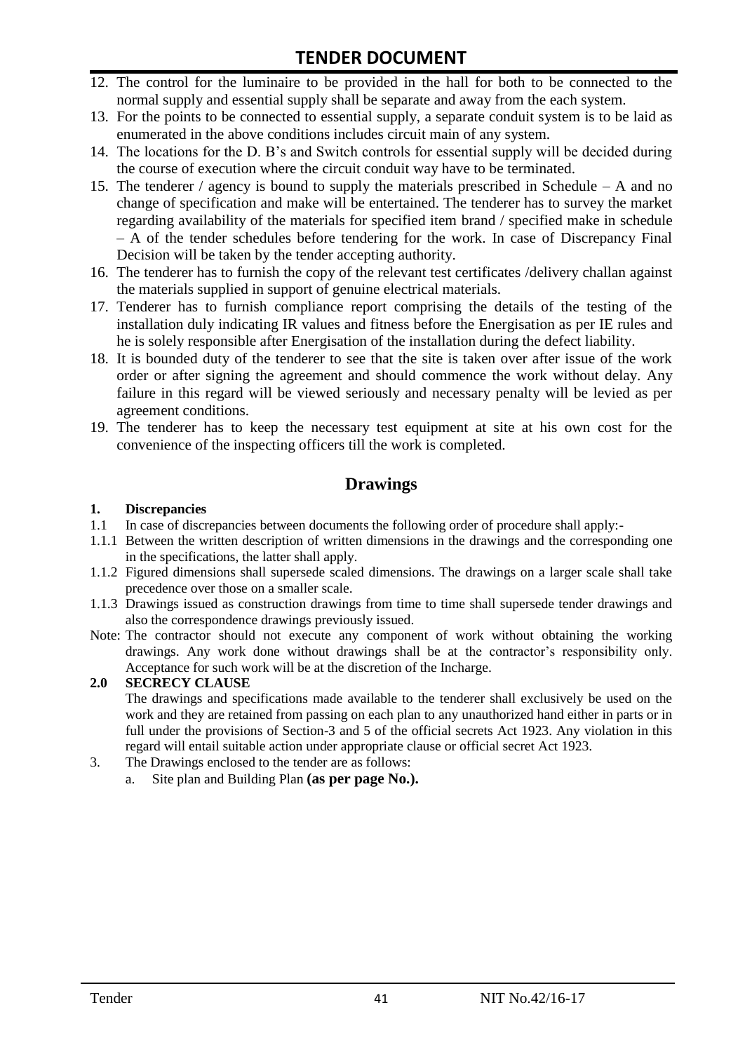12. The control for the luminaire to be provided in the hall for both to be connected to the normal supply and essential supply shall be separate and away from the each system.
13. For the points to be connected to essential supply, a separate conduit system is to be laid as enumerated in the above conditions includes circuit main of any system.
14. The locations for the D. B's and Switch controls for essential supply will be decided during the course of execution where the circuit conduit way have to be terminated.
15. The tenderer / agency is bound to supply the materials prescribed in Schedule – A and no change of specification and make will be entertained. The tenderer has to survey the market regarding availability of the materials for specified item brand / specified make in schedule – A of the tender schedules before tendering for the work. In case of Discrepancy Final Decision will be taken by the tender accepting authority.
16. The tenderer has to furnish the copy of the relevant test certificates /delivery challan against the materials supplied in support of genuine electrical materials.
17. Tenderer has to furnish compliance report comprising the details of the testing of the installation duly indicating IR values and fitness before the Energisation as per IE rules and he is solely responsible after Energisation of the installation during the defect liability.
18. It is bounded duty of the tenderer to see that the site is taken over after issue of the work order or after signing the agreement and should commence the work without delay. Any failure in this regard will be viewed seriously and necessary penalty will be levied as per agreement conditions.
19. The tenderer has to keep the necessary test equipment at site at his own cost for the convenience of the inspecting officers till the work is completed.

## Drawings

**1. Discrepancies**

1.1 In case of discrepancies between documents the following order of procedure shall apply:-

1.1.1 Between the written description of written dimensions in the drawings and the corresponding one in the specifications, the latter shall apply.

1.1.2 Figured dimensions shall supersede scaled dimensions. The drawings on a larger scale shall take precedence over those on a smaller scale.

1.1.3 Drawings issued as construction drawings from time to time shall supersede tender drawings and also the correspondence drawings previously issued.

Note: The contractor should not execute any component of work without obtaining the working drawings. Any work done without drawings shall be at the contractor's responsibility only. Acceptance for such work will be at the discretion of the Incharge.

**2.0 SECRECY CLAUSE**

The drawings and specifications made available to the tenderer shall exclusively be used on the work and they are retained from passing on each plan to any unauthorized hand either in parts or in full under the provisions of Section-3 and 5 of the official secrets Act 1923. Any violation in this regard will entail suitable action under appropriate clause or official secret Act 1923.

3. The Drawings enclosed to the tender are as follows:
   a. Site plan and Building Plan **(as per page No.).**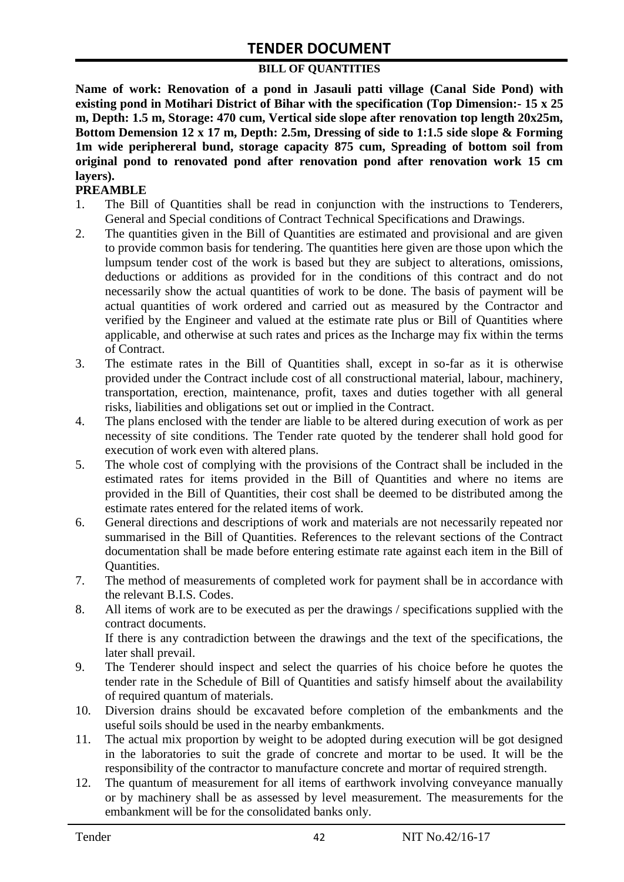# TENDER DOCUMENT

## BILL OF QUANTITIES

**Name of work: Renovation of a pond in Jasauli patti village (Canal Side Pond) with existing pond in Motihari District of Bihar with the specification (Top Dimension:- 15 x 25 m, Depth: 1.5 m, Storage: 470 cum, Vertical side slope after renovation top length 20x25m, Bottom Demension 12 x 17 m, Depth: 2.5m, Dressing of side to 1:1.5 side slope & Forming 1m wide periphereral bund, storage capacity 875 cum, Spreading of bottom soil from original pond to renovated pond after renovation pond after renovation work 15 cm layers).**

**PREAMBLE**

1. The Bill of Quantities shall be read in conjunction with the instructions to Tenderers, General and Special conditions of Contract Technical Specifications and Drawings.
2. The quantities given in the Bill of Quantities are estimated and provisional and are given to provide common basis for tendering. The quantities here given are those upon which the lumpsum tender cost of the work is based but they are subject to alterations, omissions, deductions or additions as provided for in the conditions of this contract and do not necessarily show the actual quantities of work to be done. The basis of payment will be actual quantities of work ordered and carried out as measured by the Contractor and verified by the Engineer and valued at the estimate rate plus or Bill of Quantities where applicable, and otherwise at such rates and prices as the Incharge may fix within the terms of Contract.
3. The estimate rates in the Bill of Quantities shall, except in so-far as it is otherwise provided under the Contract include cost of all constructional material, labour, machinery, transportation, erection, maintenance, profit, taxes and duties together with all general risks, liabilities and obligations set out or implied in the Contract.
4. The plans enclosed with the tender are liable to be altered during execution of work as per necessity of site conditions. The Tender rate quoted by the tenderer shall hold good for execution of work even with altered plans.
5. The whole cost of complying with the provisions of the Contract shall be included in the estimated rates for items provided in the Bill of Quantities and where no items are provided in the Bill of Quantities, their cost shall be deemed to be distributed among the estimate rates entered for the related items of work.
6. General directions and descriptions of work and materials are not necessarily repeated nor summarised in the Bill of Quantities. References to the relevant sections of the Contract documentation shall be made before entering estimate rate against each item in the Bill of Quantities.
7. The method of measurements of completed work for payment shall be in accordance with the relevant B.I.S. Codes.
8. All items of work are to be executed as per the drawings / specifications supplied with the contract documents.

   If there is any contradiction between the drawings and the text of the specifications, the later shall prevail.
9. The Tenderer should inspect and select the quarries of his choice before he quotes the tender rate in the Schedule of Bill of Quantities and satisfy himself about the availability of required quantum of materials.
10. Diversion drains should be excavated before completion of the embankments and the useful soils should be used in the nearby embankments.
11. The actual mix proportion by weight to be adopted during execution will be got designed in the laboratories to suit the grade of concrete and mortar to be used. It will be the responsibility of the contractor to manufacture concrete and mortar of required strength.
12. The quantum of measurement for all items of earthwork involving conveyance manually or by machinery shall be as assessed by level measurement. The measurements for the embankment will be for the consolidated banks only.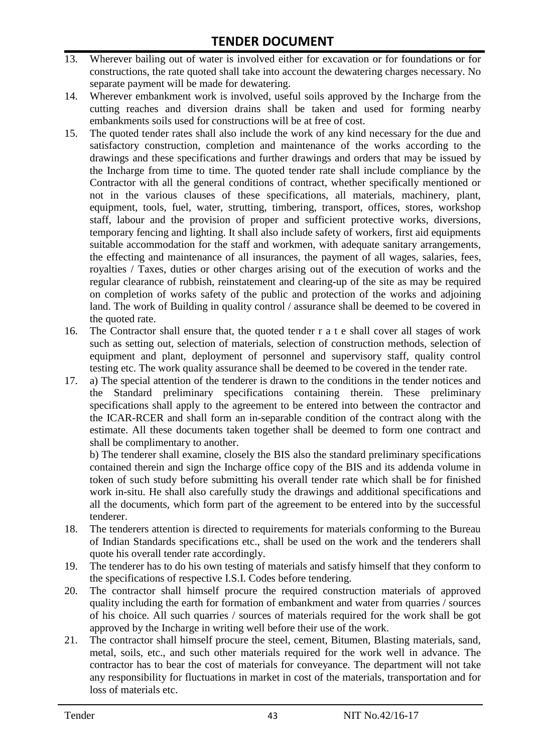13. Wherever bailing out of water is involved either for excavation or for foundations or for constructions, the rate quoted shall take into account the dewatering charges necessary. No separate payment will be made for dewatering.
14. Wherever embankment work is involved, useful soils approved by the Incharge from the cutting reaches and diversion drains shall be taken and used for forming nearby embankments soils used for constructions will be at free of cost.
15. The quoted tender rates shall also include the work of any kind necessary for the due and satisfactory construction, completion and maintenance of the works according to the drawings and these specifications and further drawings and orders that may be issued by the Incharge from time to time. The quoted tender rate shall include compliance by the Contractor with all the general conditions of contract, whether specifically mentioned or not in the various clauses of these specifications, all materials, machinery, plant, equipment, tools, fuel, water, strutting, timbering, transport, offices, stores, workshop staff, labour and the provision of proper and sufficient protective works, diversions, temporary fencing and lighting. It shall also include safety of workers, first aid equipments suitable accommodation for the staff and workmen, with adequate sanitary arrangements, the effecting and maintenance of all insurances, the payment of all wages, salaries, fees, royalties / Taxes, duties or other charges arising out of the execution of works and the regular clearance of rubbish, reinstatement and clearing-up of the site as may be required on completion of works safety of the public and protection of the works and adjoining land. The work of Building in quality control / assurance shall be deemed to be covered in the quoted rate.
16. The Contractor shall ensure that, the quoted tender r a t e shall cover all stages of work such as setting out, selection of materials, selection of construction methods, selection of equipment and plant, deployment of personnel and supervisory staff, quality control testing etc. The work quality assurance shall be deemed to be covered in the tender rate.
17. a) The special attention of the tenderer is drawn to the conditions in the tender notices and the Standard preliminary specifications containing therein. These preliminary specifications shall apply to the agreement to be entered into between the contractor and the ICAR-RCER and shall form an in-separable condition of the contract along with the estimate. All these documents taken together shall be deemed to form one contract and shall be complimentary to another.

    b) The tenderer shall examine, closely the BIS also the standard preliminary specifications contained therein and sign the Incharge office copy of the BIS and its addenda volume in token of such study before submitting his overall tender rate which shall be for finished work in-situ. He shall also carefully study the drawings and additional specifications and all the documents, which form part of the agreement to be entered into by the successful tenderer.
18. The tenderers attention is directed to requirements for materials conforming to the Bureau of Indian Standards specifications etc., shall be used on the work and the tenderers shall quote his overall tender rate accordingly.
19. The tenderer has to do his own testing of materials and satisfy himself that they conform to the specifications of respective I.S.I. Codes before tendering.
20. The contractor shall himself procure the required construction materials of approved quality including the earth for formation of embankment and water from quarries / sources of his choice. All such quarries / sources of materials required for the work shall be got approved by the Incharge in writing well before their use of the work.
21. The contractor shall himself procure the steel, cement, Bitumen, Blasting materials, sand, metal, soils, etc., and such other materials required for the work well in advance. The contractor has to bear the cost of materials for conveyance. The department will not take any responsibility for fluctuations in market in cost of the materials, transportation and for loss of materials etc.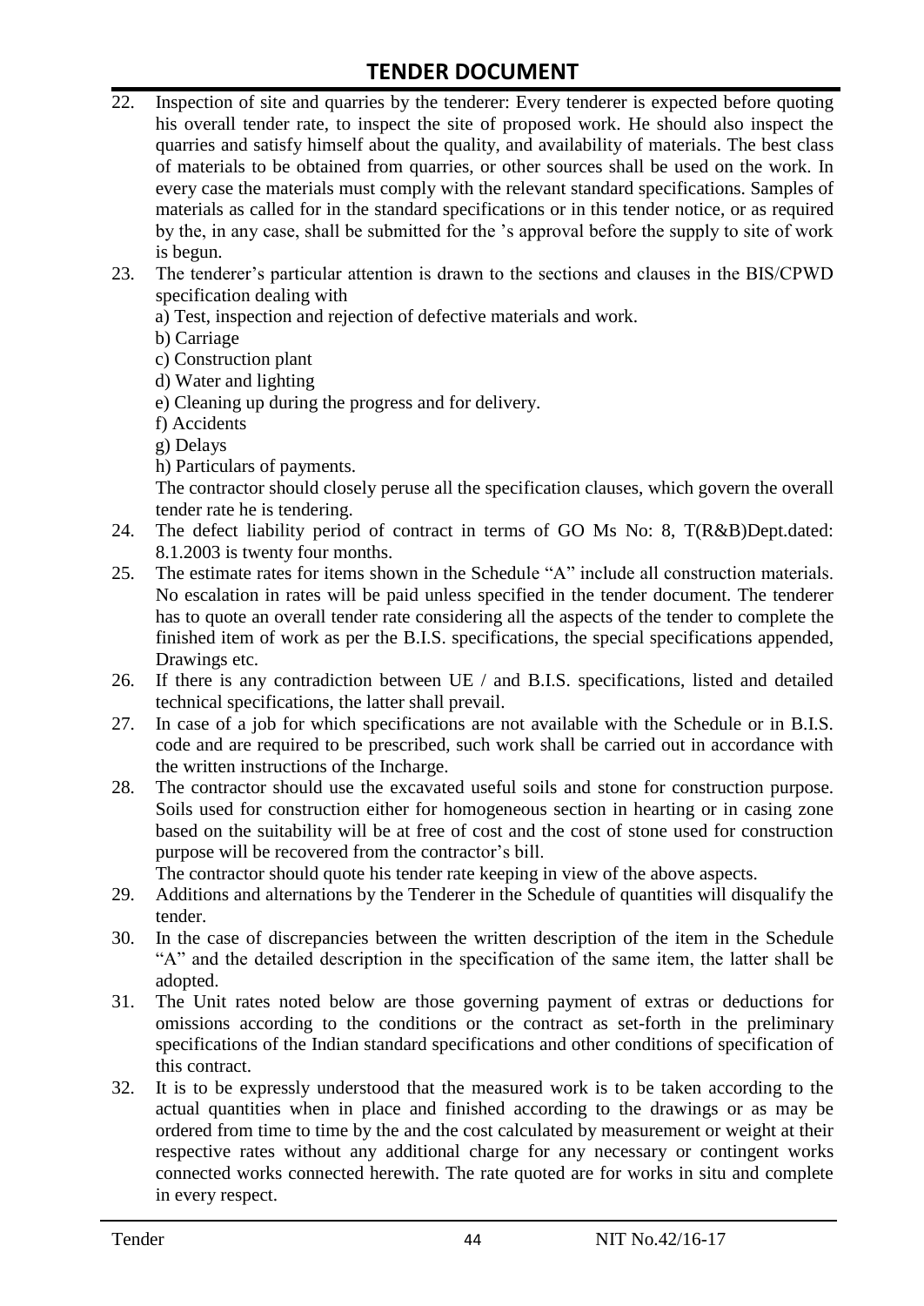22. Inspection of site and quarries by the tenderer: Every tenderer is expected before quoting his overall tender rate, to inspect the site of proposed work. He should also inspect the quarries and satisfy himself about the quality, and availability of materials. The best class of materials to be obtained from quarries, or other sources shall be used on the work. In every case the materials must comply with the relevant standard specifications. Samples of materials as called for in the standard specifications or in this tender notice, or as required by the, in any case, shall be submitted for the 's approval before the supply to site of work is begun.
23. The tenderer's particular attention is drawn to the sections and clauses in the BIS/CPWD specification dealing with
    a) Test, inspection and rejection of defective materials and work.
    b) Carriage
    c) Construction plant
    d) Water and lighting
    e) Cleaning up during the progress and for delivery.
    f) Accidents
    g) Delays
    h) Particulars of payments.

    The contractor should closely peruse all the specification clauses, which govern the overall tender rate he is tendering.
24. The defect liability period of contract in terms of GO Ms No: 8, T(R&B)Dept.dated: 8.1.2003 is twenty four months.
25. The estimate rates for items shown in the Schedule "A" include all construction materials. No escalation in rates will be paid unless specified in the tender document. The tenderer has to quote an overall tender rate considering all the aspects of the tender to complete the finished item of work as per the B.I.S. specifications, the special specifications appended, Drawings etc.
26. If there is any contradiction between UE / and B.I.S. specifications, listed and detailed technical specifications, the latter shall prevail.
27. In case of a job for which specifications are not available with the Schedule or in B.I.S. code and are required to be prescribed, such work shall be carried out in accordance with the written instructions of the Incharge.
28. The contractor should use the excavated useful soils and stone for construction purpose. Soils used for construction either for homogeneous section in hearting or in casing zone based on the suitability will be at free of cost and the cost of stone used for construction purpose will be recovered from the contractor's bill.

    The contractor should quote his tender rate keeping in view of the above aspects.
29. Additions and alternations by the Tenderer in the Schedule of quantities will disqualify the tender.
30. In the case of discrepancies between the written description of the item in the Schedule "A" and the detailed description in the specification of the same item, the latter shall be adopted.
31. The Unit rates noted below are those governing payment of extras or deductions for omissions according to the conditions or the contract as set-forth in the preliminary specifications of the Indian standard specifications and other conditions of specification of this contract.
32. It is to be expressly understood that the measured work is to be taken according to the actual quantities when in place and finished according to the drawings or as may be ordered from time to time by the and the cost calculated by measurement or weight at their respective rates without any additional charge for any necessary or contingent works connected works connected herewith. The rate quoted are for works in situ and complete in every respect.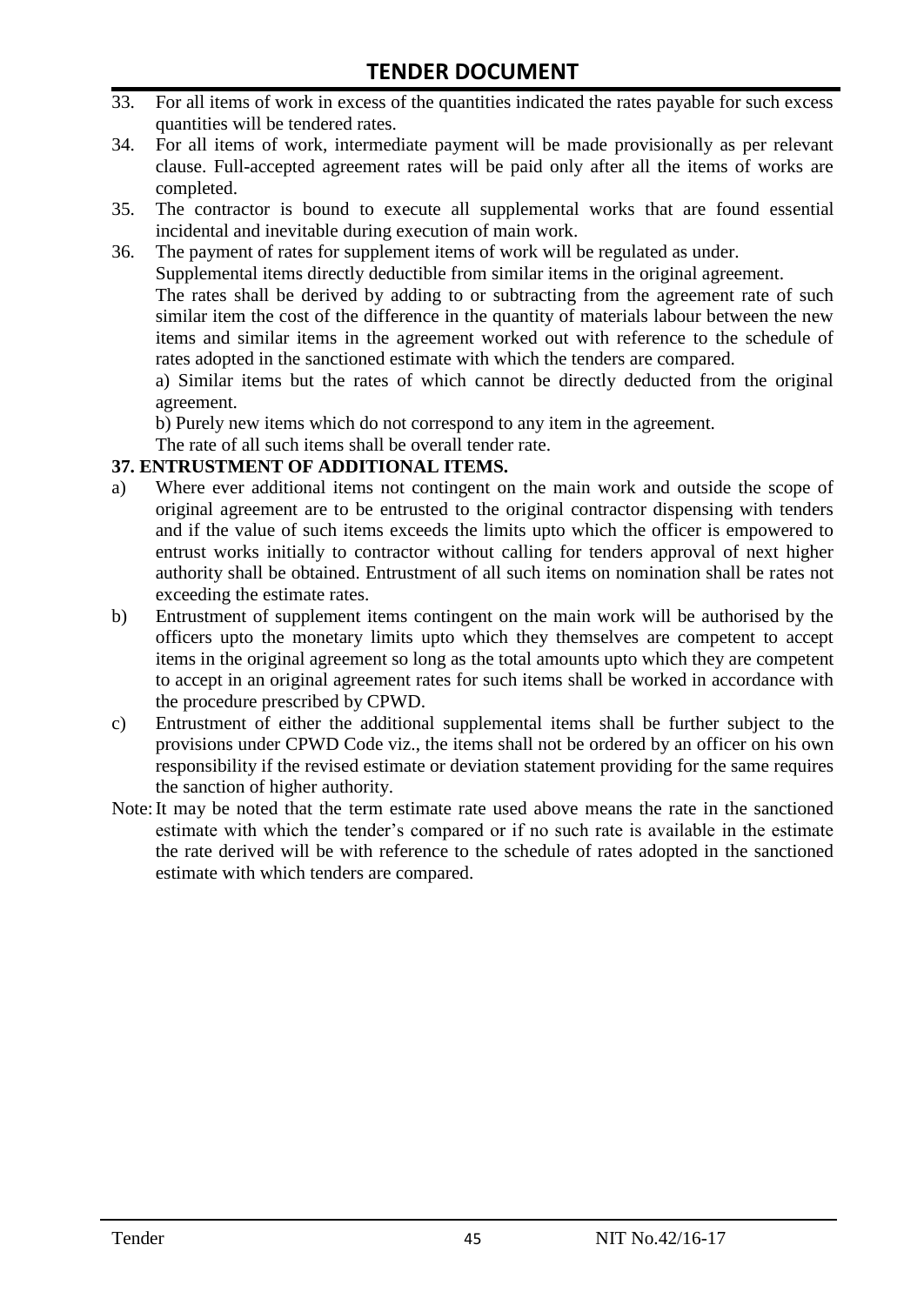33. For all items of work in excess of the quantities indicated the rates payable for such excess quantities will be tendered rates.
34. For all items of work, intermediate payment will be made provisionally as per relevant clause. Full-accepted agreement rates will be paid only after all the items of works are completed.
35. The contractor is bound to execute all supplemental works that are found essential incidental and inevitable during execution of main work.
36. The payment of rates for supplement items of work will be regulated as under.

    Supplemental items directly deductible from similar items in the original agreement.

    The rates shall be derived by adding to or subtracting from the agreement rate of such similar item the cost of the difference in the quantity of materials labour between the new items and similar items in the agreement worked out with reference to the schedule of rates adopted in the sanctioned estimate with which the tenders are compared.

    a) Similar items but the rates of which cannot be directly deducted from the original agreement.

    b) Purely new items which do not correspond to any item in the agreement.

    The rate of all such items shall be overall tender rate.

**37. ENTRUSTMENT OF ADDITIONAL ITEMS.**

a) Where ever additional items not contingent on the main work and outside the scope of original agreement are to be entrusted to the original contractor dispensing with tenders and if the value of such items exceeds the limits upto which the officer is empowered to entrust works initially to contractor without calling for tenders approval of next higher authority shall be obtained. Entrustment of all such items on nomination shall be rates not exceeding the estimate rates.

b) Entrustment of supplement items contingent on the main work will be authorised by the officers upto the monetary limits upto which they themselves are competent to accept items in the original agreement so long as the total amounts upto which they are competent to accept in an original agreement rates for such items shall be worked in accordance with the procedure prescribed by CPWD.

c) Entrustment of either the additional supplemental items shall be further subject to the provisions under CPWD Code viz., the items shall not be ordered by an officer on his own responsibility if the revised estimate or deviation statement providing for the same requires the sanction of higher authority.

Note: It may be noted that the term estimate rate used above means the rate in the sanctioned estimate with which the tender's compared or if no such rate is available in the estimate the rate derived will be with reference to the schedule of rates adopted in the sanctioned estimate with which tenders are compared.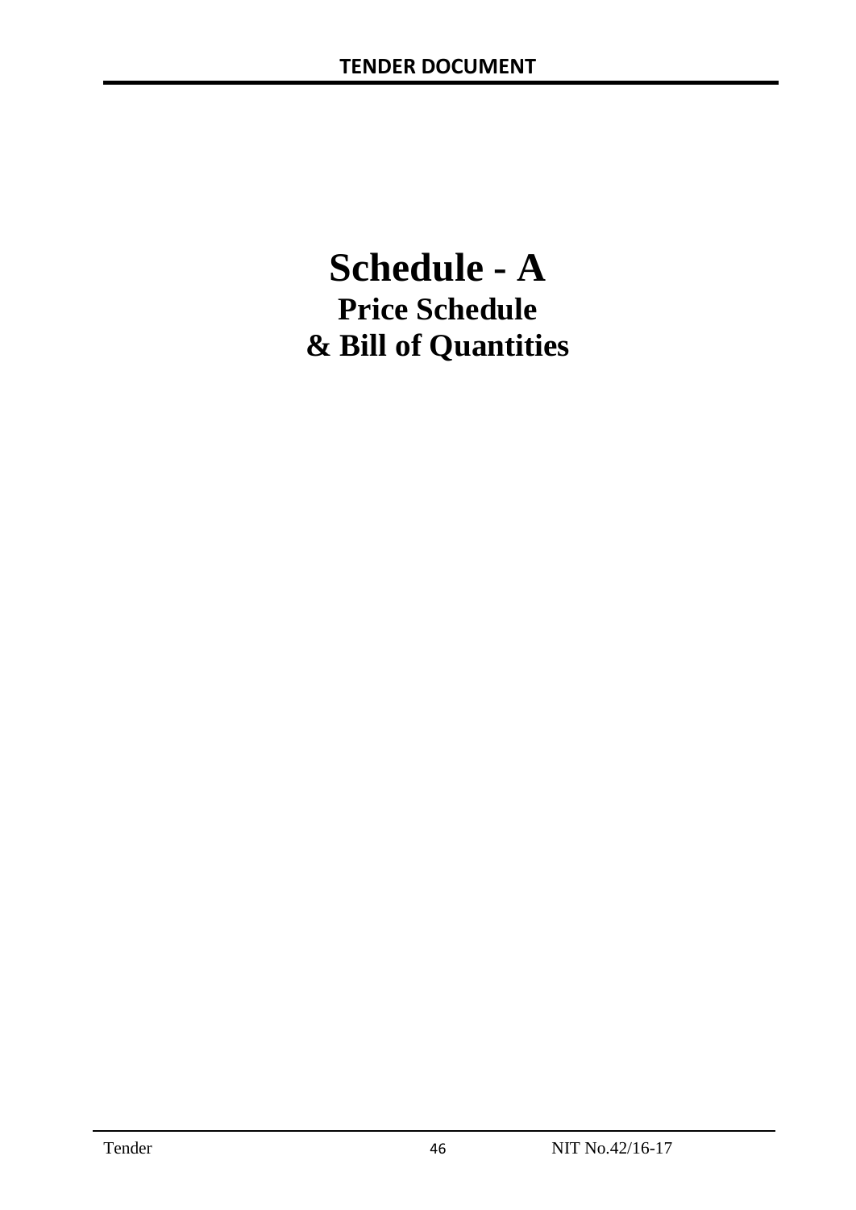# Schedule - A

## Price Schedule

## & Bill of Quantities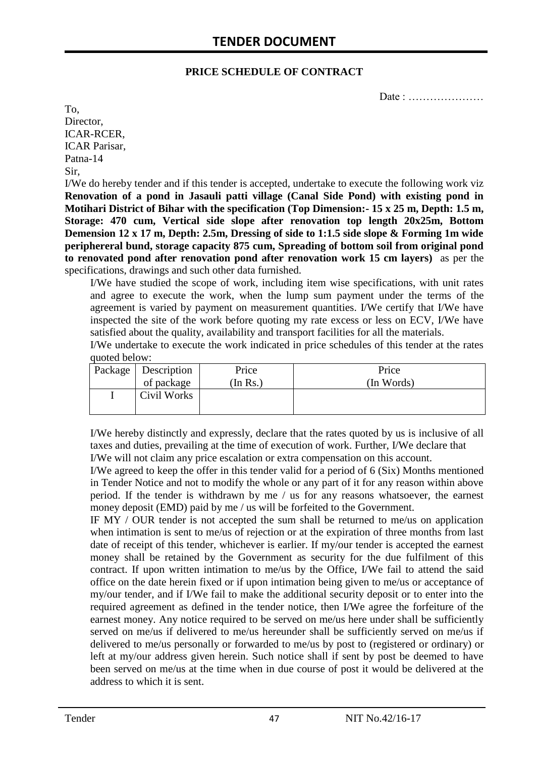# TENDER DOCUMENT

**PRICE SCHEDULE OF CONTRACT**

Date : …………………

To,
Director,
ICAR-RCER,
ICAR Parisar,
Patna-14
Sir,

I/We do hereby tender and if this tender is accepted, undertake to execute the following work viz **Renovation of a pond in Jasauli patti village (Canal Side Pond) with existing pond in Motihari District of Bihar with the specification (Top Dimension:- 15 x 25 m, Depth: 1.5 m, Storage: 470 cum, Vertical side slope after renovation top length 20x25m, Bottom Demension 12 x 17 m, Depth: 2.5m, Dressing of side to 1:1.5 side slope & Forming 1m wide periphereral bund, storage capacity 875 cum, Spreading of bottom soil from original pond to renovated pond after renovation pond after renovation work 15 cm layers)** as per the specifications, drawings and such other data furnished.

I/We have studied the scope of work, including item wise specifications, with unit rates and agree to execute the work, when the lump sum payment under the terms of the agreement is varied by payment on measurement quantities. I/We certify that I/We have inspected the site of the work before quoting my rate excess or less on ECV, I/We have satisfied about the quality, availability and transport facilities for all the materials.

I/We undertake to execute the work indicated in price schedules of this tender at the rates quoted below:

| Package | Description of package | Price (In Rs.) | Price (In Words) |
|---|---|---|---|
| I | Civil Works | | |

I/We hereby distinctly and expressly, declare that the rates quoted by us is inclusive of all taxes and duties, prevailing at the time of execution of work. Further, I/We declare that I/We will not claim any price escalation or extra compensation on this account.

I/We agreed to keep the offer in this tender valid for a period of 6 (Six) Months mentioned in Tender Notice and not to modify the whole or any part of it for any reason within above period. If the tender is withdrawn by me / us for any reasons whatsoever, the earnest money deposit (EMD) paid by me / us will be forfeited to the Government.

IF MY / OUR tender is not accepted the sum shall be returned to me/us on application when intimation is sent to me/us of rejection or at the expiration of three months from last date of receipt of this tender, whichever is earlier. If my/our tender is accepted the earnest money shall be retained by the Government as security for the due fulfilment of this contract. If upon written intimation to me/us by the Office, I/We fail to attend the said office on the date herein fixed or if upon intimation being given to me/us or acceptance of my/our tender, and if I/We fail to make the additional security deposit or to enter into the required agreement as defined in the tender notice, then I/We agree the forfeiture of the earnest money. Any notice required to be served on me/us here under shall be sufficiently served on me/us if delivered to me/us hereunder shall be sufficiently served on me/us if delivered to me/us personally or forwarded to me/us by post to (registered or ordinary) or left at my/our address given herein. Such notice shall if sent by post be deemed to have been served on me/us at the time when in due course of post it would be delivered at the address to which it is sent.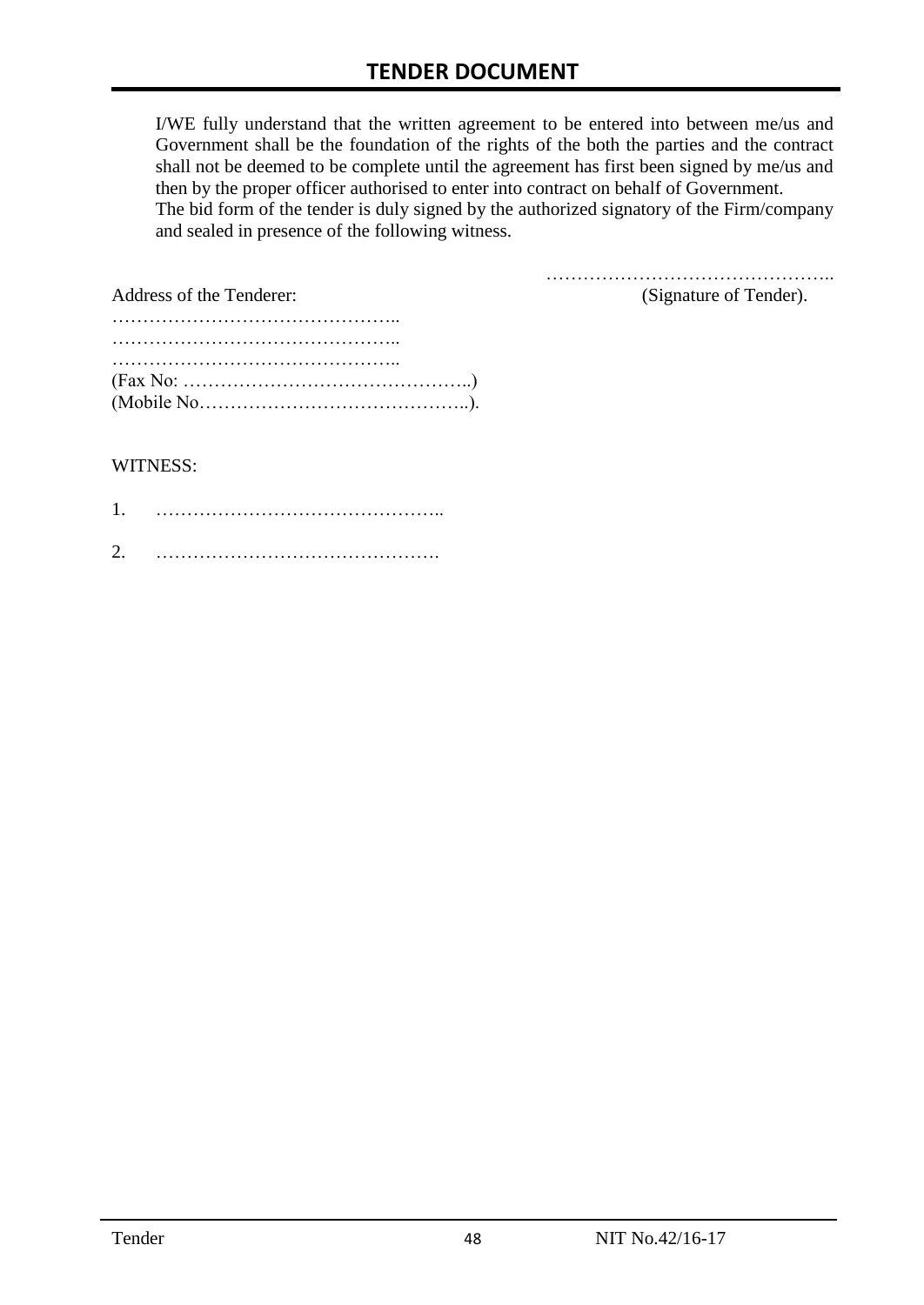I/WE fully understand that the written agreement to be entered into between me/us and Government shall be the foundation of the rights of the both the parties and the contract shall not be deemed to be complete until the agreement has first been signed by me/us and then by the proper officer authorised to enter into contract on behalf of Government.
The bid form of the tender is duly signed by the authorized signatory of the Firm/company and sealed in presence of the following witness.

………………………………………..
(Signature of Tender).

Address of the Tenderer:
………………………………………..
………………………………………..
………………………………………..
(Fax No: ………………………………………..)
(Mobile No……………………………………..).

WITNESS:

1. ………………………………………..

2. ……………………………………….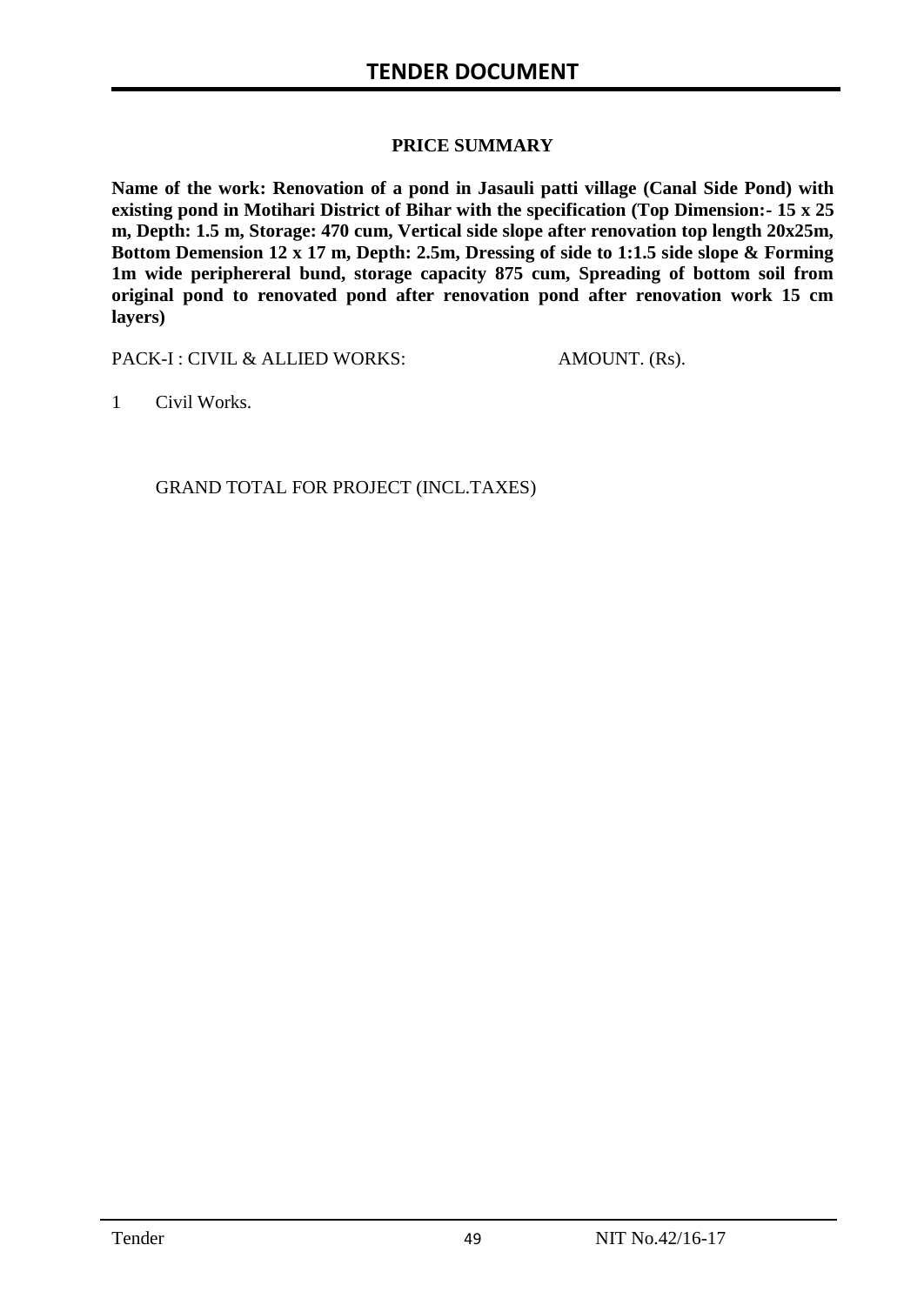## PRICE SUMMARY

**Name of the work: Renovation of a pond in Jasauli patti village (Canal Side Pond) with existing pond in Motihari District of Bihar with the specification (Top Dimension:- 15 x 25 m, Depth: 1.5 m, Storage: 470 cum, Vertical side slope after renovation top length 20x25m, Bottom Demension 12 x 17 m, Depth: 2.5m, Dressing of side to 1:1.5 side slope & Forming 1m wide periphereral bund, storage capacity 875 cum, Spreading of bottom soil from original pond to renovated pond after renovation pond after renovation work 15 cm layers)**

| PACK-I : CIVIL & ALLIED WORKS: | AMOUNT. (Rs). |
|---|---|
| 1 Civil Works. | |
| GRAND TOTAL FOR PROJECT (INCL.TAXES) | |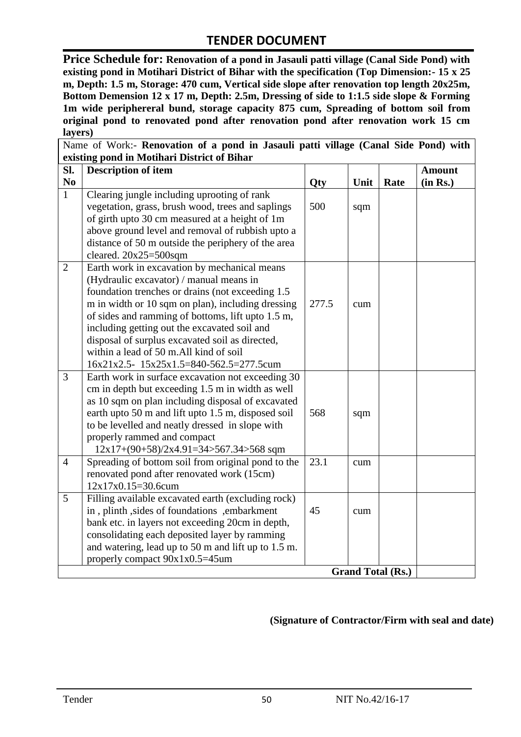## TENDER DOCUMENT

**Price Schedule for: Renovation of a pond in Jasauli patti village (Canal Side Pond) with existing pond in Motihari District of Bihar with the specification (Top Dimension:- 15 x 25 m, Depth: 1.5 m, Storage: 470 cum, Vertical side slope after renovation top length 20x25m, Bottom Demension 12 x 17 m, Depth: 2.5m, Dressing of side to 1:1.5 side slope & Forming 1m wide periphereral bund, storage capacity 875 cum, Spreading of bottom soil from original pond to renovated pond after renovation pond after renovation work 15 cm layers)**

| Name of Work:- **Renovation of a pond in Jasauli patti village (Canal Side Pond) with existing pond in Motihari District of Bihar** | | | | | |
|---|---|---|---|---|---|
| **Sl. No** | **Description of item** | **Qty** | **Unit** | **Rate** | **Amount (in Rs.)** |
| 1 | Clearing jungle including uprooting of rank vegetation, grass, brush wood, trees and saplings of girth upto 30 cm measured at a height of 1m above ground level and removal of rubbish upto a distance of 50 m outside the periphery of the area cleared. 20x25=500sqm | 500 | sqm | | |
| 2 | Earth work in excavation by mechanical means (Hydraulic excavator) / manual means in foundation trenches or drains (not exceeding 1.5 m in width or 10 sqm on plan), including dressing of sides and ramming of bottoms, lift upto 1.5 m, including getting out the excavated soil and disposal of surplus excavated soil as directed, within a lead of 50 m.All kind of soil 16x21x2.5- 15x25x1.5=840-562.5=277.5cum | 277.5 | cum | | |
| 3 | Earth work in surface excavation not exceeding 30 cm in depth but exceeding 1.5 m in width as well as 10 sqm on plan including disposal of excavated earth upto 50 m and lift upto 1.5 m, disposed soil to be levelled and neatly dressed in slope with properly rammed and compact 12x17+(90+58)/2x4.91=34>567.34>568 sqm | 568 | sqm | | |
| 4 | Spreading of bottom soil from original pond to the renovated pond after renovated work (15cm) 12x17x0.15=30.6cum | 23.1 | cum | | |
| 5 | Filling available excavated earth (excluding rock) in , plinth ,sides of foundations ,embarkment bank etc. in layers not exceeding 20cm in depth, consolidating each deposited layer by ramming and watering, lead up to 50 m and lift up to 1.5 m. properly compact 90x1x0.5=45um | 45 | cum | | |
| | | | | **Grand Total (Rs.)** | |

**(Signature of Contractor/Firm with seal and date)**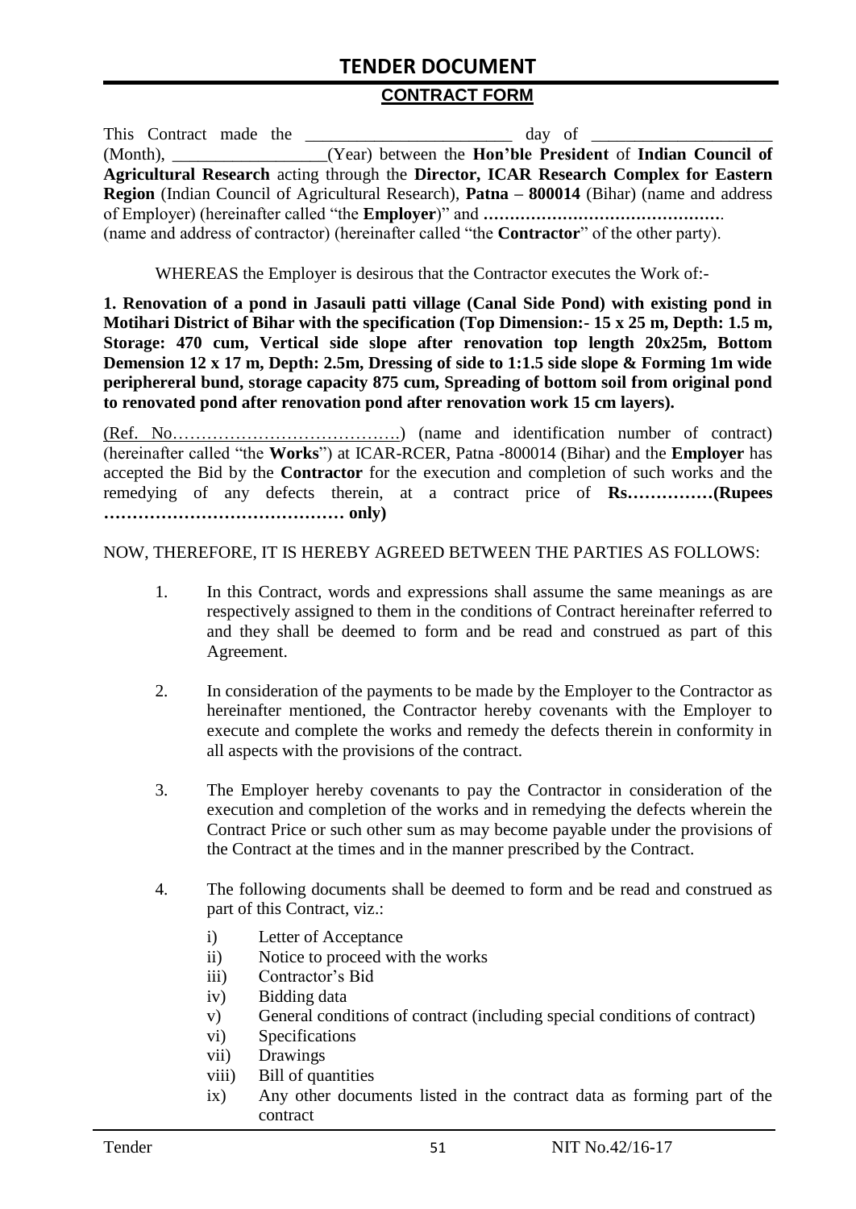## CONTRACT FORM

This Contract made the ________________________ day of ____________________ (Month), __________________(Year) between the **Hon'ble President** of **Indian Council of Agricultural Research** acting through the **Director, ICAR Research Complex for Eastern Region** (Indian Council of Agricultural Research), **Patna – 800014** (Bihar) (name and address of Employer) (hereinafter called "the **Employer**)" and **………………………………………**. (name and address of contractor) (hereinafter called "the **Contractor**" of the other party).

WHEREAS the Employer is desirous that the Contractor executes the Work of:-

**1. Renovation of a pond in Jasauli patti village (Canal Side Pond) with existing pond in Motihari District of Bihar with the specification (Top Dimension:- 15 x 25 m, Depth: 1.5 m, Storage: 470 cum, Vertical side slope after renovation top length 20x25m, Bottom Demension 12 x 17 m, Depth: 2.5m, Dressing of side to 1:1.5 side slope & Forming 1m wide periphereral bund, storage capacity 875 cum, Spreading of bottom soil from original pond to renovated pond after renovation pond after renovation work 15 cm layers).**

(Ref. No…………………………………) (name and identification number of contract) (hereinafter called "the **Works**") at ICAR-RCER, Patna -800014 (Bihar) and the **Employer** has accepted the Bid by the **Contractor** for the execution and completion of such works and the remedying of any defects therein, at a contract price of **Rs……………(Rupees …………………………………… only)**

NOW, THEREFORE, IT IS HEREBY AGREED BETWEEN THE PARTIES AS FOLLOWS:

1. In this Contract, words and expressions shall assume the same meanings as are respectively assigned to them in the conditions of Contract hereinafter referred to and they shall be deemed to form and be read and construed as part of this Agreement.

2. In consideration of the payments to be made by the Employer to the Contractor as hereinafter mentioned, the Contractor hereby covenants with the Employer to execute and complete the works and remedy the defects therein in conformity in all aspects with the provisions of the contract.

3. The Employer hereby covenants to pay the Contractor in consideration of the execution and completion of the works and in remedying the defects wherein the Contract Price or such other sum as may become payable under the provisions of the Contract at the times and in the manner prescribed by the Contract.

4. The following documents shall be deemed to form and be read and construed as part of this Contract, viz.:

   i) Letter of Acceptance
   ii) Notice to proceed with the works
   iii) Contractor's Bid
   iv) Bidding data
   v) General conditions of contract (including special conditions of contract)
   vi) Specifications
   vii) Drawings
   viii) Bill of quantities
   ix) Any other documents listed in the contract data as forming part of the contract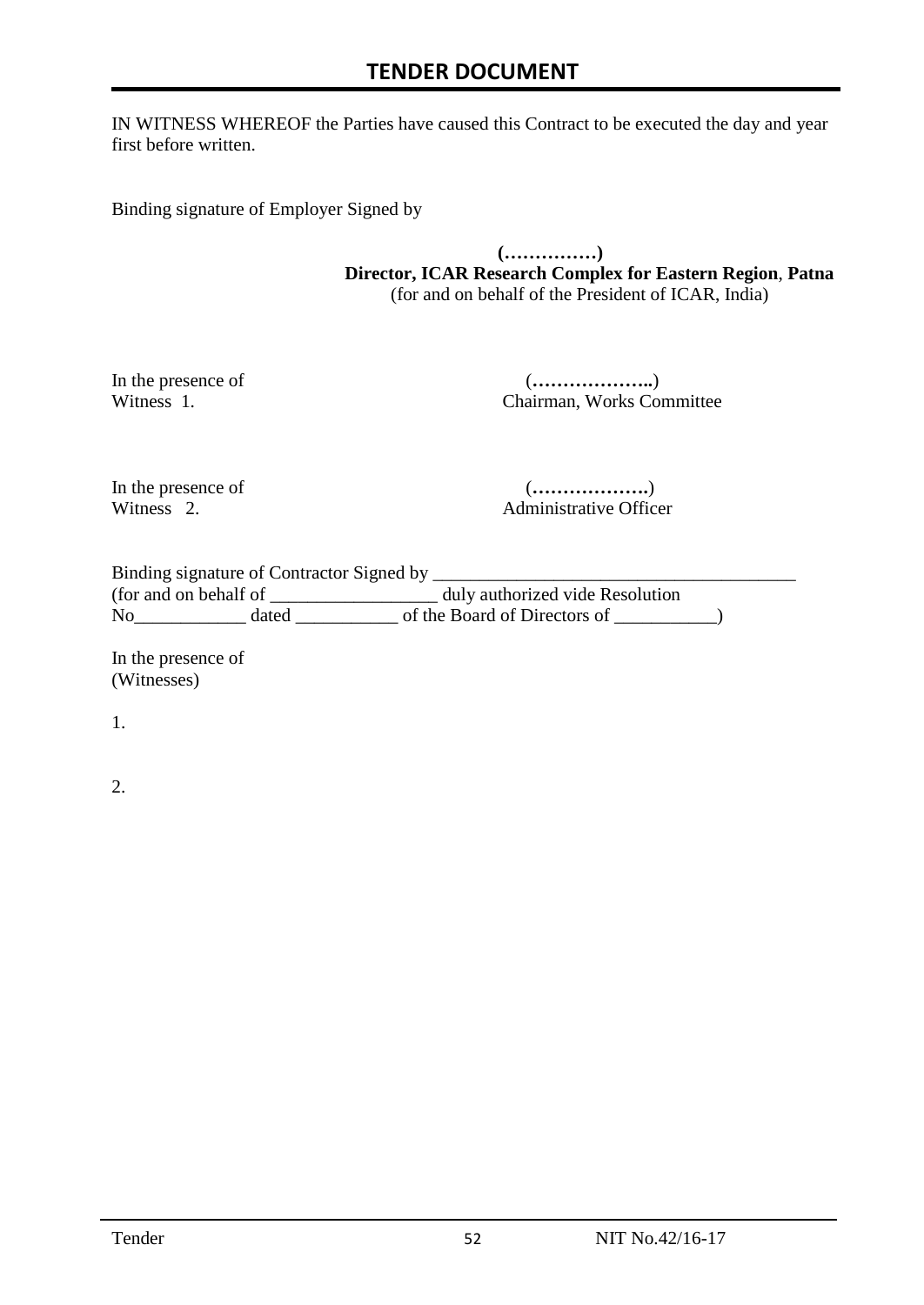IN WITNESS WHEREOF the Parties have caused this Contract to be executed the day and year first before written.

Binding signature of Employer Signed by

**(……………)**
**Director, ICAR Research Complex for Eastern Region**, **Patna**
(for and on behalf of the President of ICAR, India)

In the presence of (**………………..**)
Witness 1. Chairman, Works Committee

In the presence of (**……………….**)
Witness 2. Administrative Officer

Binding signature of Contractor Signed by ______________________________________
(for and on behalf of _________________ duly authorized vide Resolution
No____________ dated ___________ of the Board of Directors of ___________)

In the presence of
(Witnesses)

1.

2.